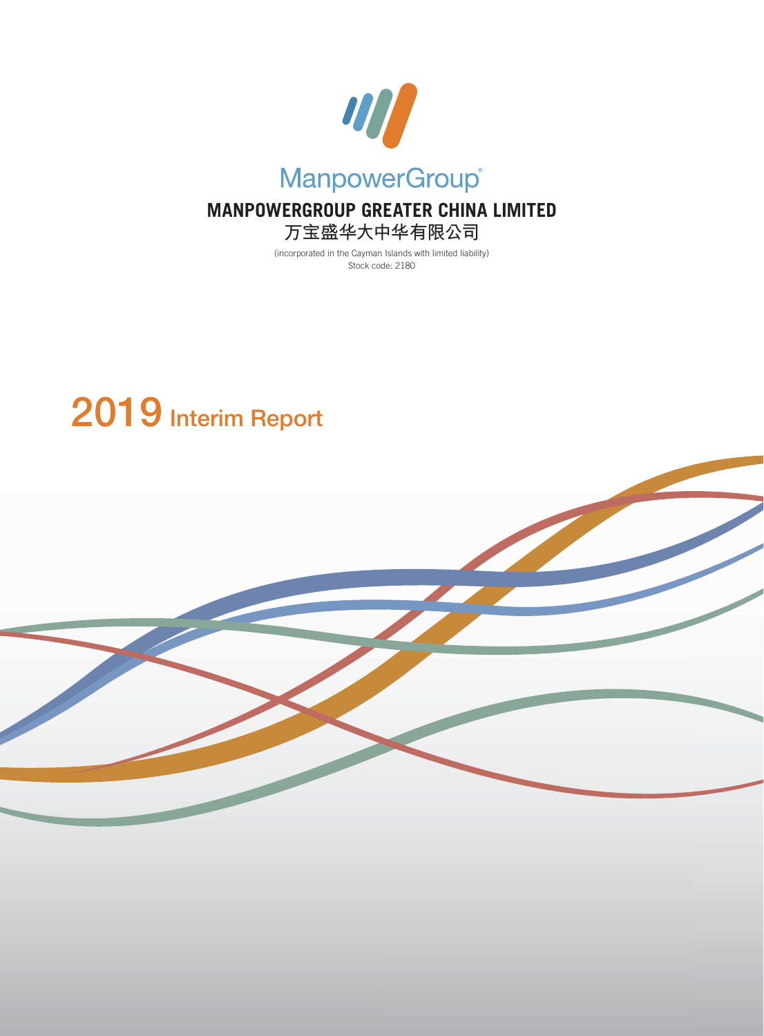ManpowerGroup®

# MANPOWERGROUP GREATER CHINA LIMITED

# 万宝盛华大中华有限公司

(incorporated in the Cayman Islands with limited liability)

Stock code: 2180

# 2019 Interim Report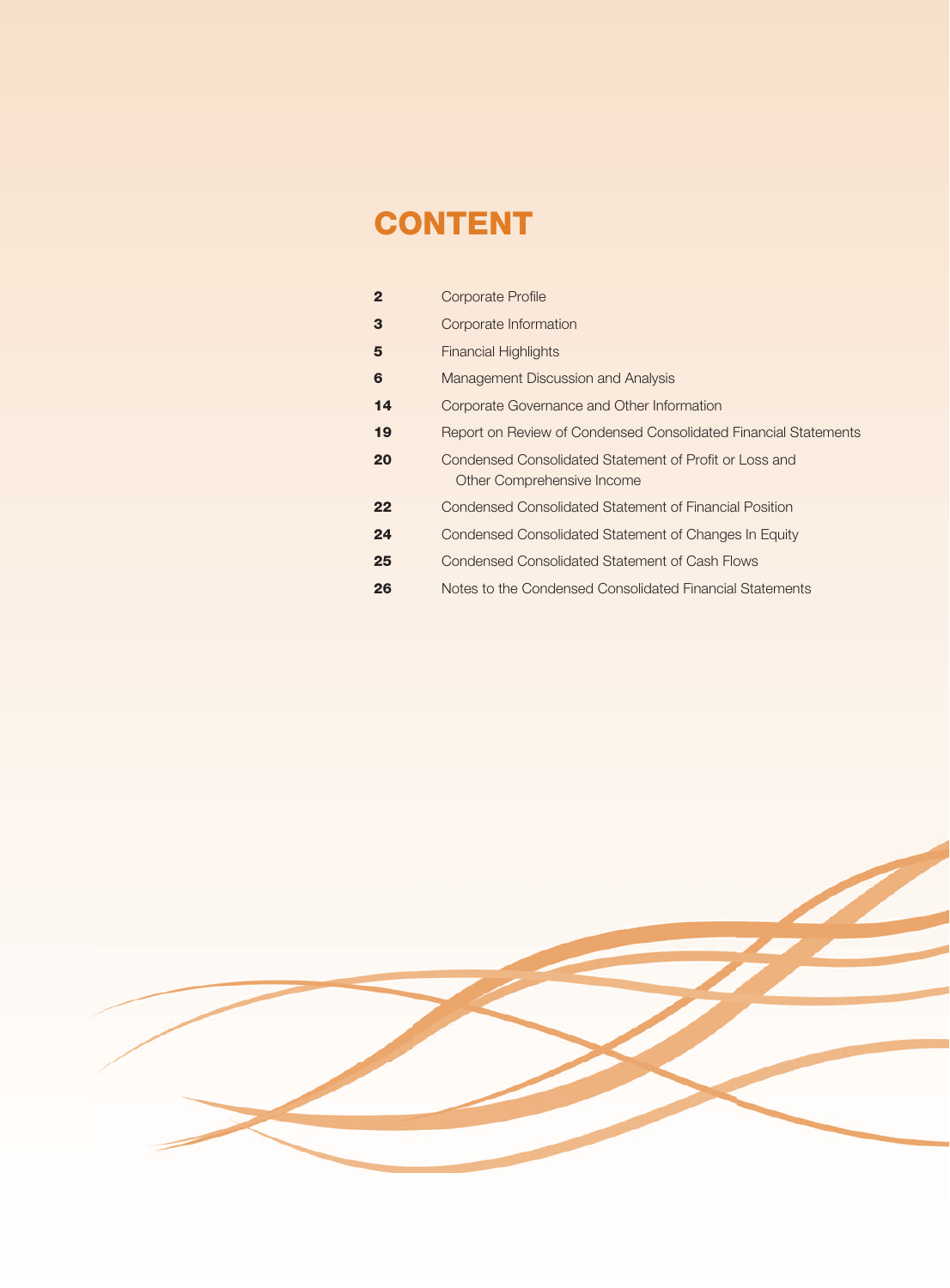# CONTENT

| | |
|---|---|
| **2** | Corporate Profile |
| **3** | Corporate Information |
| **5** | Financial Highlights |
| **6** | Management Discussion and Analysis |
| **14** | Corporate Governance and Other Information |
| **19** | Report on Review of Condensed Consolidated Financial Statements |
| **20** | Condensed Consolidated Statement of Profit or Loss and Other Comprehensive Income |
| **22** | Condensed Consolidated Statement of Financial Position |
| **24** | Condensed Consolidated Statement of Changes In Equity |
| **25** | Condensed Consolidated Statement of Cash Flows |
| **26** | Notes to the Condensed Consolidated Financial Statements |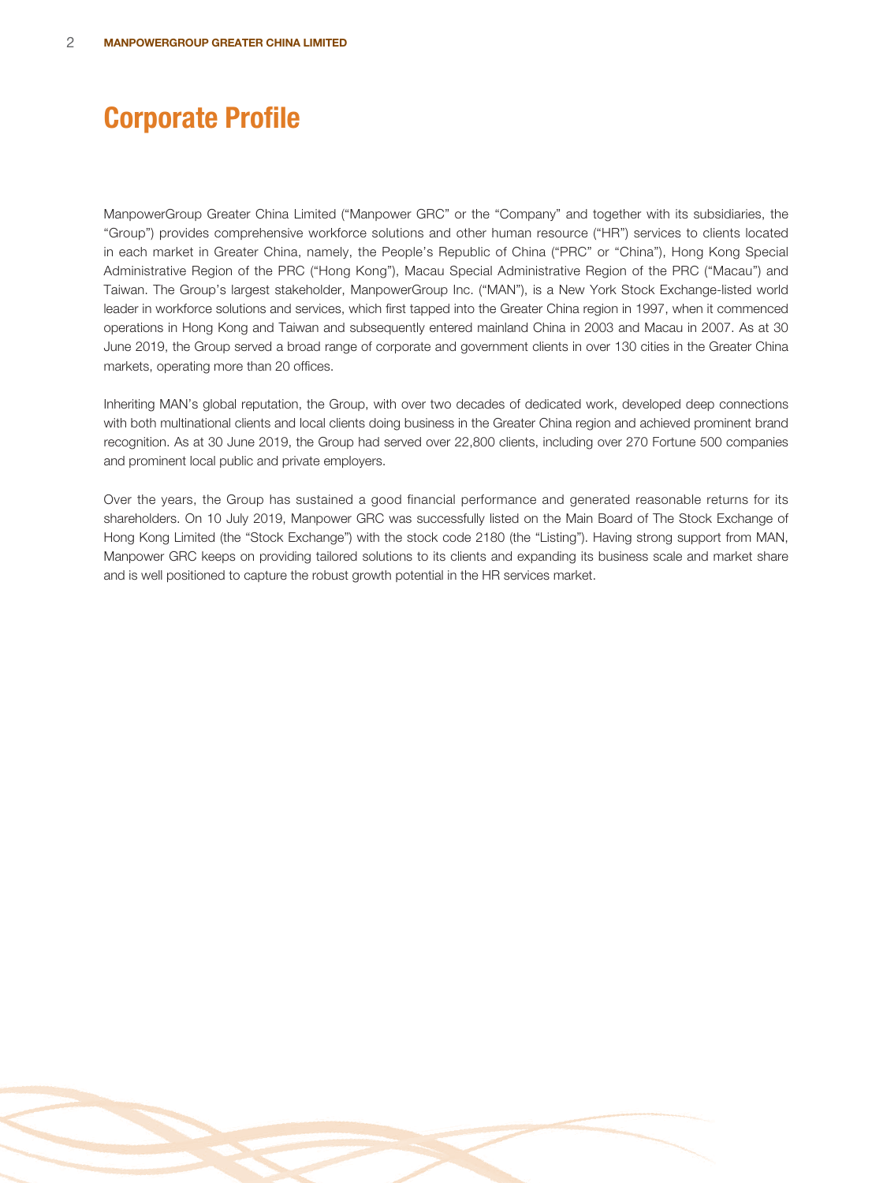# Corporate Profile

ManpowerGroup Greater China Limited ("Manpower GRC" or the "Company" and together with its subsidiaries, the "Group") provides comprehensive workforce solutions and other human resource ("HR") services to clients located in each market in Greater China, namely, the People's Republic of China ("PRC" or "China"), Hong Kong Special Administrative Region of the PRC ("Hong Kong"), Macau Special Administrative Region of the PRC ("Macau") and Taiwan. The Group's largest stakeholder, ManpowerGroup Inc. ("MAN"), is a New York Stock Exchange-listed world leader in workforce solutions and services, which first tapped into the Greater China region in 1997, when it commenced operations in Hong Kong and Taiwan and subsequently entered mainland China in 2003 and Macau in 2007. As at 30 June 2019, the Group served a broad range of corporate and government clients in over 130 cities in the Greater China markets, operating more than 20 offices.

Inheriting MAN's global reputation, the Group, with over two decades of dedicated work, developed deep connections with both multinational clients and local clients doing business in the Greater China region and achieved prominent brand recognition. As at 30 June 2019, the Group had served over 22,800 clients, including over 270 Fortune 500 companies and prominent local public and private employers.

Over the years, the Group has sustained a good financial performance and generated reasonable returns for its shareholders. On 10 July 2019, Manpower GRC was successfully listed on the Main Board of The Stock Exchange of Hong Kong Limited (the "Stock Exchange") with the stock code 2180 (the "Listing"). Having strong support from MAN, Manpower GRC keeps on providing tailored solutions to its clients and expanding its business scale and market share and is well positioned to capture the robust growth potential in the HR services market.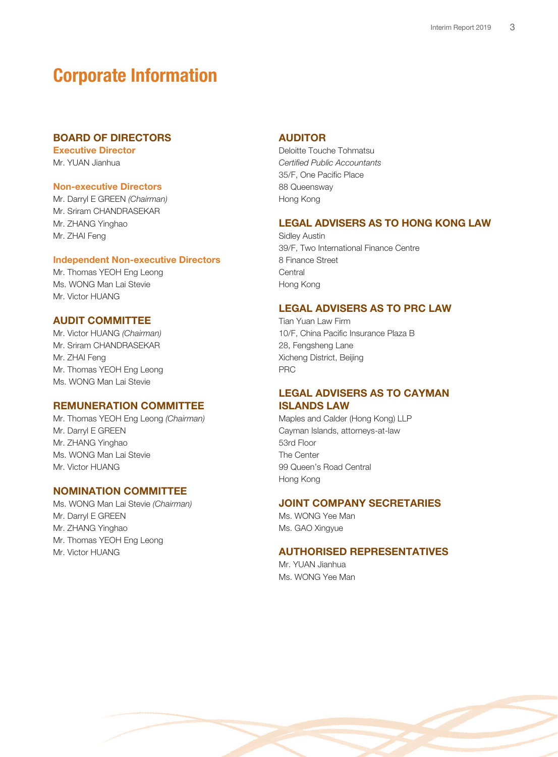# Corporate Information

## BOARD OF DIRECTORS

### Executive Director

Mr. YUAN Jianhua

### Non-executive Directors

Mr. Darryl E GREEN *(Chairman)*
Mr. Sriram CHANDRASEKAR
Mr. ZHANG Yinghao
Mr. ZHAI Feng

### Independent Non-executive Directors

Mr. Thomas YEOH Eng Leong
Ms. WONG Man Lai Stevie
Mr. Victor HUANG

## AUDIT COMMITTEE

Mr. Victor HUANG *(Chairman)*
Mr. Sriram CHANDRASEKAR
Mr. ZHAI Feng
Mr. Thomas YEOH Eng Leong
Ms. WONG Man Lai Stevie

## REMUNERATION COMMITTEE

Mr. Thomas YEOH Eng Leong *(Chairman)*
Mr. Darryl E GREEN
Mr. ZHANG Yinghao
Ms. WONG Man Lai Stevie
Mr. Victor HUANG

## NOMINATION COMMITTEE

Ms. WONG Man Lai Stevie *(Chairman)*
Mr. Darryl E GREEN
Mr. ZHANG Yinghao
Mr. Thomas YEOH Eng Leong
Mr. Victor HUANG

## AUDITOR

Deloitte Touche Tohmatsu
*Certified Public Accountants*
35/F, One Pacific Place
88 Queensway
Hong Kong

## LEGAL ADVISERS AS TO HONG KONG LAW

Sidley Austin
39/F, Two International Finance Centre
8 Finance Street
Central
Hong Kong

## LEGAL ADVISERS AS TO PRC LAW

Tian Yuan Law Firm
10/F, China Pacific Insurance Plaza B
28, Fengsheng Lane
Xicheng District, Beijing
PRC

## LEGAL ADVISERS AS TO CAYMAN ISLANDS LAW

Maples and Calder (Hong Kong) LLP
Cayman Islands, attorneys-at-law
53rd Floor
The Center
99 Queen's Road Central
Hong Kong

## JOINT COMPANY SECRETARIES

Ms. WONG Yee Man
Ms. GAO Xingyue

## AUTHORISED REPRESENTATIVES

Mr. YUAN Jianhua
Ms. WONG Yee Man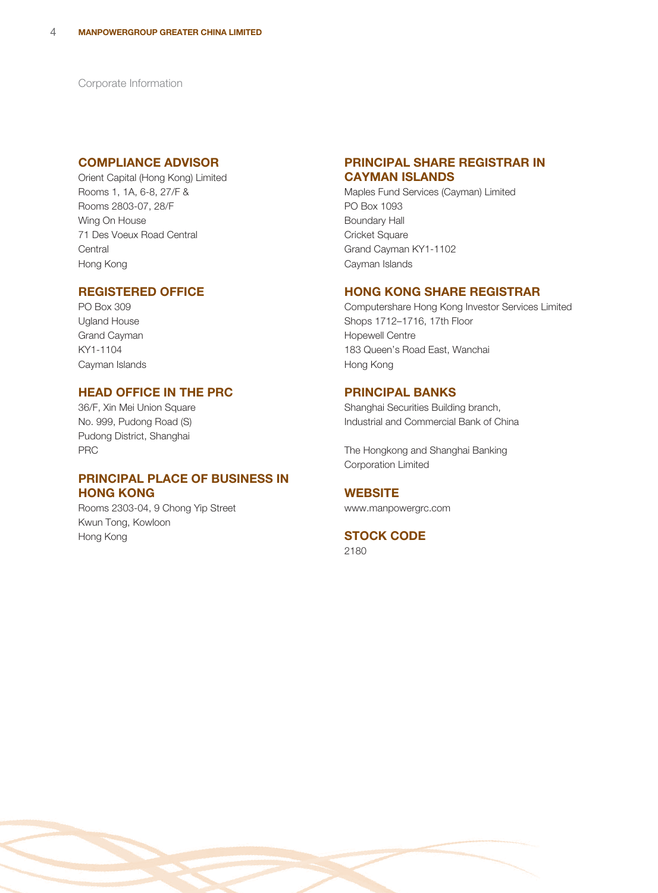Corporate Information

## COMPLIANCE ADVISOR

Orient Capital (Hong Kong) Limited
Rooms 1, 1A, 6-8, 27/F &
Rooms 2803-07, 28/F
Wing On House
71 Des Voeux Road Central
Central
Hong Kong

## REGISTERED OFFICE

PO Box 309
Ugland House
Grand Cayman
KY1-1104
Cayman Islands

## HEAD OFFICE IN THE PRC

36/F, Xin Mei Union Square
No. 999, Pudong Road (S)
Pudong District, Shanghai
PRC

## PRINCIPAL PLACE OF BUSINESS IN HONG KONG

Rooms 2303-04, 9 Chong Yip Street
Kwun Tong, Kowloon
Hong Kong

## PRINCIPAL SHARE REGISTRAR IN CAYMAN ISLANDS

Maples Fund Services (Cayman) Limited
PO Box 1093
Boundary Hall
Cricket Square
Grand Cayman KY1-1102
Cayman Islands

## HONG KONG SHARE REGISTRAR

Computershare Hong Kong Investor Services Limited
Shops 1712–1716, 17th Floor
Hopewell Centre
183 Queen's Road East, Wanchai
Hong Kong

## PRINCIPAL BANKS

Shanghai Securities Building branch,
Industrial and Commercial Bank of China

The Hongkong and Shanghai Banking
Corporation Limited

## WEBSITE

www.manpowergrc.com

## STOCK CODE

2180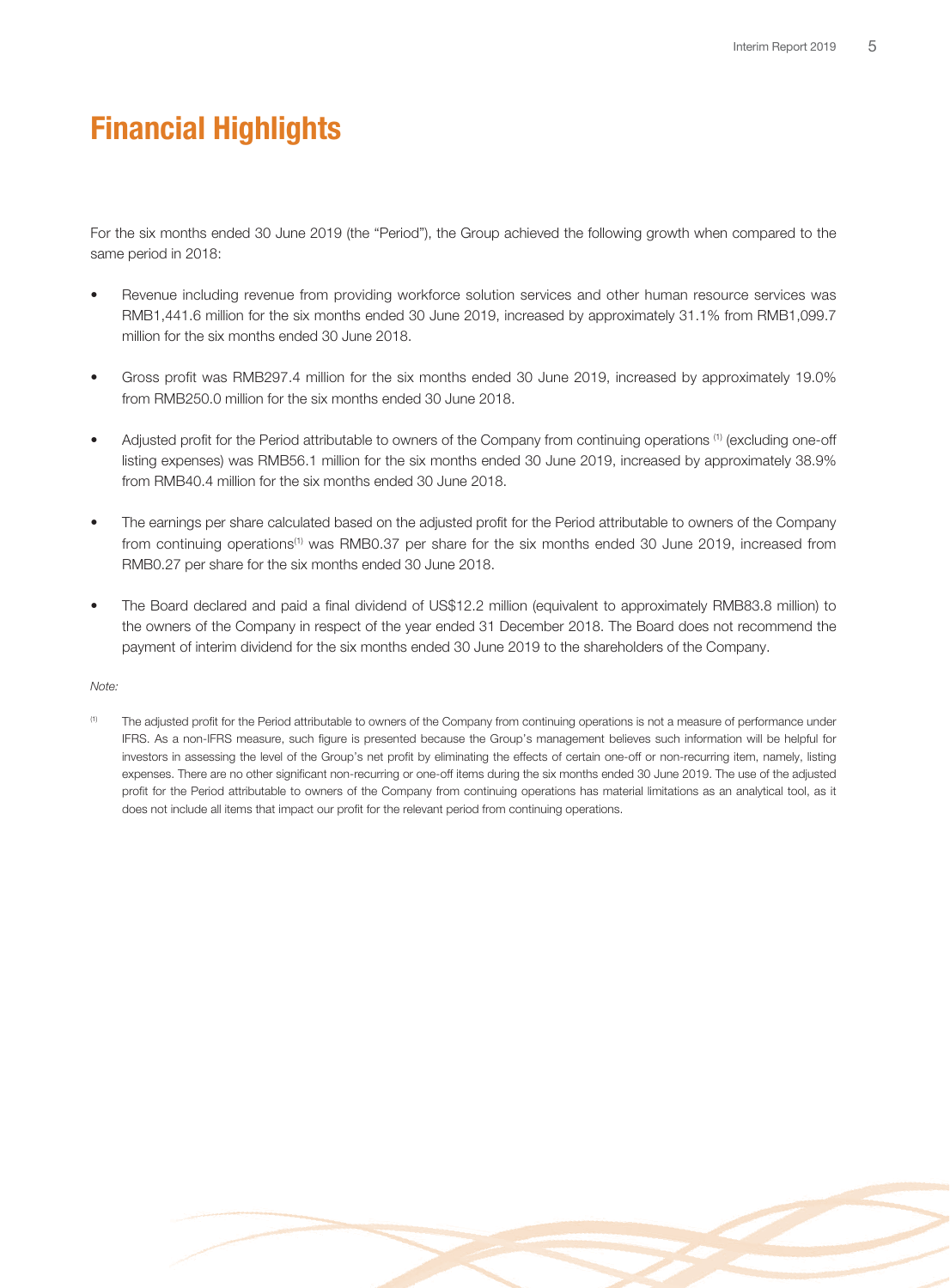# Financial Highlights

For the six months ended 30 June 2019 (the "Period"), the Group achieved the following growth when compared to the same period in 2018:

- Revenue including revenue from providing workforce solution services and other human resource services was RMB1,441.6 million for the six months ended 30 June 2019, increased by approximately 31.1% from RMB1,099.7 million for the six months ended 30 June 2018.
- Gross profit was RMB297.4 million for the six months ended 30 June 2019, increased by approximately 19.0% from RMB250.0 million for the six months ended 30 June 2018.
- Adjusted profit for the Period attributable to owners of the Company from continuing operations [1] (excluding one-off listing expenses) was RMB56.1 million for the six months ended 30 June 2019, increased by approximately 38.9% from RMB40.4 million for the six months ended 30 June 2018.
- The earnings per share calculated based on the adjusted profit for the Period attributable to owners of the Company from continuing operations[1] was RMB0.37 per share for the six months ended 30 June 2019, increased from RMB0.27 per share for the six months ended 30 June 2018.
- The Board declared and paid a final dividend of US$12.2 million (equivalent to approximately RMB83.8 million) to the owners of the Company in respect of the year ended 31 December 2018. The Board does not recommend the payment of interim dividend for the six months ended 30 June 2019 to the shareholders of the Company.

*Note:*

[1] The adjusted profit for the Period attributable to owners of the Company from continuing operations is not a measure of performance under IFRS. As a non-IFRS measure, such figure is presented because the Group's management believes such information will be helpful for investors in assessing the level of the Group's net profit by eliminating the effects of certain one-off or non-recurring item, namely, listing expenses. There are no other significant non-recurring or one-off items during the six months ended 30 June 2019. The use of the adjusted profit for the Period attributable to owners of the Company from continuing operations has material limitations as an analytical tool, as it does not include all items that impact our profit for the relevant period from continuing operations.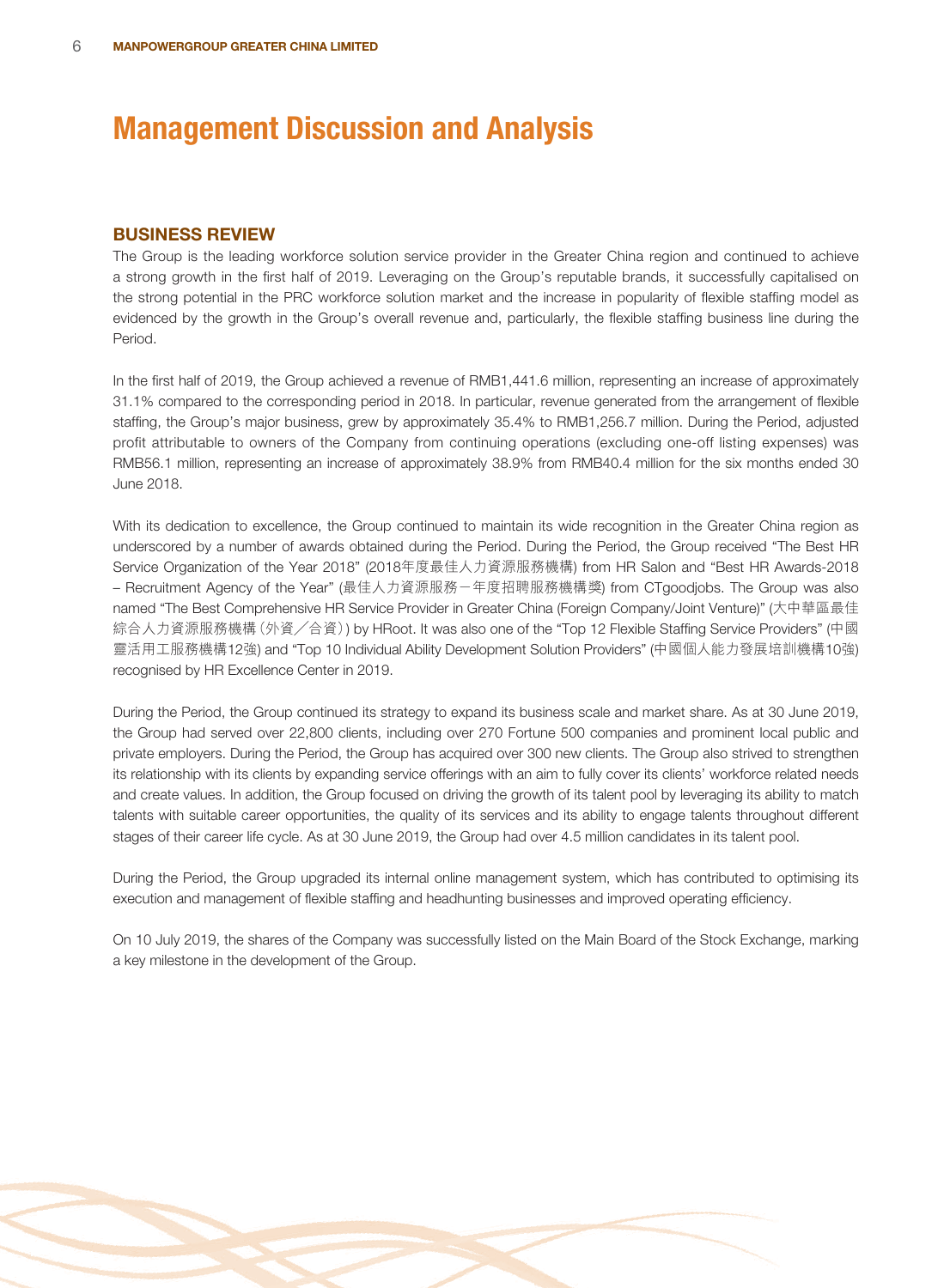# Management Discussion and Analysis

## BUSINESS REVIEW

The Group is the leading workforce solution service provider in the Greater China region and continued to achieve a strong growth in the first half of 2019. Leveraging on the Group's reputable brands, it successfully capitalised on the strong potential in the PRC workforce solution market and the increase in popularity of flexible staffing model as evidenced by the growth in the Group's overall revenue and, particularly, the flexible staffing business line during the Period.

In the first half of 2019, the Group achieved a revenue of RMB1,441.6 million, representing an increase of approximately 31.1% compared to the corresponding period in 2018. In particular, revenue generated from the arrangement of flexible staffing, the Group's major business, grew by approximately 35.4% to RMB1,256.7 million. During the Period, adjusted profit attributable to owners of the Company from continuing operations (excluding one-off listing expenses) was RMB56.1 million, representing an increase of approximately 38.9% from RMB40.4 million for the six months ended 30 June 2018.

With its dedication to excellence, the Group continued to maintain its wide recognition in the Greater China region as underscored by a number of awards obtained during the Period. During the Period, the Group received "The Best HR Service Organization of the Year 2018" (2018年度最佳人力資源服務機構) from HR Salon and "Best HR Awards-2018 – Recruitment Agency of the Year" (最佳人力資源服務－年度招聘服務機構獎) from CTgoodjobs. The Group was also named "The Best Comprehensive HR Service Provider in Greater China (Foreign Company/Joint Venture)" (大中華區最佳綜合人力資源服務機構（外資／合資）) by HRoot. It was also one of the "Top 12 Flexible Staffing Service Providers" (中國靈活用工服務機構12強) and "Top 10 Individual Ability Development Solution Providers" (中國個人能力發展培訓機構10強) recognised by HR Excellence Center in 2019.

During the Period, the Group continued its strategy to expand its business scale and market share. As at 30 June 2019, the Group had served over 22,800 clients, including over 270 Fortune 500 companies and prominent local public and private employers. During the Period, the Group has acquired over 300 new clients. The Group also strived to strengthen its relationship with its clients by expanding service offerings with an aim to fully cover its clients' workforce related needs and create values. In addition, the Group focused on driving the growth of its talent pool by leveraging its ability to match talents with suitable career opportunities, the quality of its services and its ability to engage talents throughout different stages of their career life cycle. As at 30 June 2019, the Group had over 4.5 million candidates in its talent pool.

During the Period, the Group upgraded its internal online management system, which has contributed to optimising its execution and management of flexible staffing and headhunting businesses and improved operating efficiency.

On 10 July 2019, the shares of the Company was successfully listed on the Main Board of the Stock Exchange, marking a key milestone in the development of the Group.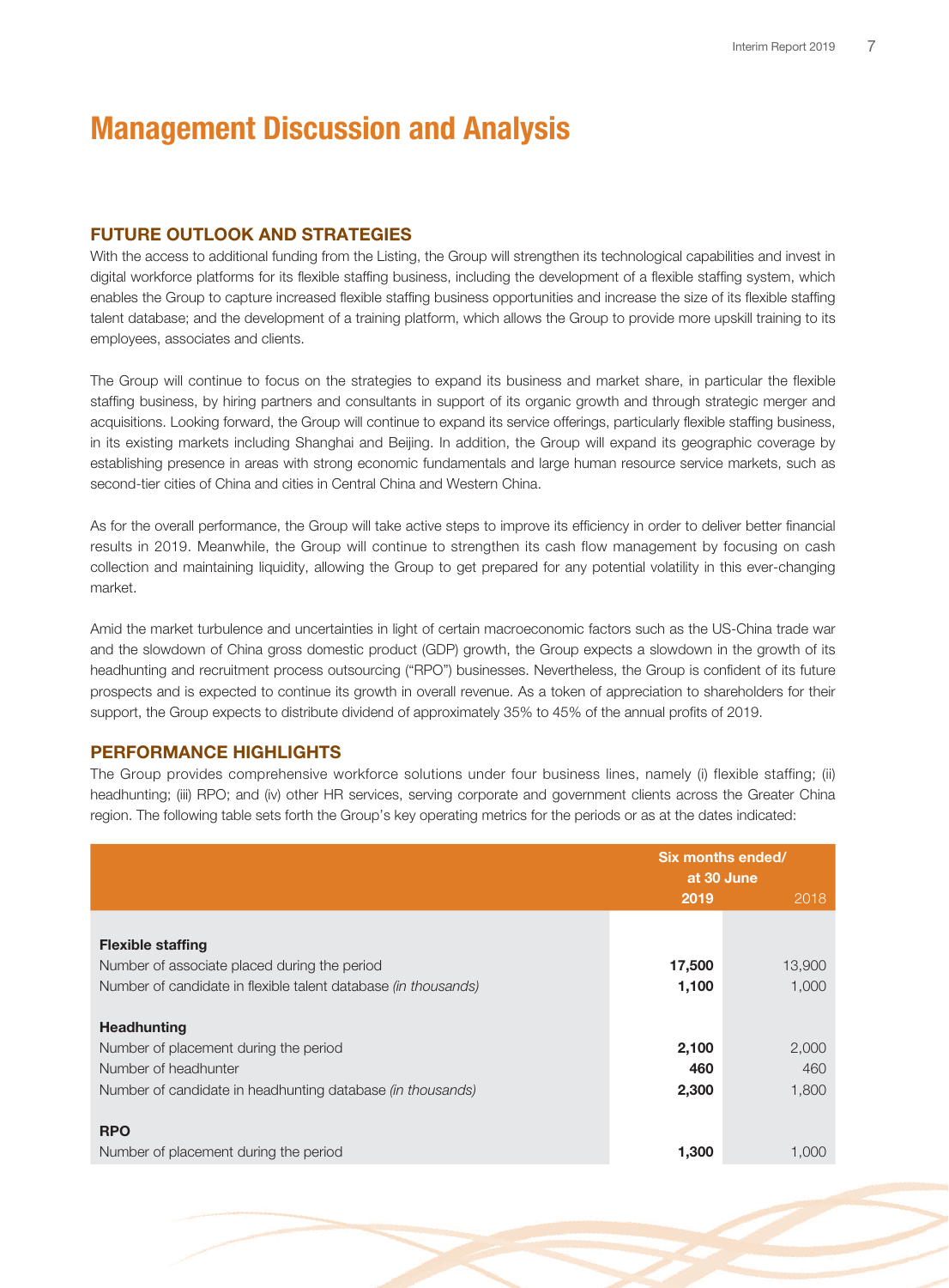# Management Discussion and Analysis

## FUTURE OUTLOOK AND STRATEGIES

With the access to additional funding from the Listing, the Group will strengthen its technological capabilities and invest in digital workforce platforms for its flexible staffing business, including the development of a flexible staffing system, which enables the Group to capture increased flexible staffing business opportunities and increase the size of its flexible staffing talent database; and the development of a training platform, which allows the Group to provide more upskill training to its employees, associates and clients.

The Group will continue to focus on the strategies to expand its business and market share, in particular the flexible staffing business, by hiring partners and consultants in support of its organic growth and through strategic merger and acquisitions. Looking forward, the Group will continue to expand its service offerings, particularly flexible staffing business, in its existing markets including Shanghai and Beijing. In addition, the Group will expand its geographic coverage by establishing presence in areas with strong economic fundamentals and large human resource service markets, such as second-tier cities of China and cities in Central China and Western China.

As for the overall performance, the Group will take active steps to improve its efficiency in order to deliver better financial results in 2019. Meanwhile, the Group will continue to strengthen its cash flow management by focusing on cash collection and maintaining liquidity, allowing the Group to get prepared for any potential volatility in this ever-changing market.

Amid the market turbulence and uncertainties in light of certain macroeconomic factors such as the US-China trade war and the slowdown of China gross domestic product (GDP) growth, the Group expects a slowdown in the growth of its headhunting and recruitment process outsourcing ("RPO") businesses. Nevertheless, the Group is confident of its future prospects and is expected to continue its growth in overall revenue. As a token of appreciation to shareholders for their support, the Group expects to distribute dividend of approximately 35% to 45% of the annual profits of 2019.

## PERFORMANCE HIGHLIGHTS

The Group provides comprehensive workforce solutions under four business lines, namely (i) flexible staffing; (ii) headhunting; (iii) RPO; and (iv) other HR services, serving corporate and government clients across the Greater China region. The following table sets forth the Group's key operating metrics for the periods or as at the dates indicated:

| | Six months ended/ at 30 June | |
|---|---|---|
| | **2019** | 2018 |
| **Flexible staffing** | | |
| Number of associate placed during the period | **17,500** | 13,900 |
| Number of candidate in flexible talent database *(in thousands)* | **1,100** | 1,000 |
| **Headhunting** | | |
| Number of placement during the period | **2,100** | 2,000 |
| Number of headhunter | **460** | 460 |
| Number of candidate in headhunting database *(in thousands)* | **2,300** | 1,800 |
| **RPO** | | |
| Number of placement during the period | **1,300** | 1,000 |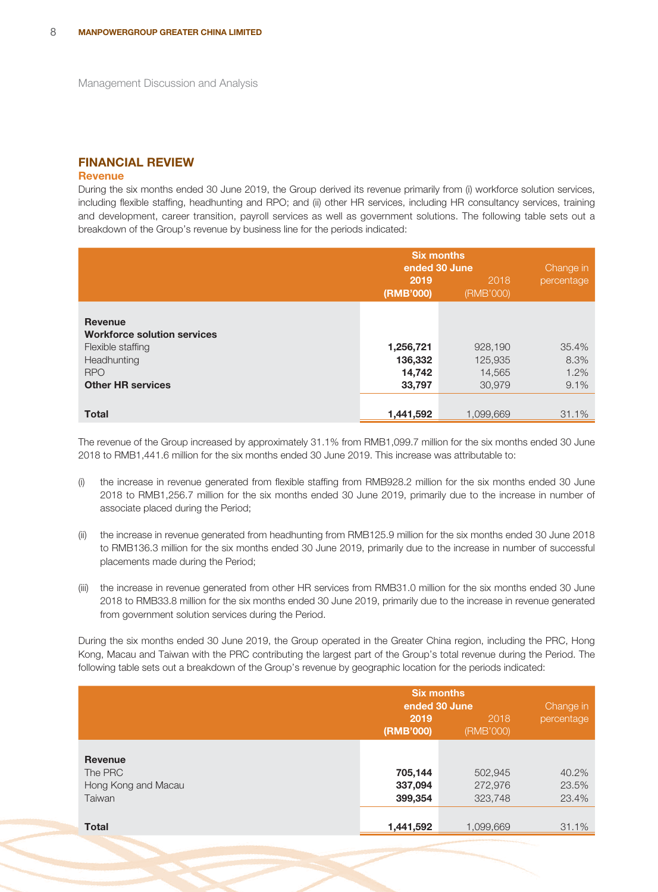Management Discussion and Analysis

## FINANCIAL REVIEW

### Revenue

During the six months ended 30 June 2019, the Group derived its revenue primarily from (i) workforce solution services, including flexible staffing, headhunting and RPO; and (ii) other HR services, including HR consultancy services, training and development, career transition, payroll services as well as government solutions. The following table sets out a breakdown of the Group's revenue by business line for the periods indicated:

| | Six months ended 30 June | | Change in percentage |
|---|---|---|---|
| | **2019 (RMB'000)** | 2018 (RMB'000) | |
| **Revenue** | | | |
| **Workforce solution services** | | | |
| Flexible staffing | **1,256,721** | 928,190 | 35.4% |
| Headhunting | **136,332** | 125,935 | 8.3% |
| RPO | **14,742** | 14,565 | 1.2% |
| **Other HR services** | **33,797** | 30,979 | 9.1% |
| **Total** | **1,441,592** | 1,099,669 | 31.1% |

The revenue of the Group increased by approximately 31.1% from RMB1,099.7 million for the six months ended 30 June 2018 to RMB1,441.6 million for the six months ended 30 June 2019. This increase was attributable to:

(i) the increase in revenue generated from flexible staffing from RMB928.2 million for the six months ended 30 June 2018 to RMB1,256.7 million for the six months ended 30 June 2019, primarily due to the increase in number of associate placed during the Period;

(ii) the increase in revenue generated from headhunting from RMB125.9 million for the six months ended 30 June 2018 to RMB136.3 million for the six months ended 30 June 2019, primarily due to the increase in number of successful placements made during the Period;

(iii) the increase in revenue generated from other HR services from RMB31.0 million for the six months ended 30 June 2018 to RMB33.8 million for the six months ended 30 June 2019, primarily due to the increase in revenue generated from government solution services during the Period.

During the six months ended 30 June 2019, the Group operated in the Greater China region, including the PRC, Hong Kong, Macau and Taiwan with the PRC contributing the largest part of the Group's total revenue during the Period. The following table sets out a breakdown of the Group's revenue by geographic location for the periods indicated:

| | Six months ended 30 June | | Change in percentage |
|---|---|---|---|
| | **2019 (RMB'000)** | 2018 (RMB'000) | |
| **Revenue** | | | |
| The PRC | **705,144** | 502,945 | 40.2% |
| Hong Kong and Macau | **337,094** | 272,976 | 23.5% |
| Taiwan | **399,354** | 323,748 | 23.4% |
| **Total** | **1,441,592** | 1,099,669 | 31.1% |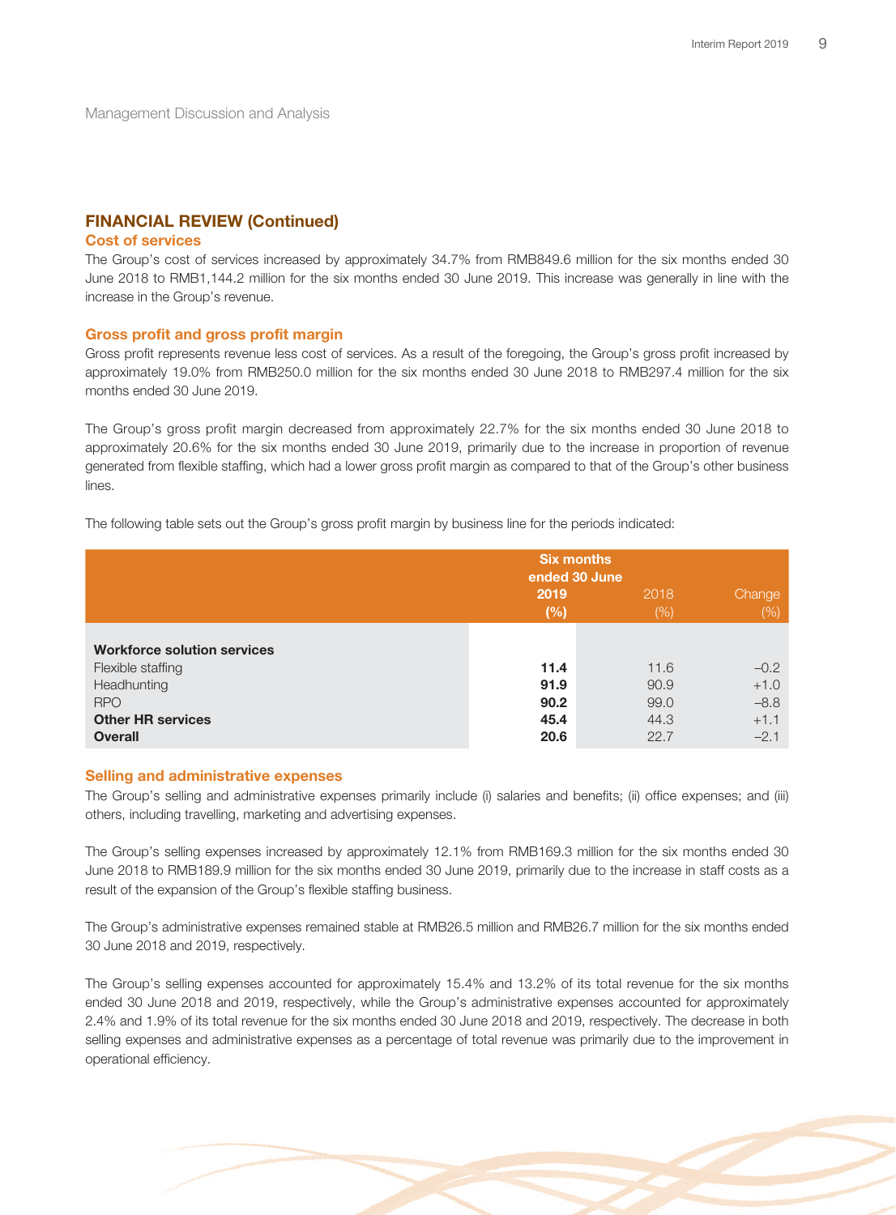Management Discussion and Analysis

## FINANCIAL REVIEW (Continued)

### Cost of services

The Group's cost of services increased by approximately 34.7% from RMB849.6 million for the six months ended 30 June 2018 to RMB1,144.2 million for the six months ended 30 June 2019. This increase was generally in line with the increase in the Group's revenue.

### Gross profit and gross profit margin

Gross profit represents revenue less cost of services. As a result of the foregoing, the Group's gross profit increased by approximately 19.0% from RMB250.0 million for the six months ended 30 June 2018 to RMB297.4 million for the six months ended 30 June 2019.

The Group's gross profit margin decreased from approximately 22.7% for the six months ended 30 June 2018 to approximately 20.6% for the six months ended 30 June 2019, primarily due to the increase in proportion of revenue generated from flexible staffing, which had a lower gross profit margin as compared to that of the Group's other business lines.

The following table sets out the Group's gross profit margin by business line for the periods indicated:

| | Six months ended 30 June | | |
|---|---|---|---|
| | **2019 (%)** | 2018 (%) | Change (%) |
| **Workforce solution services** | | | |
| Flexible staffing | **11.4** | 11.6 | –0.2 |
| Headhunting | **91.9** | 90.9 | +1.0 |
| RPO | **90.2** | 99.0 | –8.8 |
| **Other HR services** | **45.4** | 44.3 | +1.1 |
| **Overall** | **20.6** | 22.7 | –2.1 |

### Selling and administrative expenses

The Group's selling and administrative expenses primarily include (i) salaries and benefits; (ii) office expenses; and (iii) others, including travelling, marketing and advertising expenses.

The Group's selling expenses increased by approximately 12.1% from RMB169.3 million for the six months ended 30 June 2018 to RMB189.9 million for the six months ended 30 June 2019, primarily due to the increase in staff costs as a result of the expansion of the Group's flexible staffing business.

The Group's administrative expenses remained stable at RMB26.5 million and RMB26.7 million for the six months ended 30 June 2018 and 2019, respectively.

The Group's selling expenses accounted for approximately 15.4% and 13.2% of its total revenue for the six months ended 30 June 2018 and 2019, respectively, while the Group's administrative expenses accounted for approximately 2.4% and 1.9% of its total revenue for the six months ended 30 June 2018 and 2019, respectively. The decrease in both selling expenses and administrative expenses as a percentage of total revenue was primarily due to the improvement in operational efficiency.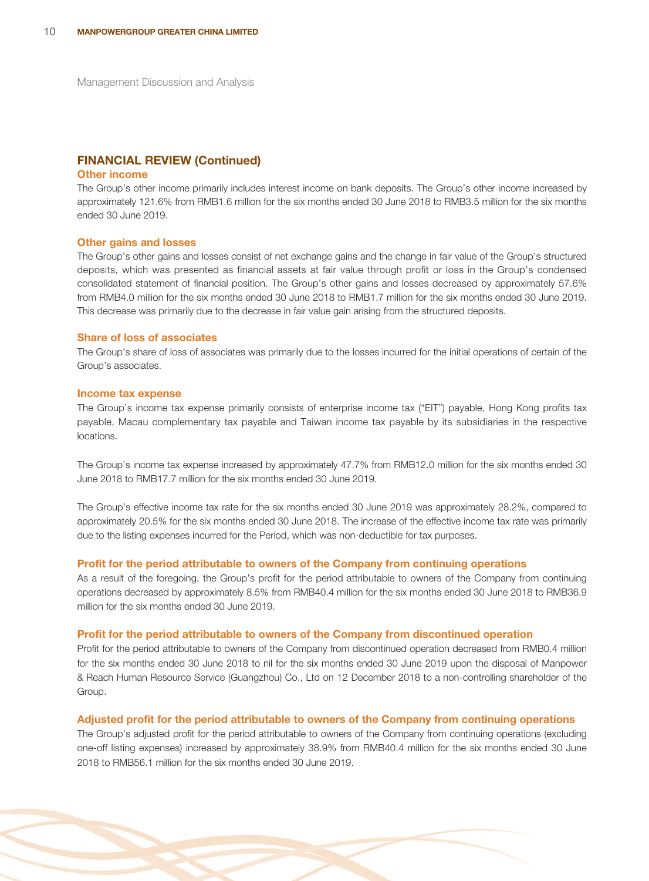Management Discussion and Analysis

## FINANCIAL REVIEW (Continued)

### Other income

The Group's other income primarily includes interest income on bank deposits. The Group's other income increased by approximately 121.6% from RMB1.6 million for the six months ended 30 June 2018 to RMB3.5 million for the six months ended 30 June 2019.

### Other gains and losses

The Group's other gains and losses consist of net exchange gains and the change in fair value of the Group's structured deposits, which was presented as financial assets at fair value through profit or loss in the Group's condensed consolidated statement of financial position. The Group's other gains and losses decreased by approximately 57.6% from RMB4.0 million for the six months ended 30 June 2018 to RMB1.7 million for the six months ended 30 June 2019. This decrease was primarily due to the decrease in fair value gain arising from the structured deposits.

### Share of loss of associates

The Group's share of loss of associates was primarily due to the losses incurred for the initial operations of certain of the Group's associates.

### Income tax expense

The Group's income tax expense primarily consists of enterprise income tax ("EIT") payable, Hong Kong profits tax payable, Macau complementary tax payable and Taiwan income tax payable by its subsidiaries in the respective locations.

The Group's income tax expense increased by approximately 47.7% from RMB12.0 million for the six months ended 30 June 2018 to RMB17.7 million for the six months ended 30 June 2019.

The Group's effective income tax rate for the six months ended 30 June 2019 was approximately 28.2%, compared to approximately 20.5% for the six months ended 30 June 2018. The increase of the effective income tax rate was primarily due to the listing expenses incurred for the Period, which was non-deductible for tax purposes.

### Profit for the period attributable to owners of the Company from continuing operations

As a result of the foregoing, the Group's profit for the period attributable to owners of the Company from continuing operations decreased by approximately 8.5% from RMB40.4 million for the six months ended 30 June 2018 to RMB36.9 million for the six months ended 30 June 2019.

### Profit for the period attributable to owners of the Company from discontinued operation

Profit for the period attributable to owners of the Company from discontinued operation decreased from RMB0.4 million for the six months ended 30 June 2018 to nil for the six months ended 30 June 2019 upon the disposal of Manpower & Reach Human Resource Service (Guangzhou) Co., Ltd on 12 December 2018 to a non-controlling shareholder of the Group.

### Adjusted profit for the period attributable to owners of the Company from continuing operations

The Group's adjusted profit for the period attributable to owners of the Company from continuing operations (excluding one-off listing expenses) increased by approximately 38.9% from RMB40.4 million for the six months ended 30 June 2018 to RMB56.1 million for the six months ended 30 June 2019.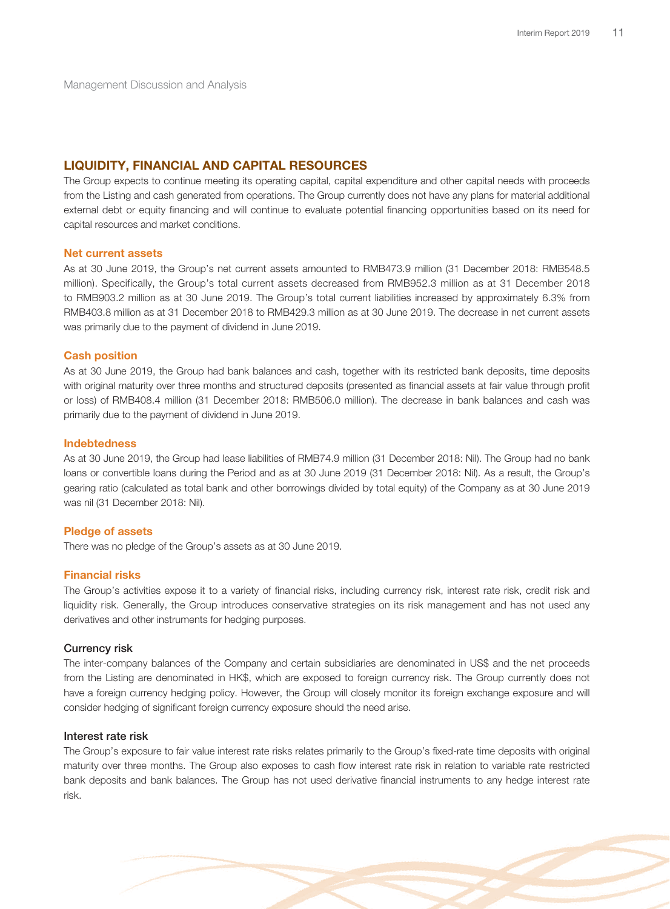Management Discussion and Analysis

## LIQUIDITY, FINANCIAL AND CAPITAL RESOURCES

The Group expects to continue meeting its operating capital, capital expenditure and other capital needs with proceeds from the Listing and cash generated from operations. The Group currently does not have any plans for material additional external debt or equity financing and will continue to evaluate potential financing opportunities based on its need for capital resources and market conditions.

### Net current assets

As at 30 June 2019, the Group's net current assets amounted to RMB473.9 million (31 December 2018: RMB548.5 million). Specifically, the Group's total current assets decreased from RMB952.3 million as at 31 December 2018 to RMB903.2 million as at 30 June 2019. The Group's total current liabilities increased by approximately 6.3% from RMB403.8 million as at 31 December 2018 to RMB429.3 million as at 30 June 2019. The decrease in net current assets was primarily due to the payment of dividend in June 2019.

### Cash position

As at 30 June 2019, the Group had bank balances and cash, together with its restricted bank deposits, time deposits with original maturity over three months and structured deposits (presented as financial assets at fair value through profit or loss) of RMB408.4 million (31 December 2018: RMB506.0 million). The decrease in bank balances and cash was primarily due to the payment of dividend in June 2019.

### Indebtedness

As at 30 June 2019, the Group had lease liabilities of RMB74.9 million (31 December 2018: Nil). The Group had no bank loans or convertible loans during the Period and as at 30 June 2019 (31 December 2018: Nil). As a result, the Group's gearing ratio (calculated as total bank and other borrowings divided by total equity) of the Company as at 30 June 2019 was nil (31 December 2018: Nil).

### Pledge of assets

There was no pledge of the Group's assets as at 30 June 2019.

### Financial risks

The Group's activities expose it to a variety of financial risks, including currency risk, interest rate risk, credit risk and liquidity risk. Generally, the Group introduces conservative strategies on its risk management and has not used any derivatives and other instruments for hedging purposes.

#### Currency risk

The inter-company balances of the Company and certain subsidiaries are denominated in US$ and the net proceeds from the Listing are denominated in HK$, which are exposed to foreign currency risk. The Group currently does not have a foreign currency hedging policy. However, the Group will closely monitor its foreign exchange exposure and will consider hedging of significant foreign currency exposure should the need arise.

#### Interest rate risk

The Group's exposure to fair value interest rate risks relates primarily to the Group's fixed-rate time deposits with original maturity over three months. The Group also exposes to cash flow interest rate risk in relation to variable rate restricted bank deposits and bank balances. The Group has not used derivative financial instruments to any hedge interest rate risk.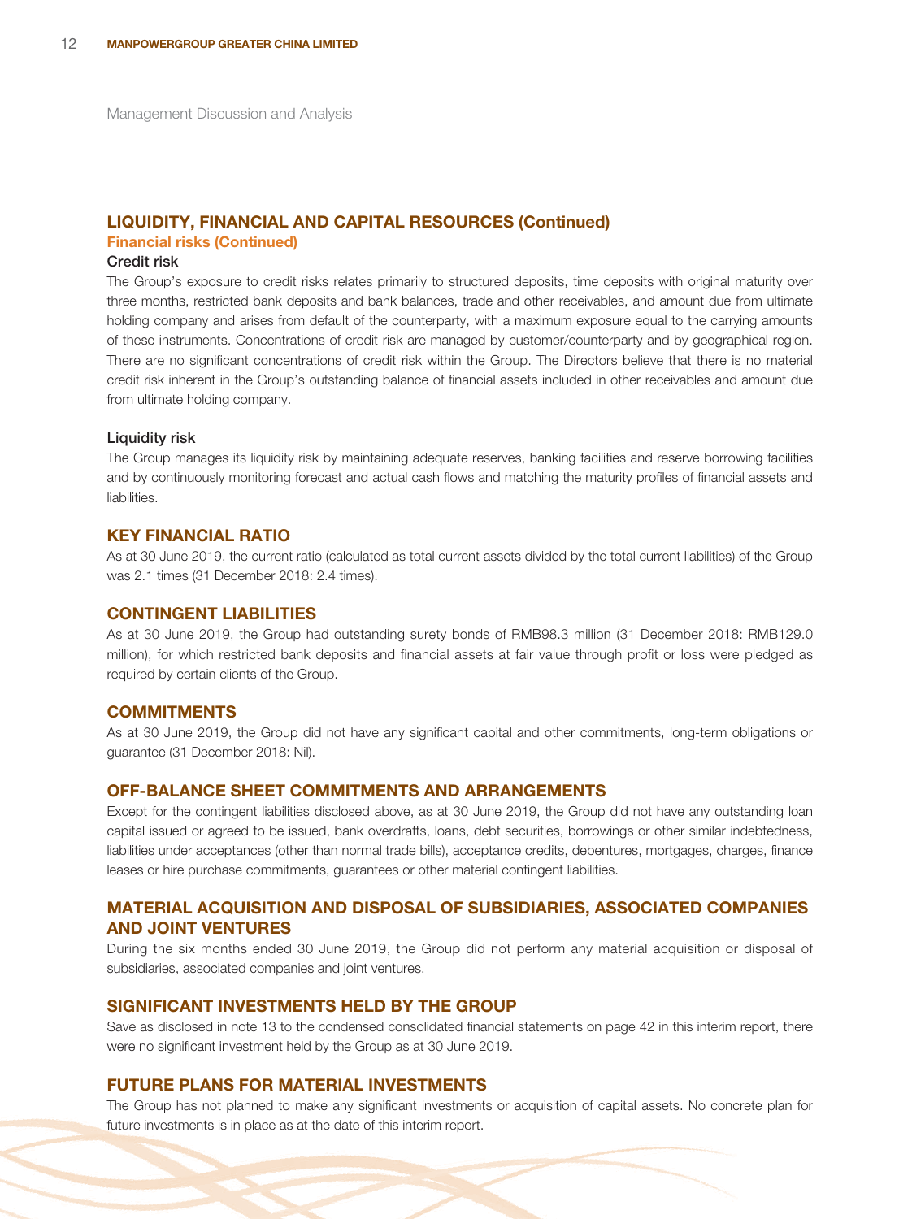Management Discussion and Analysis

## LIQUIDITY, FINANCIAL AND CAPITAL RESOURCES (Continued)

### Financial risks (Continued)

#### Credit risk

The Group's exposure to credit risks relates primarily to structured deposits, time deposits with original maturity over three months, restricted bank deposits and bank balances, trade and other receivables, and amount due from ultimate holding company and arises from default of the counterparty, with a maximum exposure equal to the carrying amounts of these instruments. Concentrations of credit risk are managed by customer/counterparty and by geographical region. There are no significant concentrations of credit risk within the Group. The Directors believe that there is no material credit risk inherent in the Group's outstanding balance of financial assets included in other receivables and amount due from ultimate holding company.

#### Liquidity risk

The Group manages its liquidity risk by maintaining adequate reserves, banking facilities and reserve borrowing facilities and by continuously monitoring forecast and actual cash flows and matching the maturity profiles of financial assets and liabilities.

## KEY FINANCIAL RATIO

As at 30 June 2019, the current ratio (calculated as total current assets divided by the total current liabilities) of the Group was 2.1 times (31 December 2018: 2.4 times).

## CONTINGENT LIABILITIES

As at 30 June 2019, the Group had outstanding surety bonds of RMB98.3 million (31 December 2018: RMB129.0 million), for which restricted bank deposits and financial assets at fair value through profit or loss were pledged as required by certain clients of the Group.

## COMMITMENTS

As at 30 June 2019, the Group did not have any significant capital and other commitments, long-term obligations or guarantee (31 December 2018: Nil).

## OFF-BALANCE SHEET COMMITMENTS AND ARRANGEMENTS

Except for the contingent liabilities disclosed above, as at 30 June 2019, the Group did not have any outstanding loan capital issued or agreed to be issued, bank overdrafts, loans, debt securities, borrowings or other similar indebtedness, liabilities under acceptances (other than normal trade bills), acceptance credits, debentures, mortgages, charges, finance leases or hire purchase commitments, guarantees or other material contingent liabilities.

## MATERIAL ACQUISITION AND DISPOSAL OF SUBSIDIARIES, ASSOCIATED COMPANIES AND JOINT VENTURES

During the six months ended 30 June 2019, the Group did not perform any material acquisition or disposal of subsidiaries, associated companies and joint ventures.

## SIGNIFICANT INVESTMENTS HELD BY THE GROUP

Save as disclosed in note 13 to the condensed consolidated financial statements on page 42 in this interim report, there were no significant investment held by the Group as at 30 June 2019.

## FUTURE PLANS FOR MATERIAL INVESTMENTS

The Group has not planned to make any significant investments or acquisition of capital assets. No concrete plan for future investments is in place as at the date of this interim report.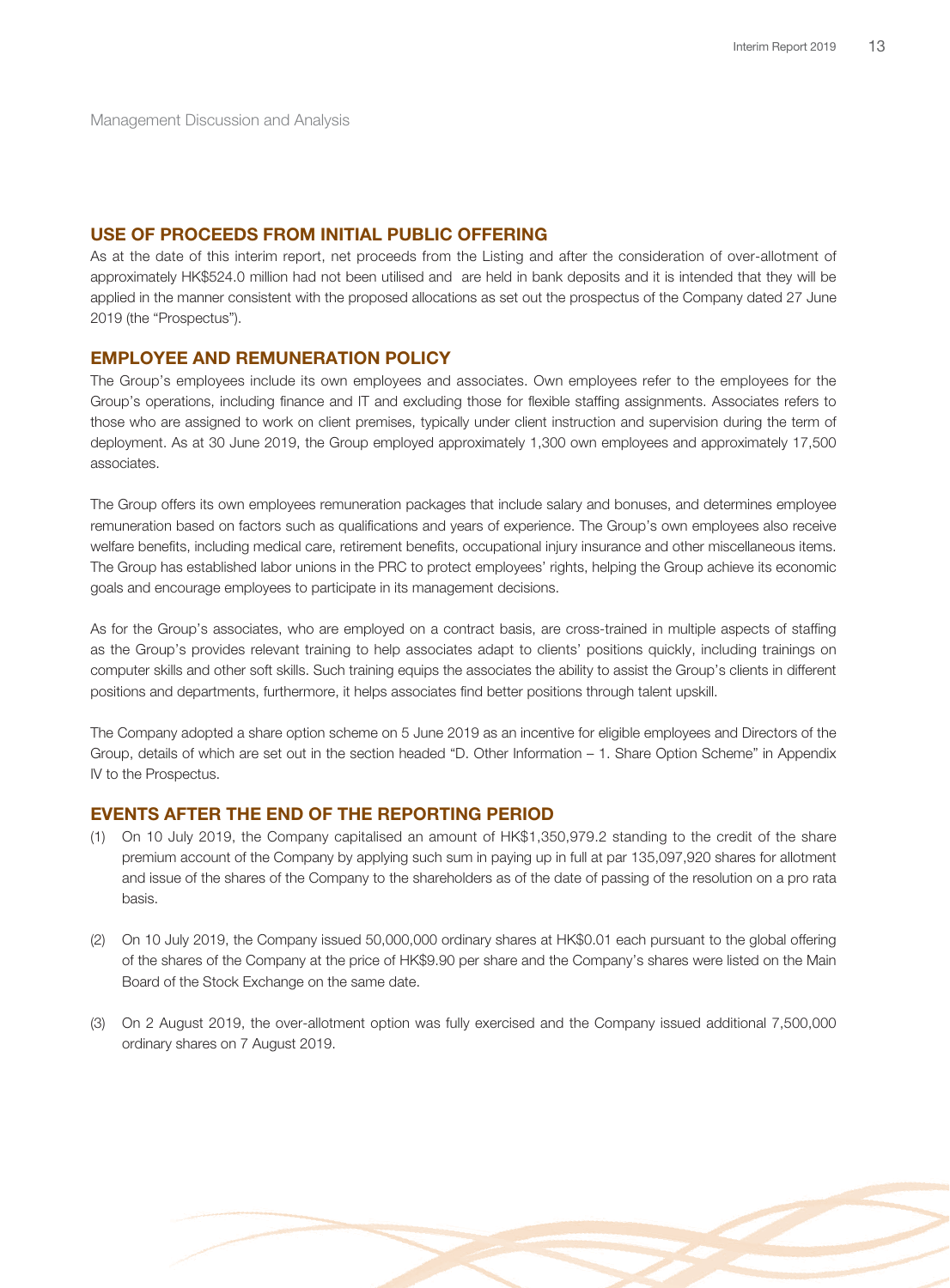Management Discussion and Analysis

## USE OF PROCEEDS FROM INITIAL PUBLIC OFFERING

As at the date of this interim report, net proceeds from the Listing and after the consideration of over-allotment of approximately HK$524.0 million had not been utilised and are held in bank deposits and it is intended that they will be applied in the manner consistent with the proposed allocations as set out the prospectus of the Company dated 27 June 2019 (the "Prospectus").

## EMPLOYEE AND REMUNERATION POLICY

The Group's employees include its own employees and associates. Own employees refer to the employees for the Group's operations, including finance and IT and excluding those for flexible staffing assignments. Associates refers to those who are assigned to work on client premises, typically under client instruction and supervision during the term of deployment. As at 30 June 2019, the Group employed approximately 1,300 own employees and approximately 17,500 associates.

The Group offers its own employees remuneration packages that include salary and bonuses, and determines employee remuneration based on factors such as qualifications and years of experience. The Group's own employees also receive welfare benefits, including medical care, retirement benefits, occupational injury insurance and other miscellaneous items. The Group has established labor unions in the PRC to protect employees' rights, helping the Group achieve its economic goals and encourage employees to participate in its management decisions.

As for the Group's associates, who are employed on a contract basis, are cross-trained in multiple aspects of staffing as the Group's provides relevant training to help associates adapt to clients' positions quickly, including trainings on computer skills and other soft skills. Such training equips the associates the ability to assist the Group's clients in different positions and departments, furthermore, it helps associates find better positions through talent upskill.

The Company adopted a share option scheme on 5 June 2019 as an incentive for eligible employees and Directors of the Group, details of which are set out in the section headed "D. Other Information – 1. Share Option Scheme" in Appendix IV to the Prospectus.

## EVENTS AFTER THE END OF THE REPORTING PERIOD

(1) On 10 July 2019, the Company capitalised an amount of HK$1,350,979.2 standing to the credit of the share premium account of the Company by applying such sum in paying up in full at par 135,097,920 shares for allotment and issue of the shares of the Company to the shareholders as of the date of passing of the resolution on a pro rata basis.

(2) On 10 July 2019, the Company issued 50,000,000 ordinary shares at HK$0.01 each pursuant to the global offering of the shares of the Company at the price of HK$9.90 per share and the Company's shares were listed on the Main Board of the Stock Exchange on the same date.

(3) On 2 August 2019, the over-allotment option was fully exercised and the Company issued additional 7,500,000 ordinary shares on 7 August 2019.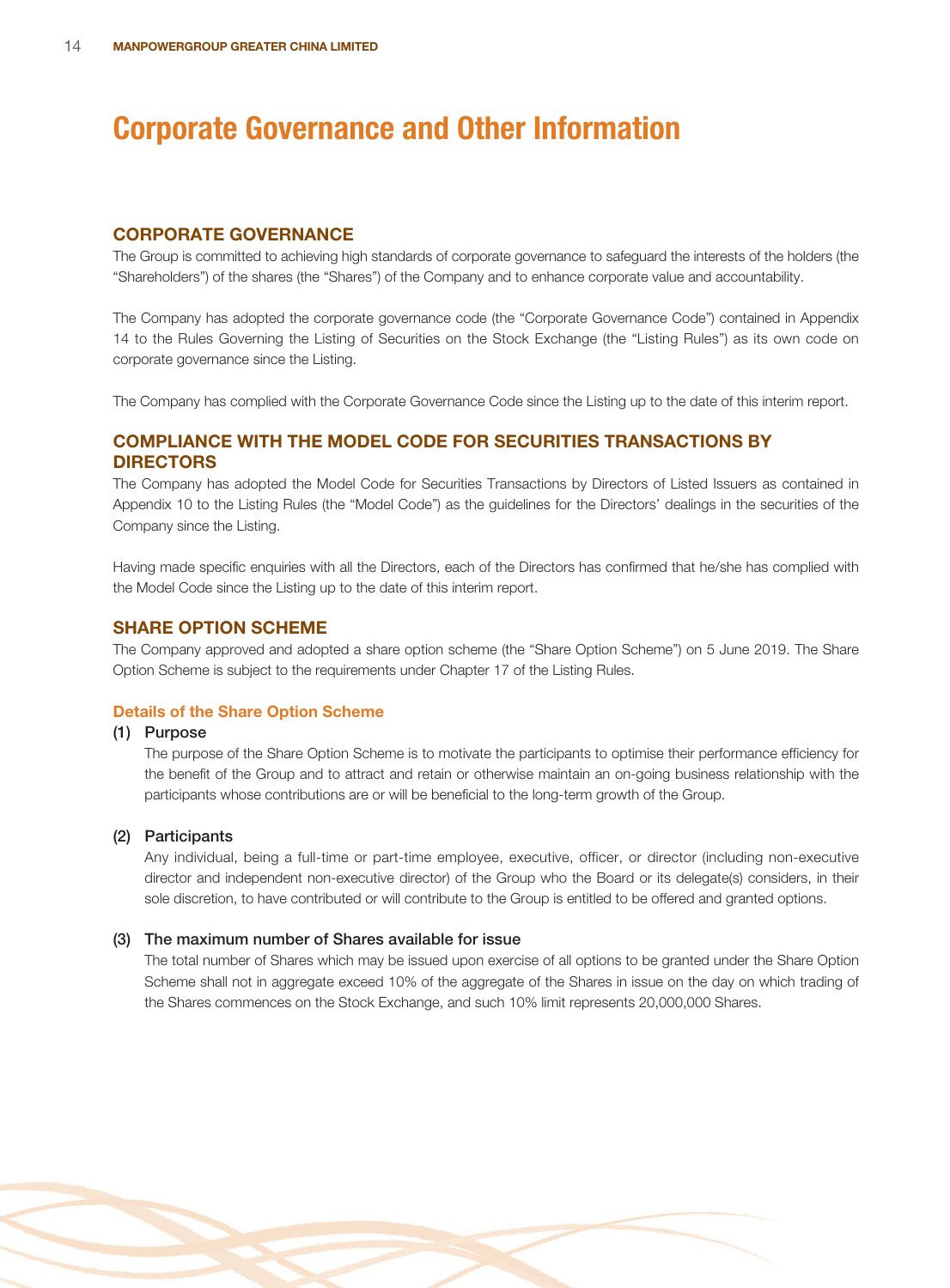# Corporate Governance and Other Information

## CORPORATE GOVERNANCE

The Group is committed to achieving high standards of corporate governance to safeguard the interests of the holders (the "Shareholders") of the shares (the "Shares") of the Company and to enhance corporate value and accountability.

The Company has adopted the corporate governance code (the "Corporate Governance Code") contained in Appendix 14 to the Rules Governing the Listing of Securities on the Stock Exchange (the "Listing Rules") as its own code on corporate governance since the Listing.

The Company has complied with the Corporate Governance Code since the Listing up to the date of this interim report.

## COMPLIANCE WITH THE MODEL CODE FOR SECURITIES TRANSACTIONS BY DIRECTORS

The Company has adopted the Model Code for Securities Transactions by Directors of Listed Issuers as contained in Appendix 10 to the Listing Rules (the "Model Code") as the guidelines for the Directors' dealings in the securities of the Company since the Listing.

Having made specific enquiries with all the Directors, each of the Directors has confirmed that he/she has complied with the Model Code since the Listing up to the date of this interim report.

## SHARE OPTION SCHEME

The Company approved and adopted a share option scheme (the "Share Option Scheme") on 5 June 2019. The Share Option Scheme is subject to the requirements under Chapter 17 of the Listing Rules.

### Details of the Share Option Scheme

**(1) Purpose**

The purpose of the Share Option Scheme is to motivate the participants to optimise their performance efficiency for the benefit of the Group and to attract and retain or otherwise maintain an on-going business relationship with the participants whose contributions are or will be beneficial to the long-term growth of the Group.

**(2) Participants**

Any individual, being a full-time or part-time employee, executive, officer, or director (including non-executive director and independent non-executive director) of the Group who the Board or its delegate(s) considers, in their sole discretion, to have contributed or will contribute to the Group is entitled to be offered and granted options.

**(3) The maximum number of Shares available for issue**

The total number of Shares which may be issued upon exercise of all options to be granted under the Share Option Scheme shall not in aggregate exceed 10% of the aggregate of the Shares in issue on the day on which trading of the Shares commences on the Stock Exchange, and such 10% limit represents 20,000,000 Shares.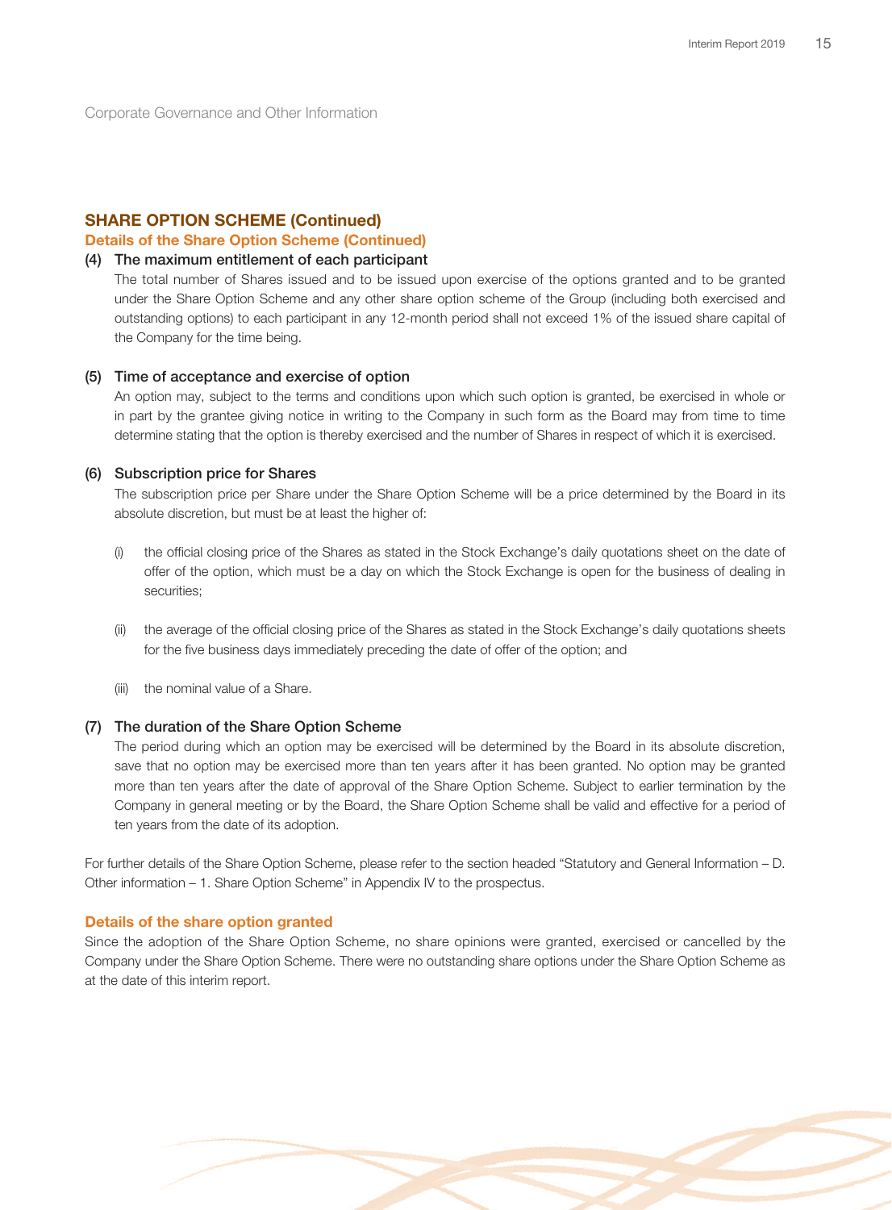Corporate Governance and Other Information

## SHARE OPTION SCHEME (Continued)

### Details of the Share Option Scheme (Continued)

**(4) The maximum entitlement of each participant**

The total number of Shares issued and to be issued upon exercise of the options granted and to be granted under the Share Option Scheme and any other share option scheme of the Group (including both exercised and outstanding options) to each participant in any 12-month period shall not exceed 1% of the issued share capital of the Company for the time being.

**(5) Time of acceptance and exercise of option**

An option may, subject to the terms and conditions upon which such option is granted, be exercised in whole or in part by the grantee giving notice in writing to the Company in such form as the Board may from time to time determine stating that the option is thereby exercised and the number of Shares in respect of which it is exercised.

**(6) Subscription price for Shares**

The subscription price per Share under the Share Option Scheme will be a price determined by the Board in its absolute discretion, but must be at least the higher of:

(i) the official closing price of the Shares as stated in the Stock Exchange's daily quotations sheet on the date of offer of the option, which must be a day on which the Stock Exchange is open for the business of dealing in securities;

(ii) the average of the official closing price of the Shares as stated in the Stock Exchange's daily quotations sheets for the five business days immediately preceding the date of offer of the option; and

(iii) the nominal value of a Share.

**(7) The duration of the Share Option Scheme**

The period during which an option may be exercised will be determined by the Board in its absolute discretion, save that no option may be exercised more than ten years after it has been granted. No option may be granted more than ten years after the date of approval of the Share Option Scheme. Subject to earlier termination by the Company in general meeting or by the Board, the Share Option Scheme shall be valid and effective for a period of ten years from the date of its adoption.

For further details of the Share Option Scheme, please refer to the section headed "Statutory and General Information – D. Other information – 1. Share Option Scheme" in Appendix IV to the prospectus.

### Details of the share option granted

Since the adoption of the Share Option Scheme, no share opinions were granted, exercised or cancelled by the Company under the Share Option Scheme. There were no outstanding share options under the Share Option Scheme as at the date of this interim report.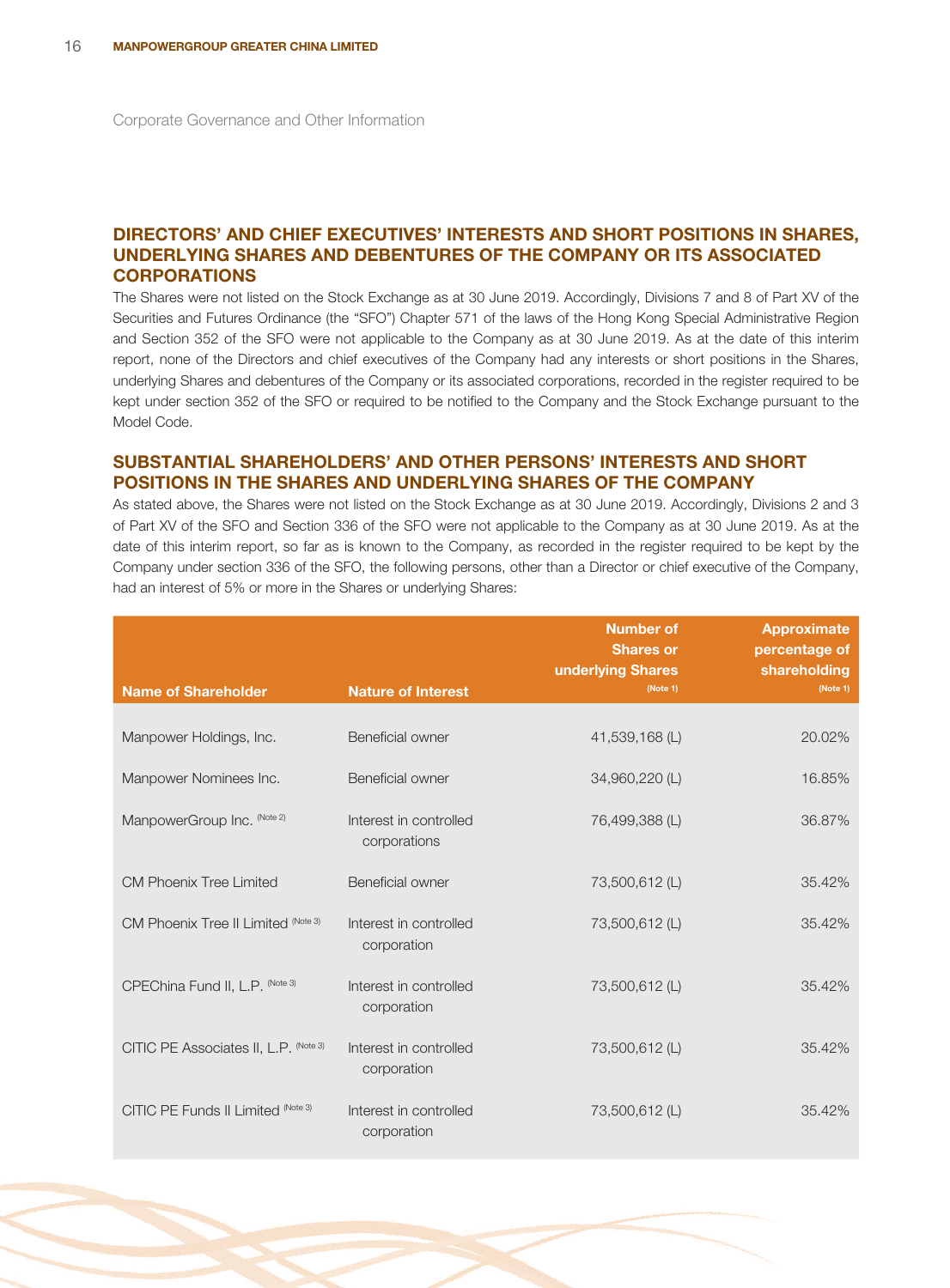Corporate Governance and Other Information

## DIRECTORS' AND CHIEF EXECUTIVES' INTERESTS AND SHORT POSITIONS IN SHARES, UNDERLYING SHARES AND DEBENTURES OF THE COMPANY OR ITS ASSOCIATED CORPORATIONS

The Shares were not listed on the Stock Exchange as at 30 June 2019. Accordingly, Divisions 7 and 8 of Part XV of the Securities and Futures Ordinance (the "SFO") Chapter 571 of the laws of the Hong Kong Special Administrative Region and Section 352 of the SFO were not applicable to the Company as at 30 June 2019. As at the date of this interim report, none of the Directors and chief executives of the Company had any interests or short positions in the Shares, underlying Shares and debentures of the Company or its associated corporations, recorded in the register required to be kept under section 352 of the SFO or required to be notified to the Company and the Stock Exchange pursuant to the Model Code.

## SUBSTANTIAL SHAREHOLDERS' AND OTHER PERSONS' INTERESTS AND SHORT POSITIONS IN THE SHARES AND UNDERLYING SHARES OF THE COMPANY

As stated above, the Shares were not listed on the Stock Exchange as at 30 June 2019. Accordingly, Divisions 2 and 3 of Part XV of the SFO and Section 336 of the SFO were not applicable to the Company as at 30 June 2019. As at the date of this interim report, so far as is known to the Company, as recorded in the register required to be kept by the Company under section 336 of the SFO, the following persons, other than a Director or chief executive of the Company, had an interest of 5% or more in the Shares or underlying Shares:

| Name of Shareholder | Nature of Interest | Number of Shares or underlying Shares (Note 1) | Approximate percentage of shareholding (Note 1) |
|---|---|---|---|
| Manpower Holdings, Inc. | Beneficial owner | 41,539,168 (L) | 20.02% |
| Manpower Nominees Inc. | Beneficial owner | 34,960,220 (L) | 16.85% |
| ManpowerGroup Inc. (Note 2) | Interest in controlled corporations | 76,499,388 (L) | 36.87% |
| CM Phoenix Tree Limited | Beneficial owner | 73,500,612 (L) | 35.42% |
| CM Phoenix Tree II Limited (Note 3) | Interest in controlled corporation | 73,500,612 (L) | 35.42% |
| CPEChina Fund II, L.P. (Note 3) | Interest in controlled corporation | 73,500,612 (L) | 35.42% |
| CITIC PE Associates II, L.P. (Note 3) | Interest in controlled corporation | 73,500,612 (L) | 35.42% |
| CITIC PE Funds II Limited (Note 3) | Interest in controlled corporation | 73,500,612 (L) | 35.42% |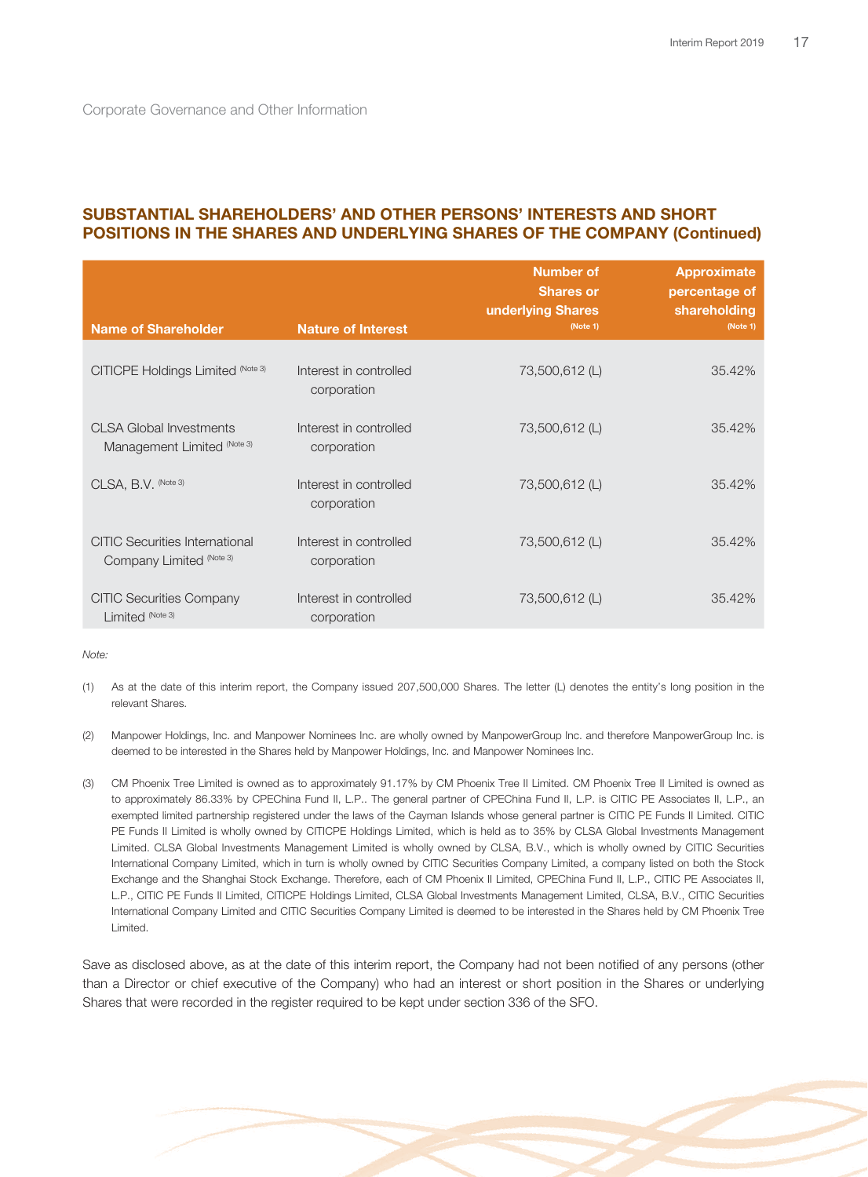Corporate Governance and Other Information

## SUBSTANTIAL SHAREHOLDERS' AND OTHER PERSONS' INTERESTS AND SHORT POSITIONS IN THE SHARES AND UNDERLYING SHARES OF THE COMPANY (Continued)

| Name of Shareholder | Nature of Interest | Number of Shares or underlying Shares (Note 1) | Approximate percentage of shareholding (Note 1) |
|---|---|---|---|
| CITICPE Holdings Limited (Note 3) | Interest in controlled corporation | 73,500,612 (L) | 35.42% |
| CLSA Global Investments Management Limited (Note 3) | Interest in controlled corporation | 73,500,612 (L) | 35.42% |
| CLSA, B.V. (Note 3) | Interest in controlled corporation | 73,500,612 (L) | 35.42% |
| CITIC Securities International Company Limited (Note 3) | Interest in controlled corporation | 73,500,612 (L) | 35.42% |
| CITIC Securities Company Limited (Note 3) | Interest in controlled corporation | 73,500,612 (L) | 35.42% |

*Note:*

(1) As at the date of this interim report, the Company issued 207,500,000 Shares. The letter (L) denotes the entity's long position in the relevant Shares.

(2) Manpower Holdings, Inc. and Manpower Nominees Inc. are wholly owned by ManpowerGroup Inc. and therefore ManpowerGroup Inc. is deemed to be interested in the Shares held by Manpower Holdings, Inc. and Manpower Nominees Inc.

(3) CM Phoenix Tree Limited is owned as to approximately 91.17% by CM Phoenix Tree II Limited. CM Phoenix Tree II Limited is owned as to approximately 86.33% by CPEChina Fund II, L.P.. The general partner of CPEChina Fund II, L.P. is CITIC PE Associates II, L.P., an exempted limited partnership registered under the laws of the Cayman Islands whose general partner is CITIC PE Funds II Limited. CITIC PE Funds II Limited is wholly owned by CITICPE Holdings Limited, which is held as to 35% by CLSA Global Investments Management Limited. CLSA Global Investments Management Limited is wholly owned by CLSA, B.V., which is wholly owned by CITIC Securities International Company Limited, which in turn is wholly owned by CITIC Securities Company Limited, a company listed on both the Stock Exchange and the Shanghai Stock Exchange. Therefore, each of CM Phoenix II Limited, CPEChina Fund II, L.P., CITIC PE Associates II, L.P., CITIC PE Funds II Limited, CITICPE Holdings Limited, CLSA Global Investments Management Limited, CLSA, B.V., CITIC Securities International Company Limited and CITIC Securities Company Limited is deemed to be interested in the Shares held by CM Phoenix Tree Limited.

Save as disclosed above, as at the date of this interim report, the Company had not been notified of any persons (other than a Director or chief executive of the Company) who had an interest or short position in the Shares or underlying Shares that were recorded in the register required to be kept under section 336 of the SFO.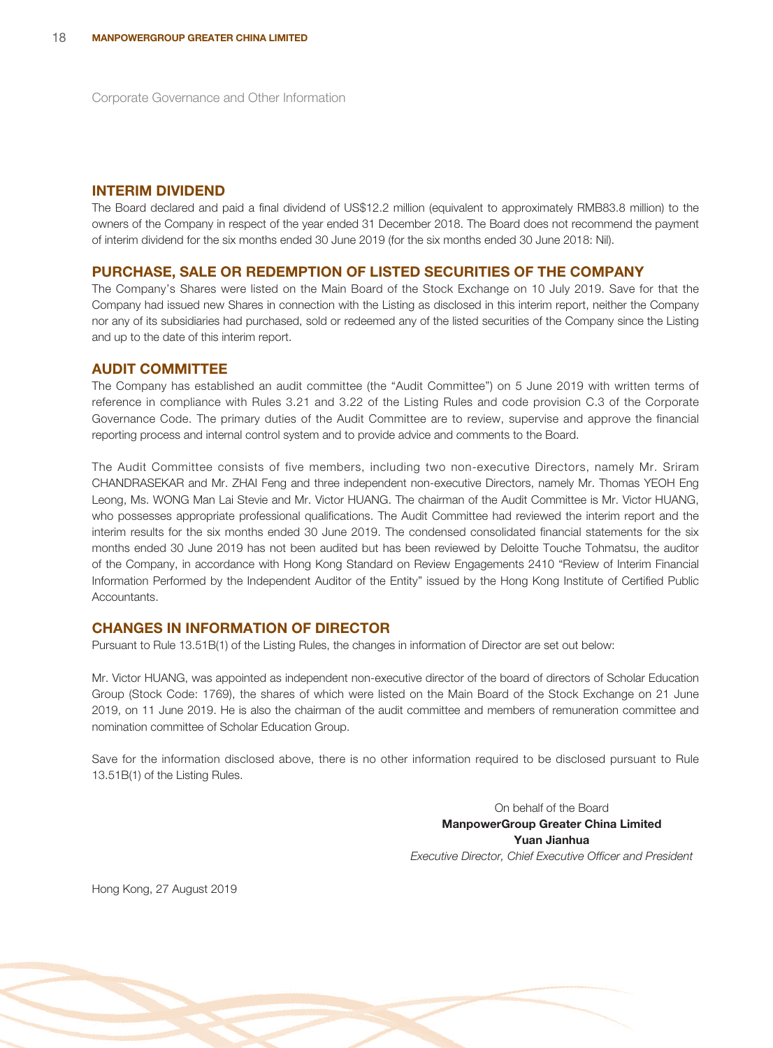Corporate Governance and Other Information

## INTERIM DIVIDEND

The Board declared and paid a final dividend of US$12.2 million (equivalent to approximately RMB83.8 million) to the owners of the Company in respect of the year ended 31 December 2018. The Board does not recommend the payment of interim dividend for the six months ended 30 June 2019 (for the six months ended 30 June 2018: Nil).

## PURCHASE, SALE OR REDEMPTION OF LISTED SECURITIES OF THE COMPANY

The Company's Shares were listed on the Main Board of the Stock Exchange on 10 July 2019. Save for that the Company had issued new Shares in connection with the Listing as disclosed in this interim report, neither the Company nor any of its subsidiaries had purchased, sold or redeemed any of the listed securities of the Company since the Listing and up to the date of this interim report.

## AUDIT COMMITTEE

The Company has established an audit committee (the "Audit Committee") on 5 June 2019 with written terms of reference in compliance with Rules 3.21 and 3.22 of the Listing Rules and code provision C.3 of the Corporate Governance Code. The primary duties of the Audit Committee are to review, supervise and approve the financial reporting process and internal control system and to provide advice and comments to the Board.

The Audit Committee consists of five members, including two non-executive Directors, namely Mr. Sriram CHANDRASEKAR and Mr. ZHAI Feng and three independent non-executive Directors, namely Mr. Thomas YEOH Eng Leong, Ms. WONG Man Lai Stevie and Mr. Victor HUANG. The chairman of the Audit Committee is Mr. Victor HUANG, who possesses appropriate professional qualifications. The Audit Committee had reviewed the interim report and the interim results for the six months ended 30 June 2019. The condensed consolidated financial statements for the six months ended 30 June 2019 has not been audited but has been reviewed by Deloitte Touche Tohmatsu, the auditor of the Company, in accordance with Hong Kong Standard on Review Engagements 2410 "Review of Interim Financial Information Performed by the Independent Auditor of the Entity" issued by the Hong Kong Institute of Certified Public Accountants.

## CHANGES IN INFORMATION OF DIRECTOR

Pursuant to Rule 13.51B(1) of the Listing Rules, the changes in information of Director are set out below:

Mr. Victor HUANG, was appointed as independent non-executive director of the board of directors of Scholar Education Group (Stock Code: 1769), the shares of which were listed on the Main Board of the Stock Exchange on 21 June 2019, on 11 June 2019. He is also the chairman of the audit committee and members of remuneration committee and nomination committee of Scholar Education Group.

Save for the information disclosed above, there is no other information required to be disclosed pursuant to Rule 13.51B(1) of the Listing Rules.

On behalf of the Board
**ManpowerGroup Greater China Limited**
**Yuan Jianhua**
*Executive Director, Chief Executive Officer and President*

Hong Kong, 27 August 2019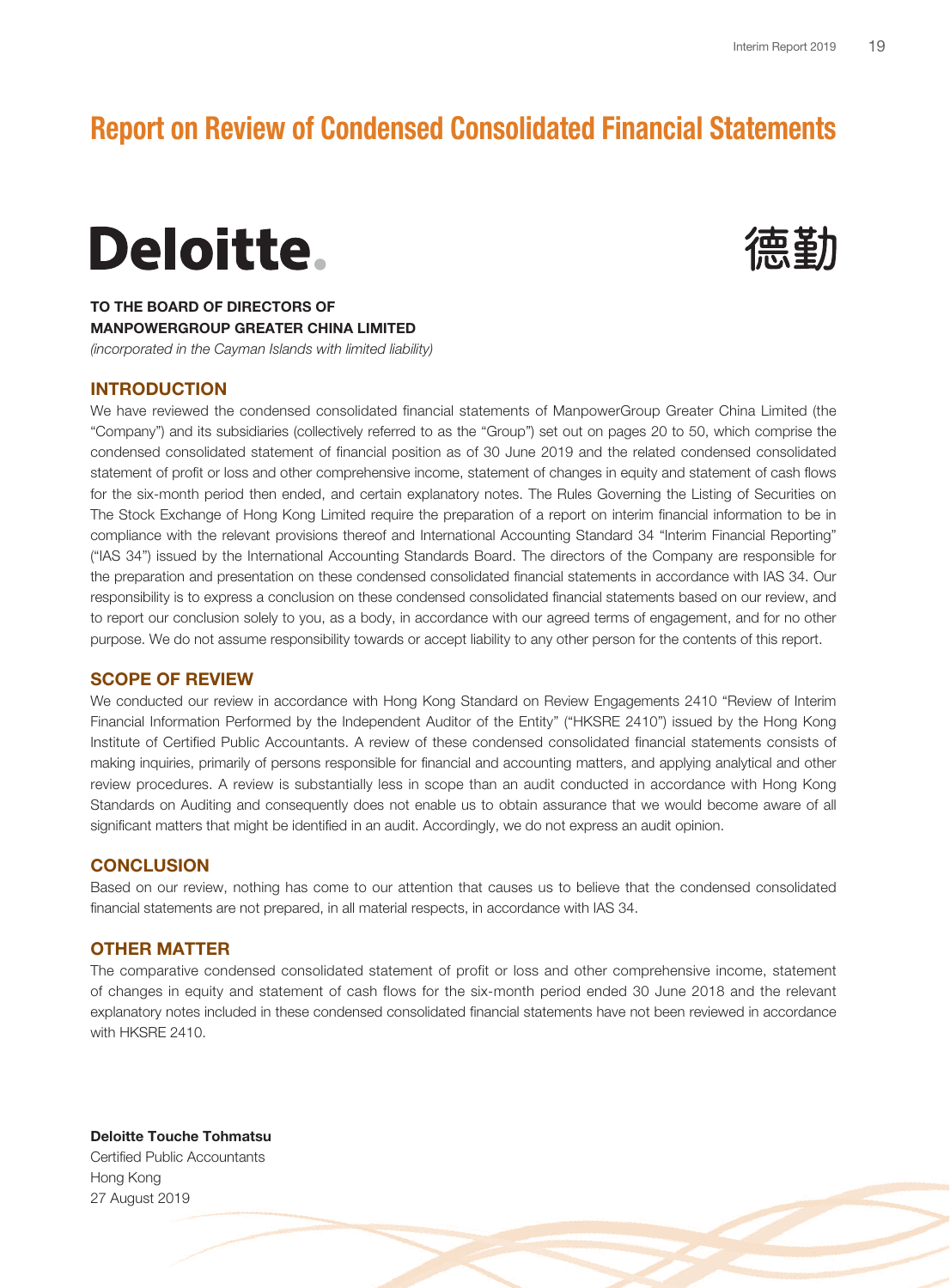# Report on Review of Condensed Consolidated Financial Statements

**Deloitte.**

**德勤**

**TO THE BOARD OF DIRECTORS OF**
**MANPOWERGROUP GREATER CHINA LIMITED**
*(incorporated in the Cayman Islands with limited liability)*

## INTRODUCTION

We have reviewed the condensed consolidated financial statements of ManpowerGroup Greater China Limited (the "Company") and its subsidiaries (collectively referred to as the "Group") set out on pages 20 to 50, which comprise the condensed consolidated statement of financial position as of 30 June 2019 and the related condensed consolidated statement of profit or loss and other comprehensive income, statement of changes in equity and statement of cash flows for the six-month period then ended, and certain explanatory notes. The Rules Governing the Listing of Securities on The Stock Exchange of Hong Kong Limited require the preparation of a report on interim financial information to be in compliance with the relevant provisions thereof and International Accounting Standard 34 "Interim Financial Reporting" ("IAS 34") issued by the International Accounting Standards Board. The directors of the Company are responsible for the preparation and presentation on these condensed consolidated financial statements in accordance with IAS 34. Our responsibility is to express a conclusion on these condensed consolidated financial statements based on our review, and to report our conclusion solely to you, as a body, in accordance with our agreed terms of engagement, and for no other purpose. We do not assume responsibility towards or accept liability to any other person for the contents of this report.

## SCOPE OF REVIEW

We conducted our review in accordance with Hong Kong Standard on Review Engagements 2410 "Review of Interim Financial Information Performed by the Independent Auditor of the Entity" ("HKSRE 2410") issued by the Hong Kong Institute of Certified Public Accountants. A review of these condensed consolidated financial statements consists of making inquiries, primarily of persons responsible for financial and accounting matters, and applying analytical and other review procedures. A review is substantially less in scope than an audit conducted in accordance with Hong Kong Standards on Auditing and consequently does not enable us to obtain assurance that we would become aware of all significant matters that might be identified in an audit. Accordingly, we do not express an audit opinion.

## CONCLUSION

Based on our review, nothing has come to our attention that causes us to believe that the condensed consolidated financial statements are not prepared, in all material respects, in accordance with IAS 34.

## OTHER MATTER

The comparative condensed consolidated statement of profit or loss and other comprehensive income, statement of changes in equity and statement of cash flows for the six-month period ended 30 June 2018 and the relevant explanatory notes included in these condensed consolidated financial statements have not been reviewed in accordance with HKSRE 2410.

**Deloitte Touche Tohmatsu**
Certified Public Accountants
Hong Kong
27 August 2019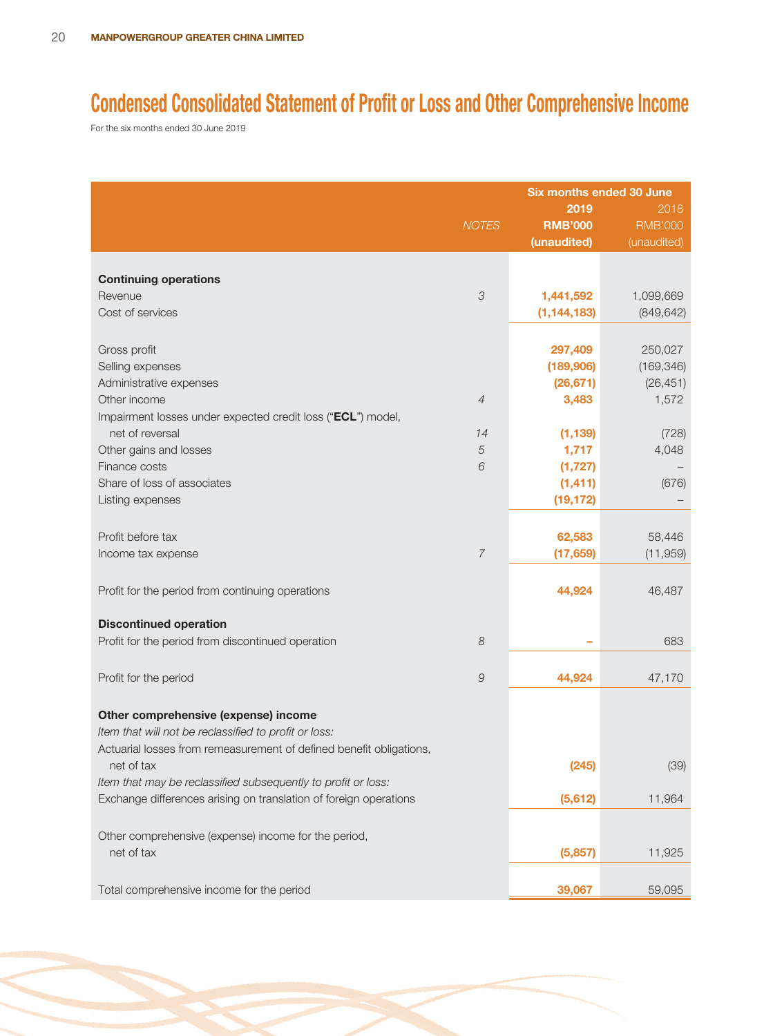# Condensed Consolidated Statement of Profit or Loss and Other Comprehensive Income

For the six months ended 30 June 2019

| | *NOTES* | Six months ended 30 June 2019 RMB'000 (unaudited) | 2018 RMB'000 (unaudited) |
|---|---|---|---|
| **Continuing operations** | | | |
| Revenue | *3* | **1,441,592** | 1,099,669 |
| Cost of services | | **(1,144,183)** | (849,642) |
| Gross profit | | **297,409** | 250,027 |
| Selling expenses | | **(189,906)** | (169,346) |
| Administrative expenses | | **(26,671)** | (26,451) |
| Other income | *4* | **3,483** | 1,572 |
| Impairment losses under expected credit loss ("**ECL**") model, net of reversal | *14* | **(1,139)** | (728) |
| Other gains and losses | *5* | **1,717** | 4,048 |
| Finance costs | *6* | **(1,727)** | – |
| Share of loss of associates | | **(1,411)** | (676) |
| Listing expenses | | **(19,172)** | – |
| Profit before tax | | **62,583** | 58,446 |
| Income tax expense | *7* | **(17,659)** | (11,959) |
| Profit for the period from continuing operations | | **44,924** | 46,487 |
| **Discontinued operation** | | | |
| Profit for the period from discontinued operation | *8* | **–** | 683 |
| Profit for the period | *9* | **44,924** | 47,170 |
| **Other comprehensive (expense) income** | | | |
| *Item that will not be reclassified to profit or loss:* | | | |
| Actuarial losses from remeasurement of defined benefit obligations, net of tax | | **(245)** | (39) |
| *Item that may be reclassified subsequently to profit or loss:* | | | |
| Exchange differences arising on translation of foreign operations | | **(5,612)** | 11,964 |
| Other comprehensive (expense) income for the period, net of tax | | **(5,857)** | 11,925 |
| Total comprehensive income for the period | | **39,067** | 59,095 |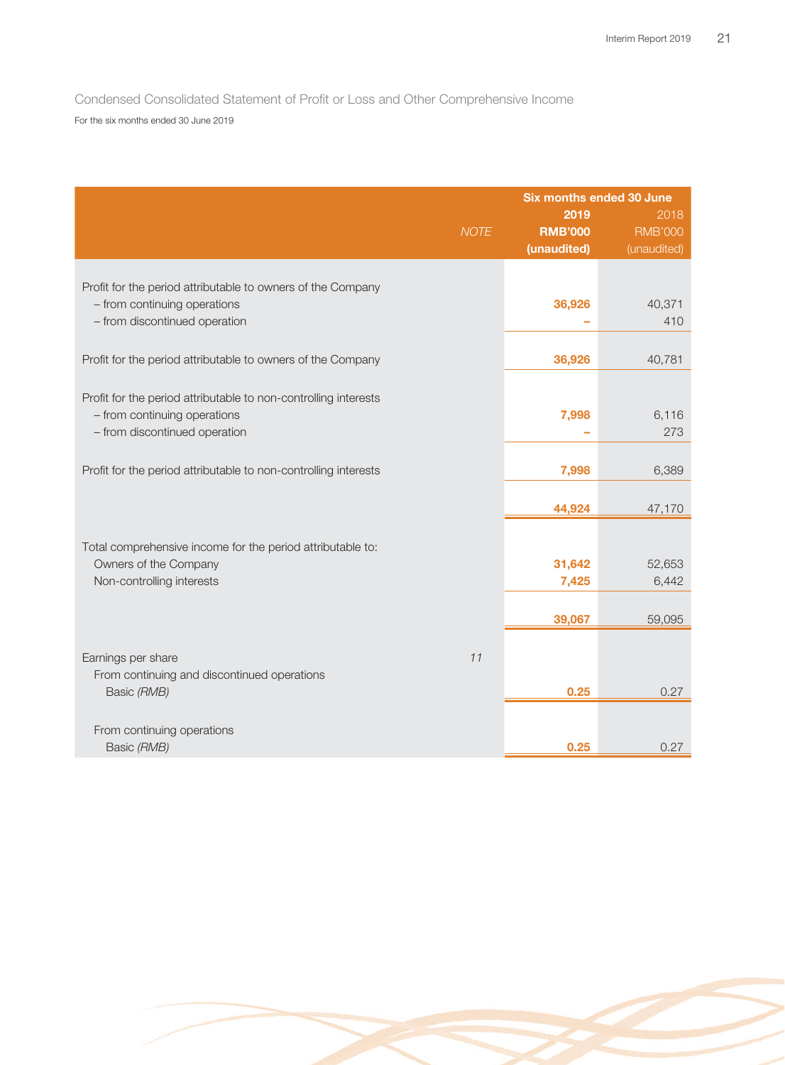Condensed Consolidated Statement of Profit or Loss and Other Comprehensive Income

For the six months ended 30 June 2019

| | NOTE | Six months ended 30 June 2019 RMB'000 (unaudited) | 2018 RMB'000 (unaudited) |
|---|---|---|---|
| Profit for the period attributable to owners of the Company | | | |
| – from continuing operations | | 36,926 | 40,371 |
| – from discontinued operation | | – | 410 |
| Profit for the period attributable to owners of the Company | | 36,926 | 40,781 |
| Profit for the period attributable to non-controlling interests | | | |
| – from continuing operations | | 7,998 | 6,116 |
| – from discontinued operation | | – | 273 |
| Profit for the period attributable to non-controlling interests | | 7,998 | 6,389 |
| | | 44,924 | 47,170 |
| Total comprehensive income for the period attributable to: | | | |
| Owners of the Company | | 31,642 | 52,653 |
| Non-controlling interests | | 7,425 | 6,442 |
| | | 39,067 | 59,095 |
| Earnings per share | 11 | | |
| From continuing and discontinued operations | | | |
| Basic *(RMB)* | | 0.25 | 0.27 |
| From continuing operations | | | |
| Basic *(RMB)* | | 0.25 | 0.27 |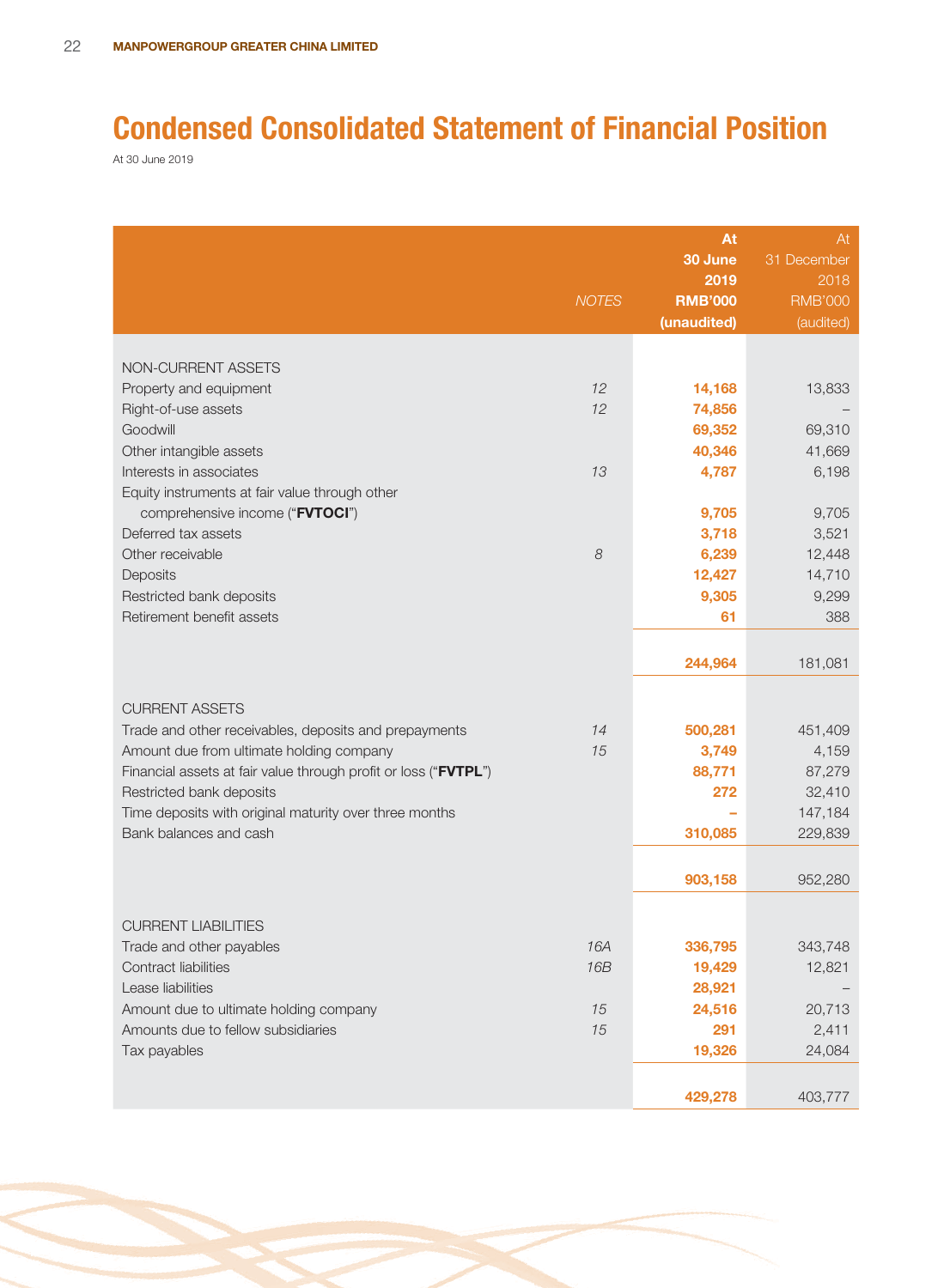# Condensed Consolidated Statement of Financial Position

At 30 June 2019

| | *NOTES* | **At 30 June 2019 RMB'000 (unaudited)** | At 31 December 2018 RMB'000 (audited) |
|---|---|---|---|
| NON-CURRENT ASSETS | | | |
| Property and equipment | *12* | **14,168** | 13,833 |
| Right-of-use assets | *12* | **74,856** | – |
| Goodwill | | **69,352** | 69,310 |
| Other intangible assets | | **40,346** | 41,669 |
| Interests in associates | *13* | **4,787** | 6,198 |
| Equity instruments at fair value through other comprehensive income ("**FVTOCI**") | | **9,705** | 9,705 |
| Deferred tax assets | | **3,718** | 3,521 |
| Other receivable | *8* | **6,239** | 12,448 |
| Deposits | | **12,427** | 14,710 |
| Restricted bank deposits | | **9,305** | 9,299 |
| Retirement benefit assets | | **61** | 388 |
| | | **244,964** | 181,081 |
| CURRENT ASSETS | | | |
| Trade and other receivables, deposits and prepayments | *14* | **500,281** | 451,409 |
| Amount due from ultimate holding company | *15* | **3,749** | 4,159 |
| Financial assets at fair value through profit or loss ("**FVTPL**") | | **88,771** | 87,279 |
| Restricted bank deposits | | **272** | 32,410 |
| Time deposits with original maturity over three months | | **–** | 147,184 |
| Bank balances and cash | | **310,085** | 229,839 |
| | | **903,158** | 952,280 |
| CURRENT LIABILITIES | | | |
| Trade and other payables | *16A* | **336,795** | 343,748 |
| Contract liabilities | *16B* | **19,429** | 12,821 |
| Lease liabilities | | **28,921** | – |
| Amount due to ultimate holding company | *15* | **24,516** | 20,713 |
| Amounts due to fellow subsidiaries | *15* | **291** | 2,411 |
| Tax payables | | **19,326** | 24,084 |
| | | **429,278** | 403,777 |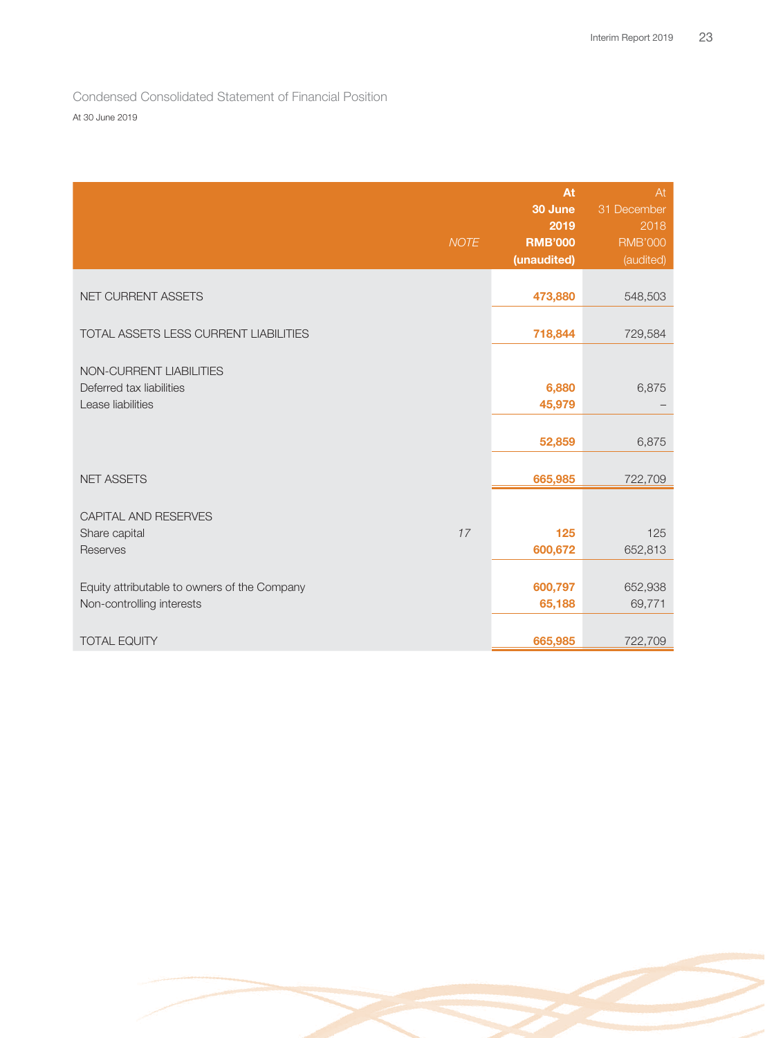## Condensed Consolidated Statement of Financial Position

At 30 June 2019

| | NOTE | At 30 June 2019 RMB'000 (unaudited) | At 31 December 2018 RMB'000 (audited) |
|---|---|---|---|
| NET CURRENT ASSETS | | **473,880** | 548,503 |
| TOTAL ASSETS LESS CURRENT LIABILITIES | | **718,844** | 729,584 |
| NON-CURRENT LIABILITIES | | | |
| Deferred tax liabilities | | **6,880** | 6,875 |
| Lease liabilities | | **45,979** | – |
| | | **52,859** | 6,875 |
| NET ASSETS | | **665,985** | 722,709 |
| CAPITAL AND RESERVES | | | |
| Share capital | *17* | **125** | 125 |
| Reserves | | **600,672** | 652,813 |
| Equity attributable to owners of the Company | | **600,797** | 652,938 |
| Non-controlling interests | | **65,188** | 69,771 |
| TOTAL EQUITY | | **665,985** | 722,709 |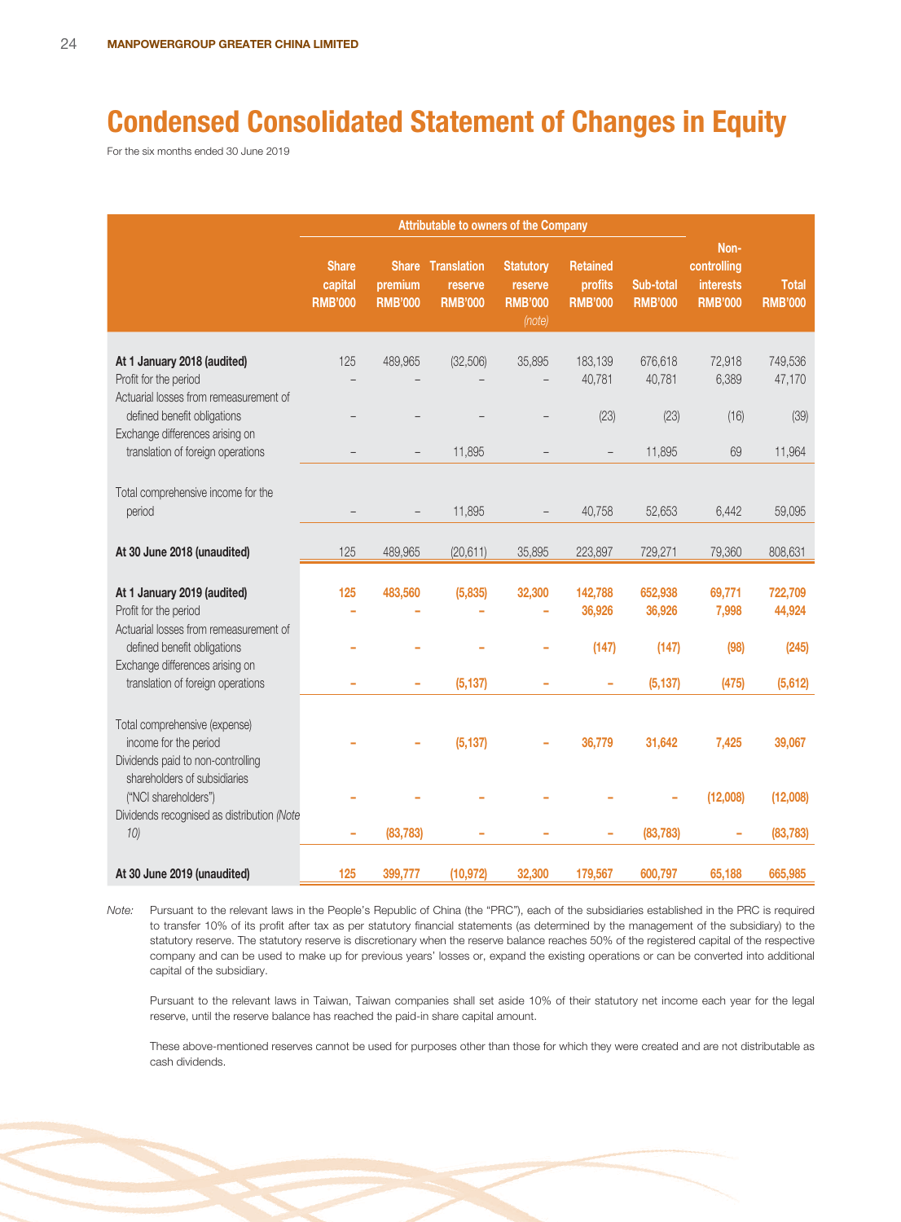# Condensed Consolidated Statement of Changes in Equity

For the six months ended 30 June 2019

| | Attributable to owners of the Company | | | | | | | |
|---|---|---|---|---|---|---|---|---|
| | Share capital RMB'000 | Share premium RMB'000 | Translation reserve RMB'000 | Statutory reserve RMB'000 *(note)* | Retained profits RMB'000 | Sub-total RMB'000 | Non-controlling interests RMB'000 | Total RMB'000 |
| **At 1 January 2018 (audited)** | 125 | 489,965 | (32,506) | 35,895 | 183,139 | 676,618 | 72,918 | 749,536 |
| Profit for the period | – | – | – | – | 40,781 | 40,781 | 6,389 | 47,170 |
| Actuarial losses from remeasurement of defined benefit obligations | – | – | – | – | (23) | (23) | (16) | (39) |
| Exchange differences arising on translation of foreign operations | – | – | 11,895 | – | – | 11,895 | 69 | 11,964 |
| Total comprehensive income for the period | – | – | 11,895 | – | 40,758 | 52,653 | 6,442 | 59,095 |
| **At 30 June 2018 (unaudited)** | 125 | 489,965 | (20,611) | 35,895 | 223,897 | 729,271 | 79,360 | 808,631 |
| **At 1 January 2019 (audited)** | **125** | **483,560** | **(5,835)** | **32,300** | **142,788** | **652,938** | **69,771** | **722,709** |
| Profit for the period | **–** | **–** | **–** | **–** | **36,926** | **36,926** | **7,998** | **44,924** |
| Actuarial losses from remeasurement of defined benefit obligations | **–** | **–** | **–** | **–** | **(147)** | **(147)** | **(98)** | **(245)** |
| Exchange differences arising on translation of foreign operations | **–** | **–** | **(5,137)** | **–** | **–** | **(5,137)** | **(475)** | **(5,612)** |
| Total comprehensive (expense) income for the period | **–** | **–** | **(5,137)** | **–** | **36,779** | **31,642** | **7,425** | **39,067** |
| Dividends paid to non-controlling shareholders of subsidiaries ("NCI shareholders") | **–** | **–** | **–** | **–** | **–** | **–** | **(12,008)** | **(12,008)** |
| Dividends recognised as distribution *(Note 10)* | **–** | **(83,783)** | **–** | **–** | **–** | **(83,783)** | **–** | **(83,783)** |
| **At 30 June 2019 (unaudited)** | **125** | **399,777** | **(10,972)** | **32,300** | **179,567** | **600,797** | **65,188** | **665,985** |

*Note:* Pursuant to the relevant laws in the People's Republic of China (the "PRC"), each of the subsidiaries established in the PRC is required to transfer 10% of its profit after tax as per statutory financial statements (as determined by the management of the subsidiary) to the statutory reserve. The statutory reserve is discretionary when the reserve balance reaches 50% of the registered capital of the respective company and can be used to make up for previous years' losses or, expand the existing operations or can be converted into additional capital of the subsidiary.

Pursuant to the relevant laws in Taiwan, Taiwan companies shall set aside 10% of their statutory net income each year for the legal reserve, until the reserve balance has reached the paid-in share capital amount.

These above-mentioned reserves cannot be used for purposes other than those for which they were created and are not distributable as cash dividends.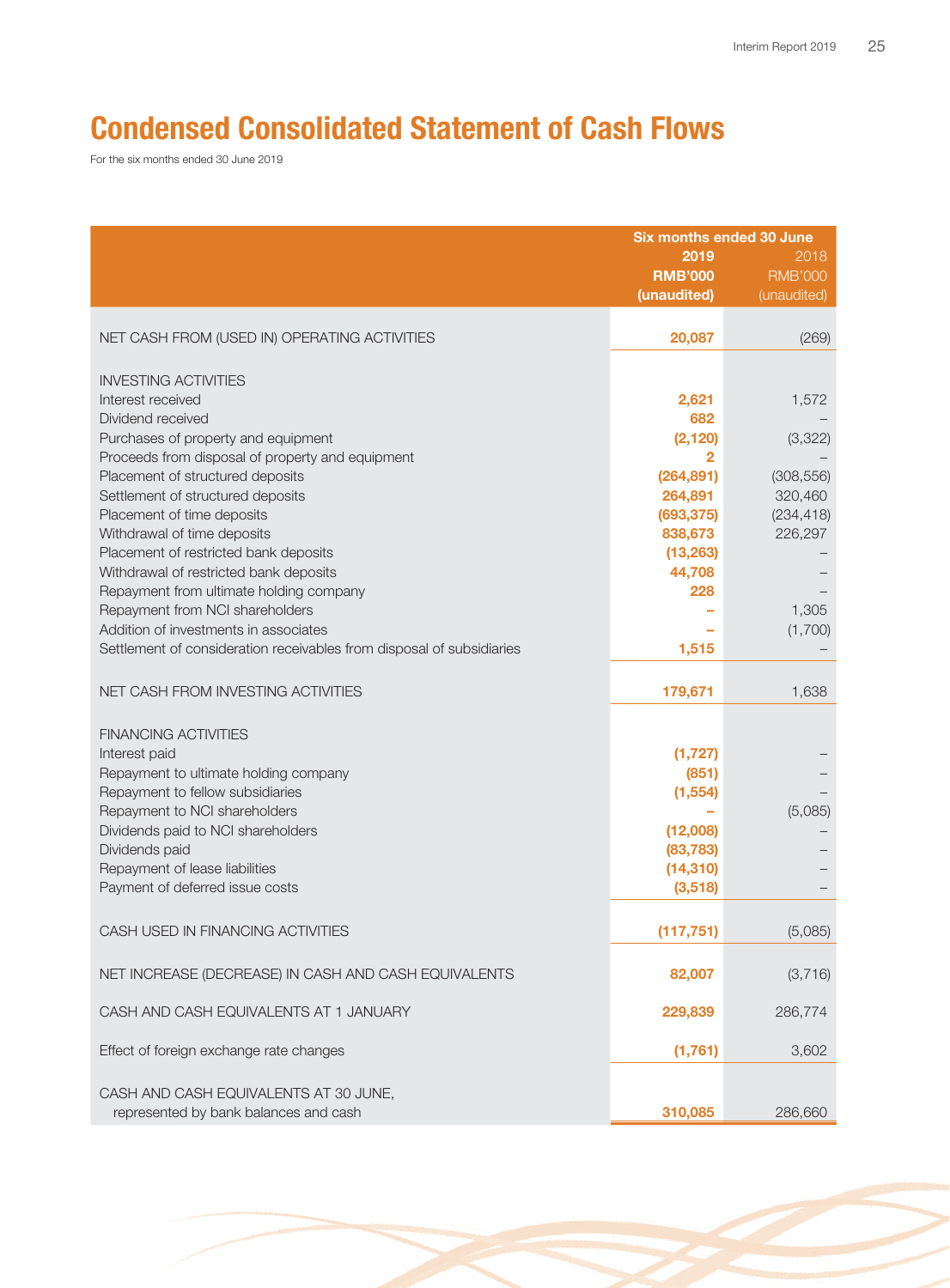# Condensed Consolidated Statement of Cash Flows

For the six months ended 30 June 2019

| | Six months ended 30 June | |
|---|---|---|
| | 2019 | 2018 |
| | RMB'000 | RMB'000 |
| | (unaudited) | (unaudited) |
| NET CASH FROM (USED IN) OPERATING ACTIVITIES | 20,087 | (269) |
| INVESTING ACTIVITIES | | |
| Interest received | 2,621 | 1,572 |
| Dividend received | 682 | – |
| Purchases of property and equipment | (2,120) | (3,322) |
| Proceeds from disposal of property and equipment | 2 | – |
| Placement of structured deposits | (264,891) | (308,556) |
| Settlement of structured deposits | 264,891 | 320,460 |
| Placement of time deposits | (693,375) | (234,418) |
| Withdrawal of time deposits | 838,673 | 226,297 |
| Placement of restricted bank deposits | (13,263) | – |
| Withdrawal of restricted bank deposits | 44,708 | – |
| Repayment from ultimate holding company | 228 | – |
| Repayment from NCI shareholders | – | 1,305 |
| Addition of investments in associates | – | (1,700) |
| Settlement of consideration receivables from disposal of subsidiaries | 1,515 | – |
| NET CASH FROM INVESTING ACTIVITIES | 179,671 | 1,638 |
| FINANCING ACTIVITIES | | |
| Interest paid | (1,727) | – |
| Repayment to ultimate holding company | (851) | – |
| Repayment to fellow subsidiaries | (1,554) | – |
| Repayment to NCI shareholders | – | (5,085) |
| Dividends paid to NCI shareholders | (12,008) | – |
| Dividends paid | (83,783) | – |
| Repayment of lease liabilities | (14,310) | – |
| Payment of deferred issue costs | (3,518) | – |
| CASH USED IN FINANCING ACTIVITIES | (117,751) | (5,085) |
| NET INCREASE (DECREASE) IN CASH AND CASH EQUIVALENTS | 82,007 | (3,716) |
| CASH AND CASH EQUIVALENTS AT 1 JANUARY | 229,839 | 286,774 |
| Effect of foreign exchange rate changes | (1,761) | 3,602 |
| CASH AND CASH EQUIVALENTS AT 30 JUNE, represented by bank balances and cash | 310,085 | 286,660 |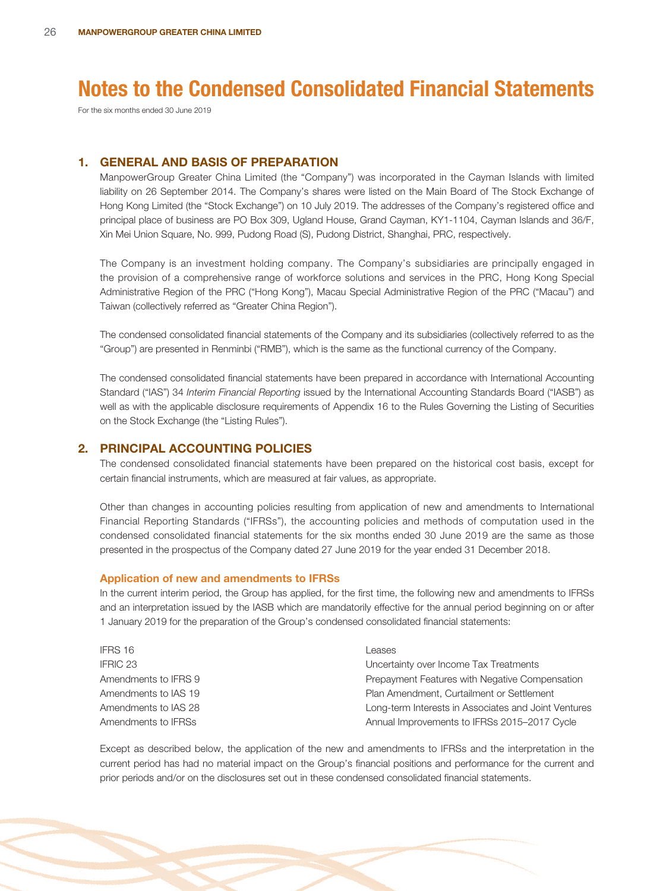# Notes to the Condensed Consolidated Financial Statements

For the six months ended 30 June 2019

## 1. GENERAL AND BASIS OF PREPARATION

ManpowerGroup Greater China Limited (the "Company") was incorporated in the Cayman Islands with limited liability on 26 September 2014. The Company's shares were listed on the Main Board of The Stock Exchange of Hong Kong Limited (the "Stock Exchange") on 10 July 2019. The addresses of the Company's registered office and principal place of business are PO Box 309, Ugland House, Grand Cayman, KY1-1104, Cayman Islands and 36/F, Xin Mei Union Square, No. 999, Pudong Road (S), Pudong District, Shanghai, PRC, respectively.

The Company is an investment holding company. The Company's subsidiaries are principally engaged in the provision of a comprehensive range of workforce solutions and services in the PRC, Hong Kong Special Administrative Region of the PRC ("Hong Kong"), Macau Special Administrative Region of the PRC ("Macau") and Taiwan (collectively referred as "Greater China Region").

The condensed consolidated financial statements of the Company and its subsidiaries (collectively referred to as the "Group") are presented in Renminbi ("RMB"), which is the same as the functional currency of the Company.

The condensed consolidated financial statements have been prepared in accordance with International Accounting Standard ("IAS") 34 *Interim Financial Reporting* issued by the International Accounting Standards Board ("IASB") as well as with the applicable disclosure requirements of Appendix 16 to the Rules Governing the Listing of Securities on the Stock Exchange (the "Listing Rules").

## 2. PRINCIPAL ACCOUNTING POLICIES

The condensed consolidated financial statements have been prepared on the historical cost basis, except for certain financial instruments, which are measured at fair values, as appropriate.

Other than changes in accounting policies resulting from application of new and amendments to International Financial Reporting Standards ("IFRSs"), the accounting policies and methods of computation used in the condensed consolidated financial statements for the six months ended 30 June 2019 are the same as those presented in the prospectus of the Company dated 27 June 2019 for the year ended 31 December 2018.

### Application of new and amendments to IFRSs

In the current interim period, the Group has applied, for the first time, the following new and amendments to IFRSs and an interpretation issued by the IASB which are mandatorily effective for the annual period beginning on or after 1 January 2019 for the preparation of the Group's condensed consolidated financial statements:

| | |
|---|---|
| IFRS 16 | Leases |
| IFRIC 23 | Uncertainty over Income Tax Treatments |
| Amendments to IFRS 9 | Prepayment Features with Negative Compensation |
| Amendments to IAS 19 | Plan Amendment, Curtailment or Settlement |
| Amendments to IAS 28 | Long-term Interests in Associates and Joint Ventures |
| Amendments to IFRSs | Annual Improvements to IFRSs 2015–2017 Cycle |

Except as described below, the application of the new and amendments to IFRSs and the interpretation in the current period has had no material impact on the Group's financial positions and performance for the current and prior periods and/or on the disclosures set out in these condensed consolidated financial statements.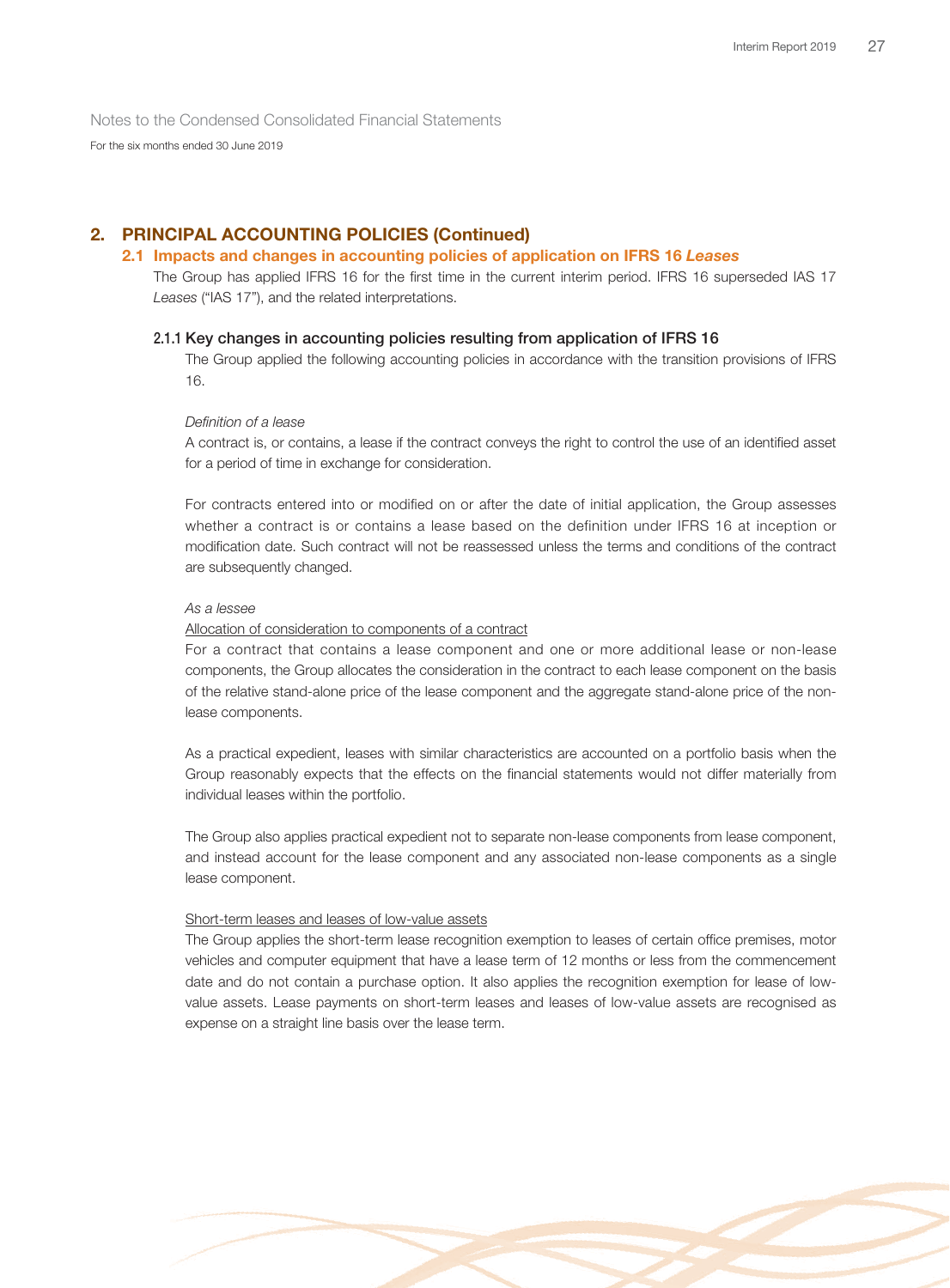Notes to the Condensed Consolidated Financial Statements

For the six months ended 30 June 2019

## 2. PRINCIPAL ACCOUNTING POLICIES (Continued)

### 2.1 Impacts and changes in accounting policies of application on IFRS 16 *Leases*

The Group has applied IFRS 16 for the first time in the current interim period. IFRS 16 superseded IAS 17 *Leases* ("IAS 17"), and the related interpretations.

#### 2.1.1 Key changes in accounting policies resulting from application of IFRS 16

The Group applied the following accounting policies in accordance with the transition provisions of IFRS 16.

*Definition of a lease*

A contract is, or contains, a lease if the contract conveys the right to control the use of an identified asset for a period of time in exchange for consideration.

For contracts entered into or modified on or after the date of initial application, the Group assesses whether a contract is or contains a lease based on the definition under IFRS 16 at inception or modification date. Such contract will not be reassessed unless the terms and conditions of the contract are subsequently changed.

*As a lessee*

<u>Allocation of consideration to components of a contract</u>

For a contract that contains a lease component and one or more additional lease or non-lease components, the Group allocates the consideration in the contract to each lease component on the basis of the relative stand-alone price of the lease component and the aggregate stand-alone price of the non-lease components.

As a practical expedient, leases with similar characteristics are accounted on a portfolio basis when the Group reasonably expects that the effects on the financial statements would not differ materially from individual leases within the portfolio.

The Group also applies practical expedient not to separate non-lease components from lease component, and instead account for the lease component and any associated non-lease components as a single lease component.

<u>Short-term leases and leases of low-value assets</u>

The Group applies the short-term lease recognition exemption to leases of certain office premises, motor vehicles and computer equipment that have a lease term of 12 months or less from the commencement date and do not contain a purchase option. It also applies the recognition exemption for lease of low-value assets. Lease payments on short-term leases and leases of low-value assets are recognised as expense on a straight line basis over the lease term.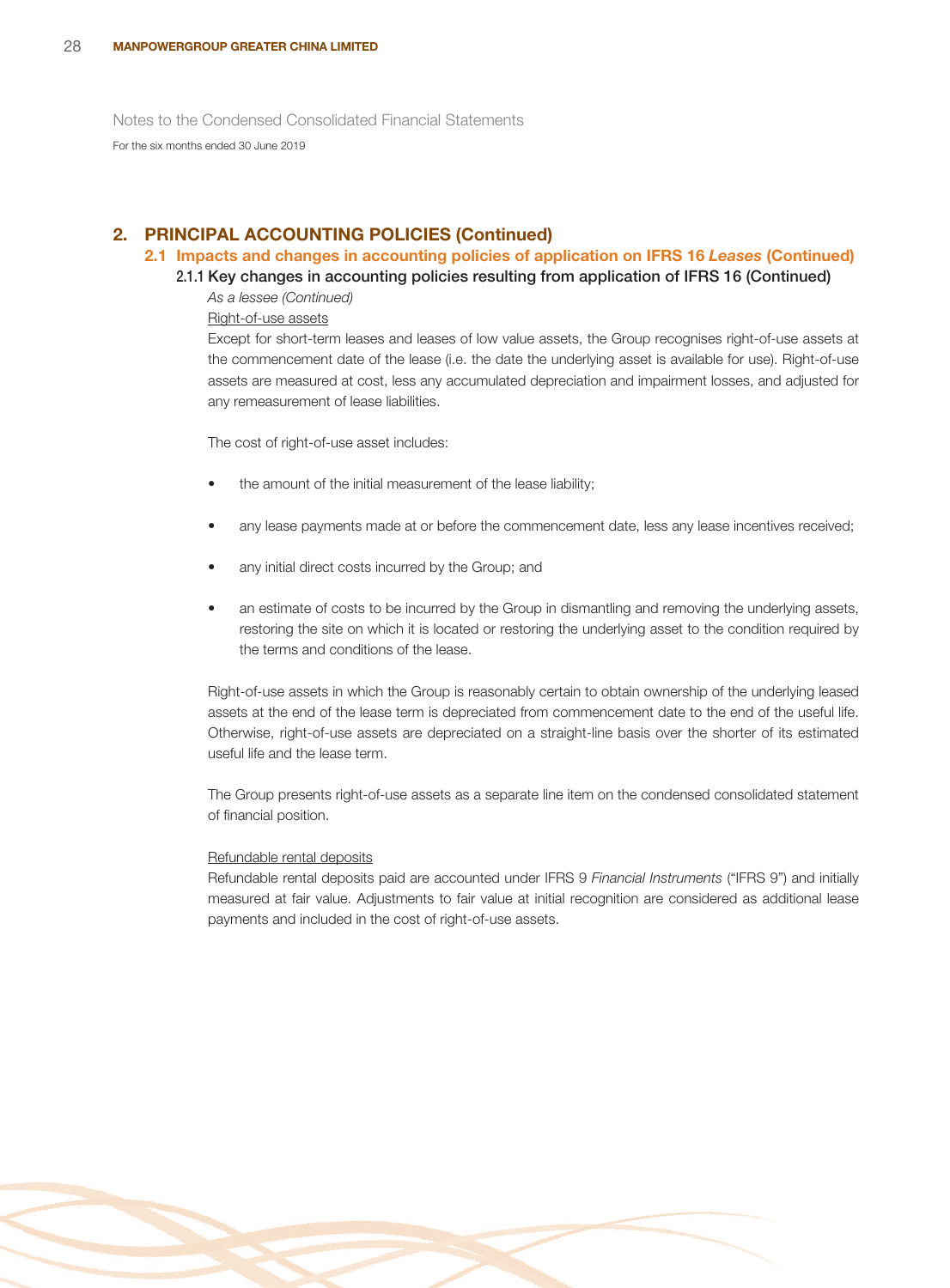Notes to the Condensed Consolidated Financial Statements

For the six months ended 30 June 2019

## 2. PRINCIPAL ACCOUNTING POLICIES (Continued)

### 2.1 Impacts and changes in accounting policies of application on IFRS 16 *Leases* (Continued)

#### 2.1.1 Key changes in accounting policies resulting from application of IFRS 16 (Continued)

*As a lessee (Continued)*

Right-of-use assets

Except for short-term leases and leases of low value assets, the Group recognises right-of-use assets at the commencement date of the lease (i.e. the date the underlying asset is available for use). Right-of-use assets are measured at cost, less any accumulated depreciation and impairment losses, and adjusted for any remeasurement of lease liabilities.

The cost of right-of-use asset includes:

- the amount of the initial measurement of the lease liability;
- any lease payments made at or before the commencement date, less any lease incentives received;
- any initial direct costs incurred by the Group; and
- an estimate of costs to be incurred by the Group in dismantling and removing the underlying assets, restoring the site on which it is located or restoring the underlying asset to the condition required by the terms and conditions of the lease.

Right-of-use assets in which the Group is reasonably certain to obtain ownership of the underlying leased assets at the end of the lease term is depreciated from commencement date to the end of the useful life. Otherwise, right-of-use assets are depreciated on a straight-line basis over the shorter of its estimated useful life and the lease term.

The Group presents right-of-use assets as a separate line item on the condensed consolidated statement of financial position.

Refundable rental deposits

Refundable rental deposits paid are accounted under IFRS 9 *Financial Instruments* ("IFRS 9") and initially measured at fair value. Adjustments to fair value at initial recognition are considered as additional lease payments and included in the cost of right-of-use assets.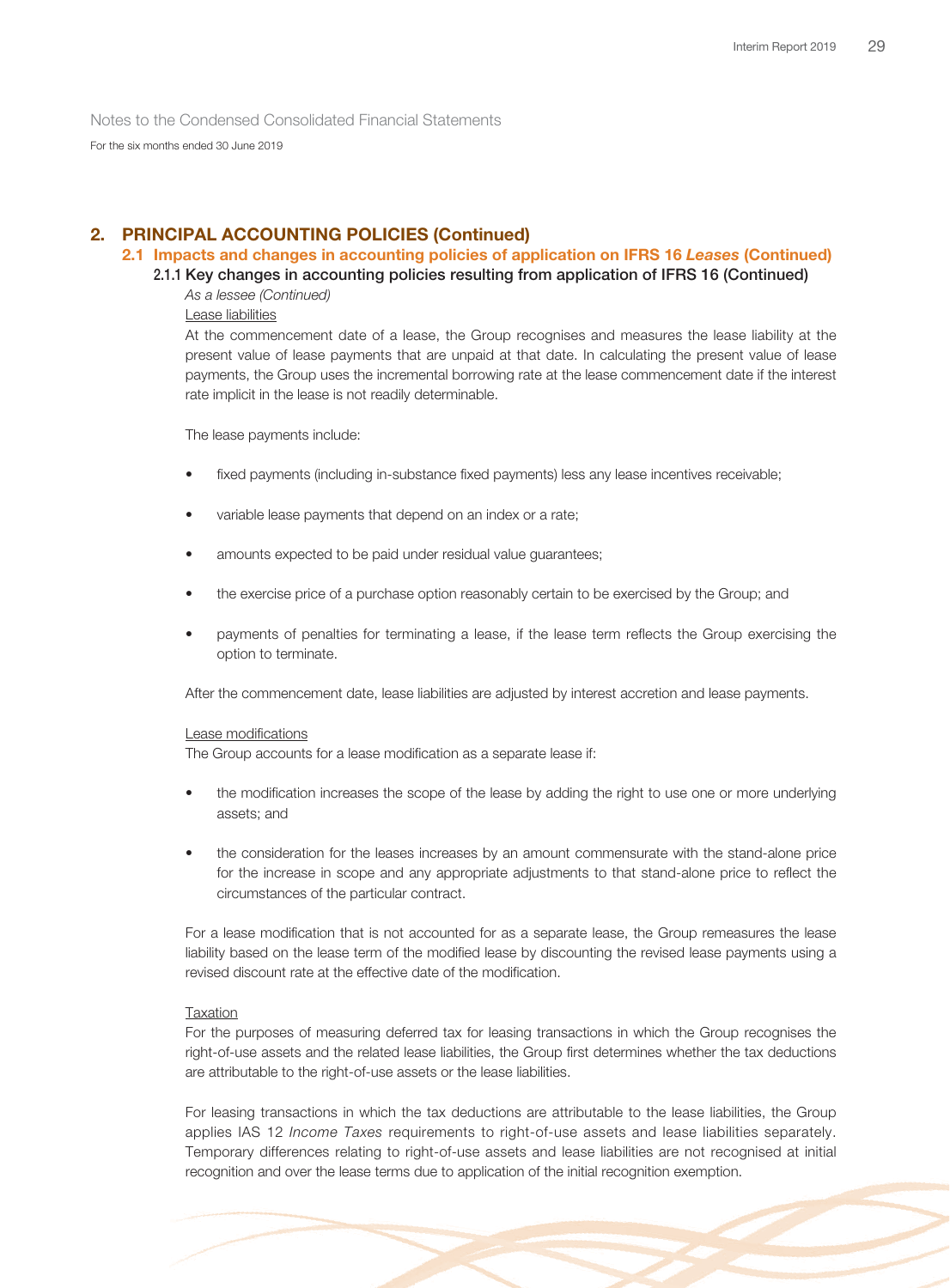Notes to the Condensed Consolidated Financial Statements

For the six months ended 30 June 2019

## 2. PRINCIPAL ACCOUNTING POLICIES (Continued)

### 2.1 Impacts and changes in accounting policies of application on IFRS 16 *Leases* (Continued)

#### 2.1.1 Key changes in accounting policies resulting from application of IFRS 16 (Continued)

*As a lessee (Continued)*

Lease liabilities

At the commencement date of a lease, the Group recognises and measures the lease liability at the present value of lease payments that are unpaid at that date. In calculating the present value of lease payments, the Group uses the incremental borrowing rate at the lease commencement date if the interest rate implicit in the lease is not readily determinable.

The lease payments include:

- fixed payments (including in-substance fixed payments) less any lease incentives receivable;
- variable lease payments that depend on an index or a rate;
- amounts expected to be paid under residual value guarantees;
- the exercise price of a purchase option reasonably certain to be exercised by the Group; and
- payments of penalties for terminating a lease, if the lease term reflects the Group exercising the option to terminate.

After the commencement date, lease liabilities are adjusted by interest accretion and lease payments.

Lease modifications

The Group accounts for a lease modification as a separate lease if:

- the modification increases the scope of the lease by adding the right to use one or more underlying assets; and
- the consideration for the leases increases by an amount commensurate with the stand-alone price for the increase in scope and any appropriate adjustments to that stand-alone price to reflect the circumstances of the particular contract.

For a lease modification that is not accounted for as a separate lease, the Group remeasures the lease liability based on the lease term of the modified lease by discounting the revised lease payments using a revised discount rate at the effective date of the modification.

Taxation

For the purposes of measuring deferred tax for leasing transactions in which the Group recognises the right-of-use assets and the related lease liabilities, the Group first determines whether the tax deductions are attributable to the right-of-use assets or the lease liabilities.

For leasing transactions in which the tax deductions are attributable to the lease liabilities, the Group applies IAS 12 *Income Taxes* requirements to right-of-use assets and lease liabilities separately. Temporary differences relating to right-of-use assets and lease liabilities are not recognised at initial recognition and over the lease terms due to application of the initial recognition exemption.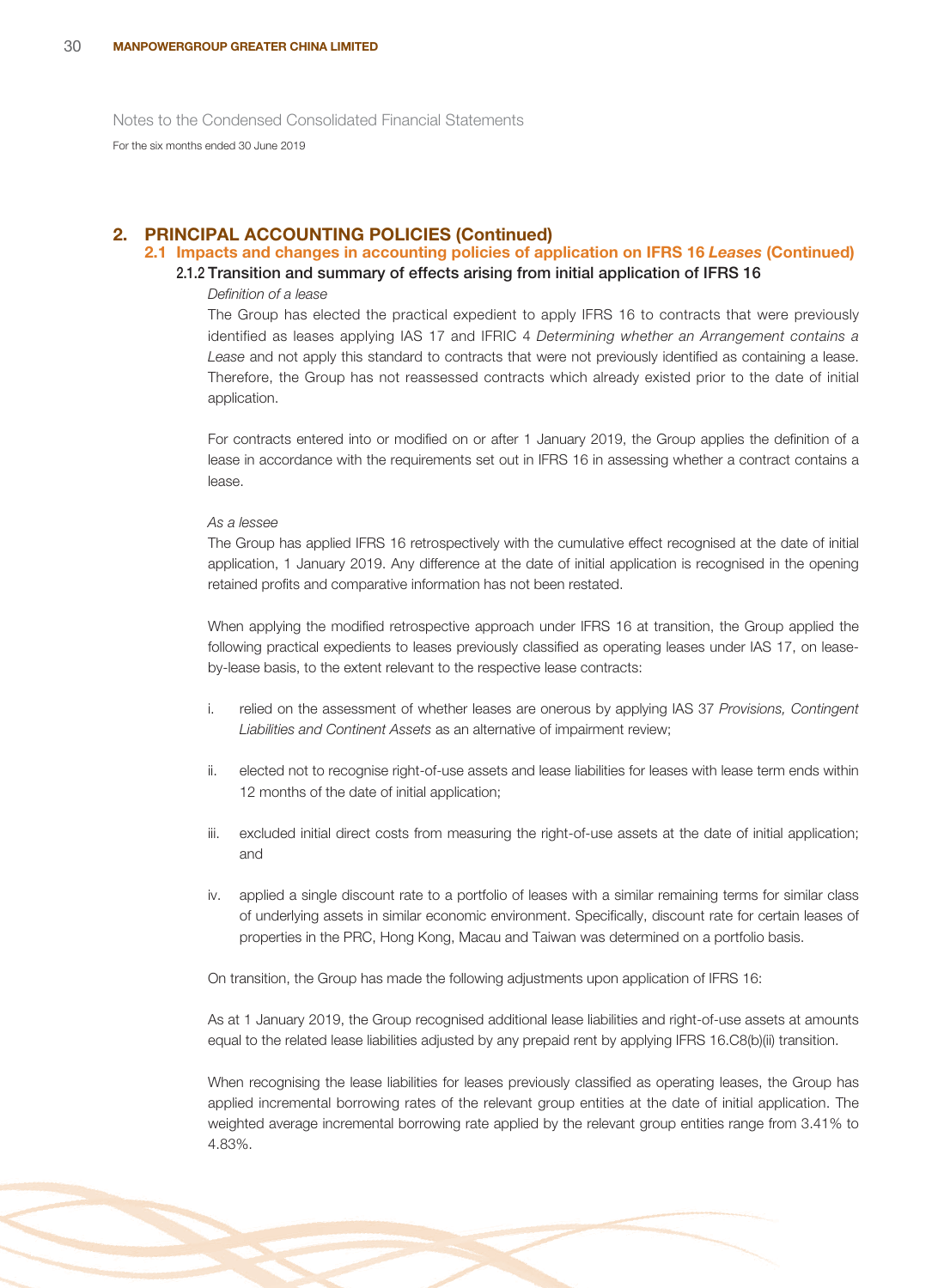Notes to the Condensed Consolidated Financial Statements

For the six months ended 30 June 2019

## 2. PRINCIPAL ACCOUNTING POLICIES (Continued)

### 2.1 Impacts and changes in accounting policies of application on IFRS 16 *Leases* (Continued)

#### 2.1.2 Transition and summary of effects arising from initial application of IFRS 16

*Definition of a lease*

The Group has elected the practical expedient to apply IFRS 16 to contracts that were previously identified as leases applying IAS 17 and IFRIC 4 *Determining whether an Arrangement contains a Lease* and not apply this standard to contracts that were not previously identified as containing a lease. Therefore, the Group has not reassessed contracts which already existed prior to the date of initial application.

For contracts entered into or modified on or after 1 January 2019, the Group applies the definition of a lease in accordance with the requirements set out in IFRS 16 in assessing whether a contract contains a lease.

*As a lessee*

The Group has applied IFRS 16 retrospectively with the cumulative effect recognised at the date of initial application, 1 January 2019. Any difference at the date of initial application is recognised in the opening retained profits and comparative information has not been restated.

When applying the modified retrospective approach under IFRS 16 at transition, the Group applied the following practical expedients to leases previously classified as operating leases under IAS 17, on lease-by-lease basis, to the extent relevant to the respective lease contracts:

i. relied on the assessment of whether leases are onerous by applying IAS 37 *Provisions, Contingent Liabilities and Continent Assets* as an alternative of impairment review;

ii. elected not to recognise right-of-use assets and lease liabilities for leases with lease term ends within 12 months of the date of initial application;

iii. excluded initial direct costs from measuring the right-of-use assets at the date of initial application; and

iv. applied a single discount rate to a portfolio of leases with a similar remaining terms for similar class of underlying assets in similar economic environment. Specifically, discount rate for certain leases of properties in the PRC, Hong Kong, Macau and Taiwan was determined on a portfolio basis.

On transition, the Group has made the following adjustments upon application of IFRS 16:

As at 1 January 2019, the Group recognised additional lease liabilities and right-of-use assets at amounts equal to the related lease liabilities adjusted by any prepaid rent by applying IFRS 16.C8(b)(ii) transition.

When recognising the lease liabilities for leases previously classified as operating leases, the Group has applied incremental borrowing rates of the relevant group entities at the date of initial application. The weighted average incremental borrowing rate applied by the relevant group entities range from 3.41% to 4.83%.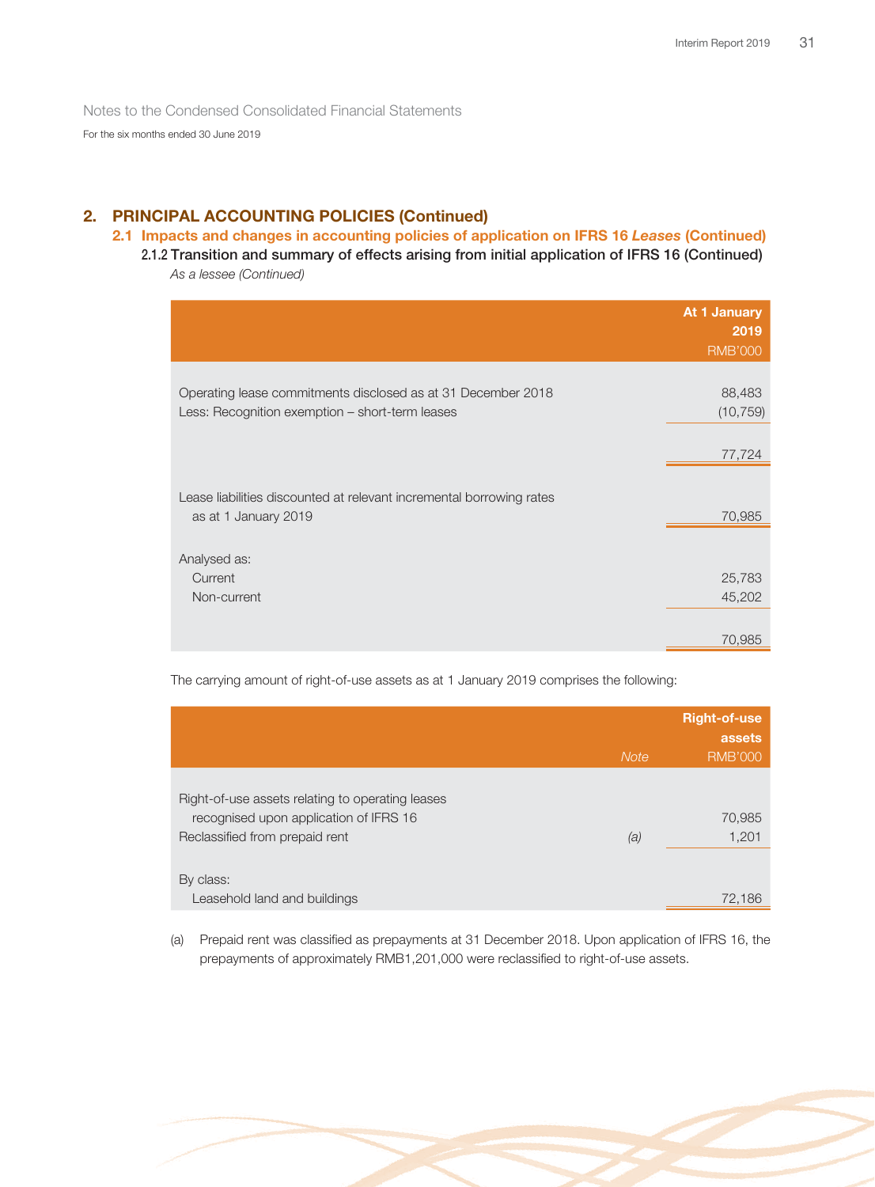Notes to the Condensed Consolidated Financial Statements

For the six months ended 30 June 2019

## 2. PRINCIPAL ACCOUNTING POLICIES (Continued)

### 2.1 Impacts and changes in accounting policies of application on IFRS 16 *Leases* (Continued)

#### 2.1.2 Transition and summary of effects arising from initial application of IFRS 16 (Continued)

*As a lessee (Continued)*

| | At 1 January 2019 RMB'000 |
|---|---|
| Operating lease commitments disclosed as at 31 December 2018 | 88,483 |
| Less: Recognition exemption – short-term leases | (10,759) |
| | 77,724 |
| Lease liabilities discounted at relevant incremental borrowing rates as at 1 January 2019 | 70,985 |
| Analysed as: | |
| Current | 25,783 |
| Non-current | 45,202 |
| | 70,985 |

The carrying amount of right-of-use assets as at 1 January 2019 comprises the following:

| | *Note* | Right-of-use assets RMB'000 |
|---|---|---|
| Right-of-use assets relating to operating leases recognised upon application of IFRS 16 | | 70,985 |
| Reclassified from prepaid rent | *(a)* | 1,201 |
| By class: | | |
| Leasehold land and buildings | | 72,186 |

(a) Prepaid rent was classified as prepayments at 31 December 2018. Upon application of IFRS 16, the prepayments of approximately RMB1,201,000 were reclassified to right-of-use assets.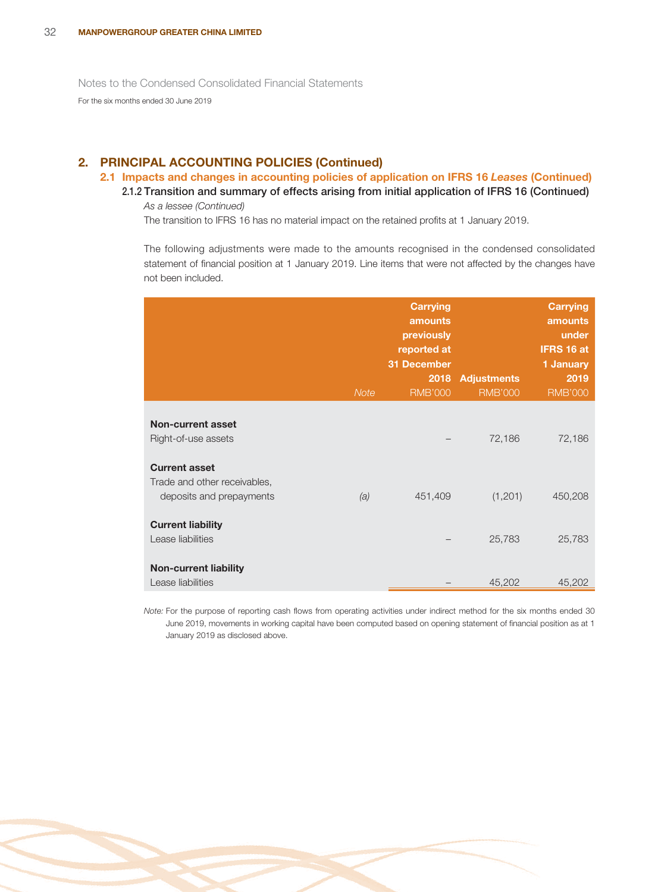Notes to the Condensed Consolidated Financial Statements

For the six months ended 30 June 2019

## 2. PRINCIPAL ACCOUNTING POLICIES (Continued)

### 2.1 Impacts and changes in accounting policies of application on IFRS 16 *Leases* (Continued)

#### 2.1.2 Transition and summary of effects arising from initial application of IFRS 16 (Continued)

*As a lessee (Continued)*

The transition to IFRS 16 has no material impact on the retained profits at 1 January 2019.

The following adjustments were made to the amounts recognised in the condensed consolidated statement of financial position at 1 January 2019. Line items that were not affected by the changes have not been included.

| | *Note* | Carrying amounts previously reported at 31 December 2018 RMB'000 | Adjustments RMB'000 | Carrying amounts under IFRS 16 at 1 January 2019 RMB'000 |
|---|---|---|---|---|
| **Non-current asset** | | | | |
| Right-of-use assets | | – | 72,186 | 72,186 |
| **Current asset** | | | | |
| Trade and other receivables, deposits and prepayments | *(a)* | 451,409 | (1,201) | 450,208 |
| **Current liability** | | | | |
| Lease liabilities | | – | 25,783 | 25,783 |
| **Non-current liability** | | | | |
| Lease liabilities | | – | 45,202 | 45,202 |

*Note:* For the purpose of reporting cash flows from operating activities under indirect method for the six months ended 30 June 2019, movements in working capital have been computed based on opening statement of financial position as at 1 January 2019 as disclosed above.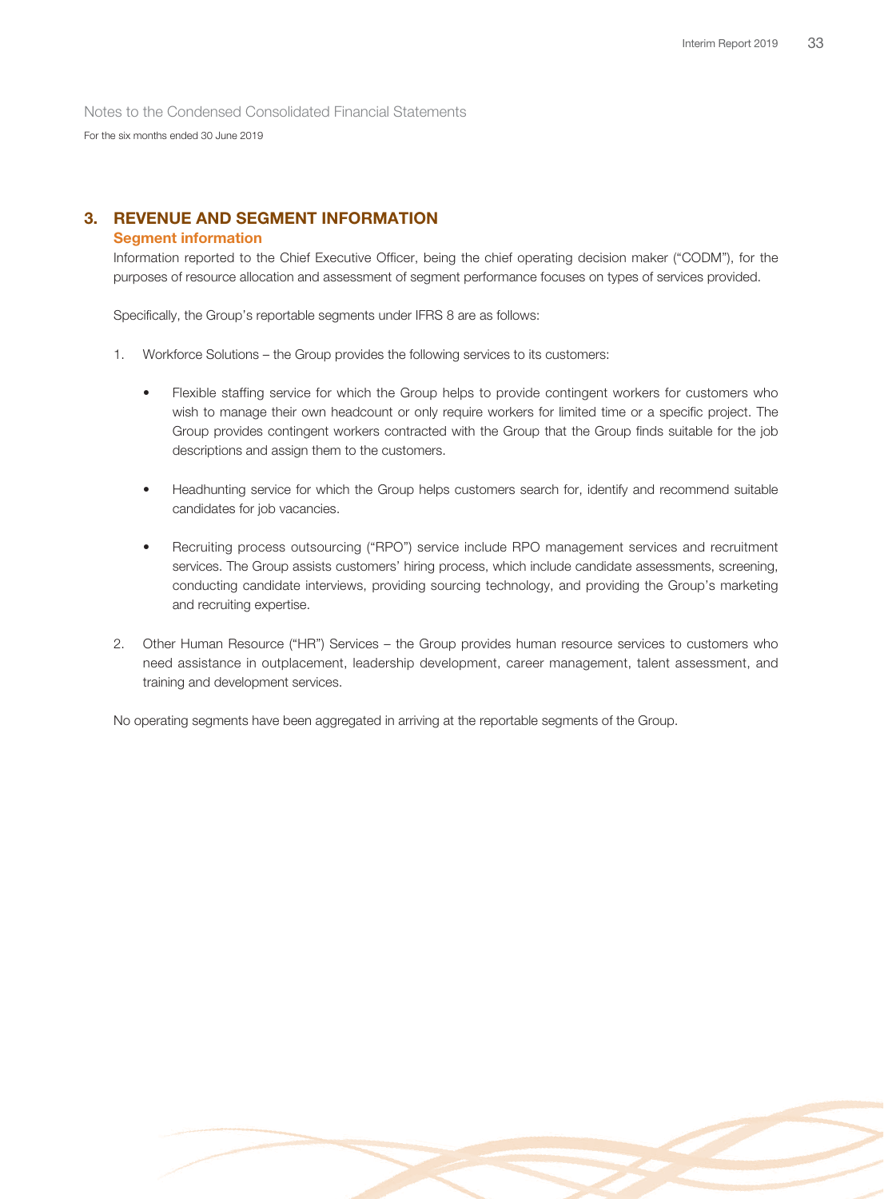Notes to the Condensed Consolidated Financial Statements

For the six months ended 30 June 2019

## 3. REVENUE AND SEGMENT INFORMATION

### Segment information

Information reported to the Chief Executive Officer, being the chief operating decision maker ("CODM"), for the purposes of resource allocation and assessment of segment performance focuses on types of services provided.

Specifically, the Group's reportable segments under IFRS 8 are as follows:

1. Workforce Solutions – the Group provides the following services to its customers:

   - Flexible staffing service for which the Group helps to provide contingent workers for customers who wish to manage their own headcount or only require workers for limited time or a specific project. The Group provides contingent workers contracted with the Group that the Group finds suitable for the job descriptions and assign them to the customers.

   - Headhunting service for which the Group helps customers search for, identify and recommend suitable candidates for job vacancies.

   - Recruiting process outsourcing ("RPO") service include RPO management services and recruitment services. The Group assists customers' hiring process, which include candidate assessments, screening, conducting candidate interviews, providing sourcing technology, and providing the Group's marketing and recruiting expertise.

2. Other Human Resource ("HR") Services – the Group provides human resource services to customers who need assistance in outplacement, leadership development, career management, talent assessment, and training and development services.

No operating segments have been aggregated in arriving at the reportable segments of the Group.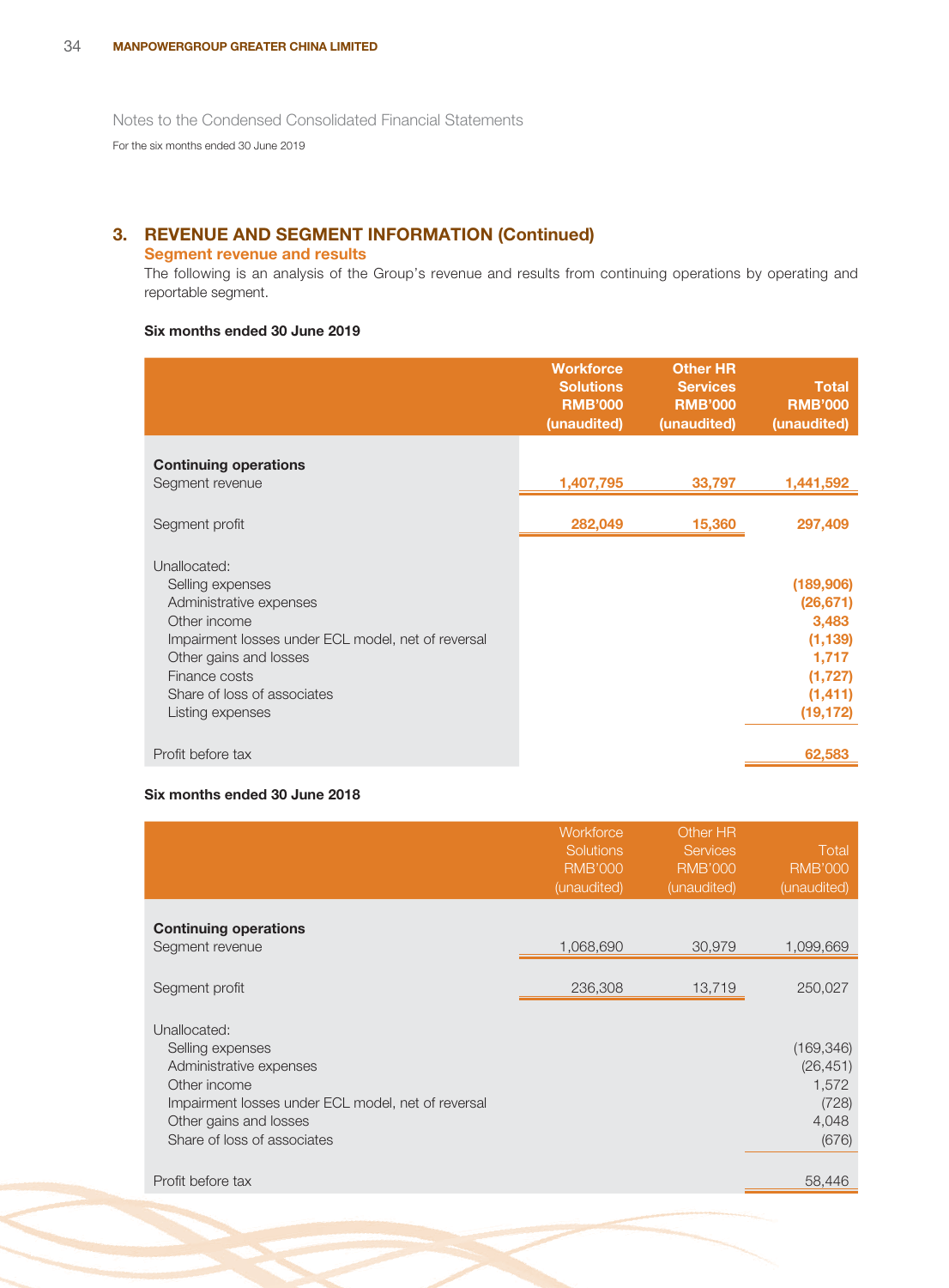## Notes to the Condensed Consolidated Financial Statements

For the six months ended 30 June 2019

### 3. REVENUE AND SEGMENT INFORMATION (Continued)

#### Segment revenue and results

The following is an analysis of the Group's revenue and results from continuing operations by operating and reportable segment.

**Six months ended 30 June 2019**

| | Workforce Solutions RMB'000 (unaudited) | Other HR Services RMB'000 (unaudited) | Total RMB'000 (unaudited) |
|---|---|---|---|
| **Continuing operations** | | | |
| Segment revenue | **1,407,795** | **33,797** | **1,441,592** |
| Segment profit | **282,049** | **15,360** | **297,409** |
| Unallocated: | | | |
| Selling expenses | | | **(189,906)** |
| Administrative expenses | | | **(26,671)** |
| Other income | | | **3,483** |
| Impairment losses under ECL model, net of reversal | | | **(1,139)** |
| Other gains and losses | | | **1,717** |
| Finance costs | | | **(1,727)** |
| Share of loss of associates | | | **(1,411)** |
| Listing expenses | | | **(19,172)** |
| Profit before tax | | | **62,583** |

**Six months ended 30 June 2018**

| | Workforce Solutions RMB'000 (unaudited) | Other HR Services RMB'000 (unaudited) | Total RMB'000 (unaudited) |
|---|---|---|---|
| **Continuing operations** | | | |
| Segment revenue | 1,068,690 | 30,979 | 1,099,669 |
| Segment profit | 236,308 | 13,719 | 250,027 |
| Unallocated: | | | |
| Selling expenses | | | (169,346) |
| Administrative expenses | | | (26,451) |
| Other income | | | 1,572 |
| Impairment losses under ECL model, net of reversal | | | (728) |
| Other gains and losses | | | 4,048 |
| Share of loss of associates | | | (676) |
| Profit before tax | | | 58,446 |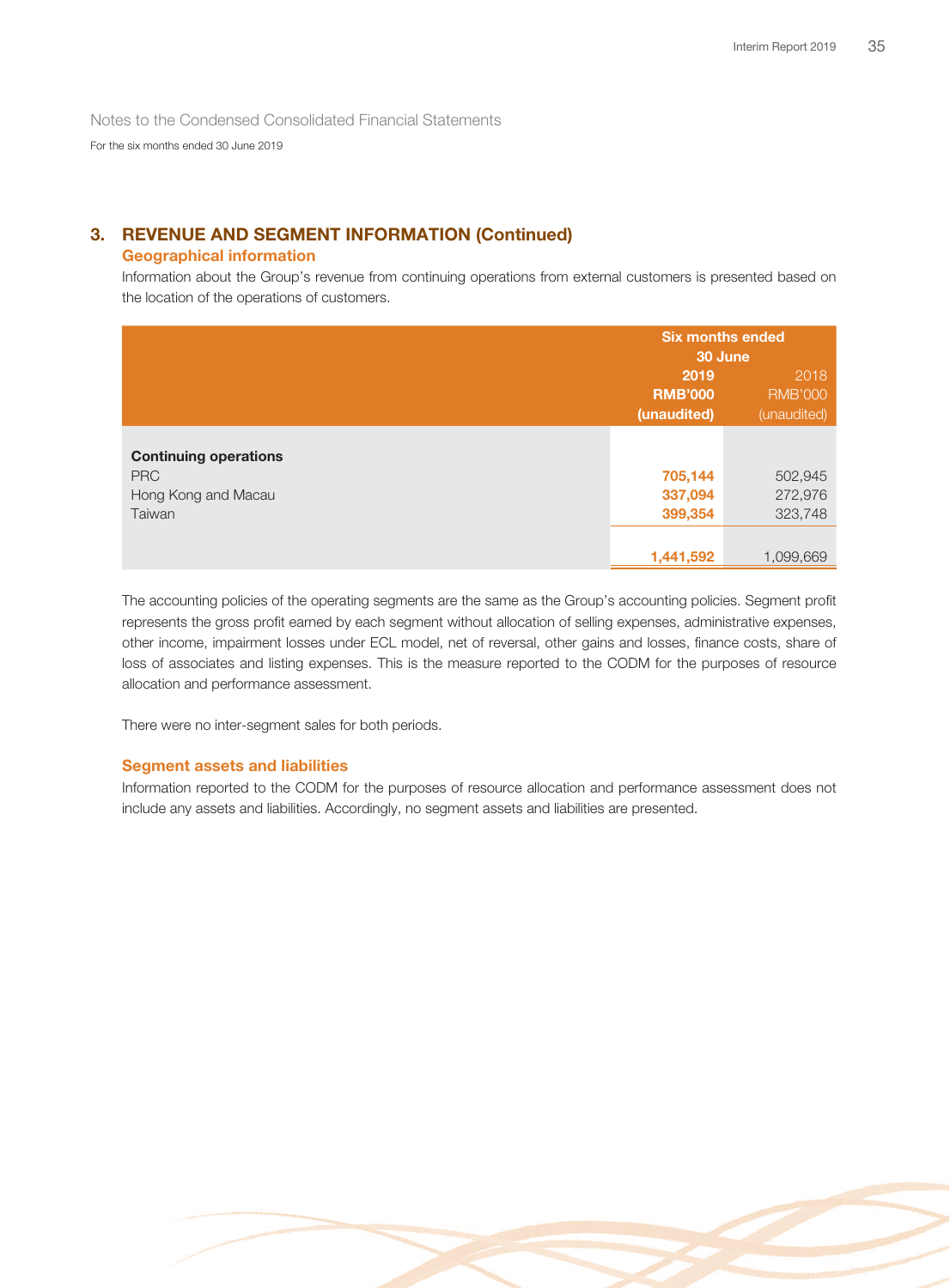Notes to the Condensed Consolidated Financial Statements

For the six months ended 30 June 2019

## 3. REVENUE AND SEGMENT INFORMATION (Continued)

### Geographical information

Information about the Group's revenue from continuing operations from external customers is presented based on the location of the operations of customers.

| | Six months ended 30 June | |
|---|---|---|
| | **2019** | 2018 |
| | **RMB'000** | RMB'000 |
| | **(unaudited)** | (unaudited) |
| **Continuing operations** | | |
| PRC | **705,144** | 502,945 |
| Hong Kong and Macau | **337,094** | 272,976 |
| Taiwan | **399,354** | 323,748 |
| | **1,441,592** | 1,099,669 |

The accounting policies of the operating segments are the same as the Group's accounting policies. Segment profit represents the gross profit earned by each segment without allocation of selling expenses, administrative expenses, other income, impairment losses under ECL model, net of reversal, other gains and losses, finance costs, share of loss of associates and listing expenses. This is the measure reported to the CODM for the purposes of resource allocation and performance assessment.

There were no inter-segment sales for both periods.

### Segment assets and liabilities

Information reported to the CODM for the purposes of resource allocation and performance assessment does not include any assets and liabilities. Accordingly, no segment assets and liabilities are presented.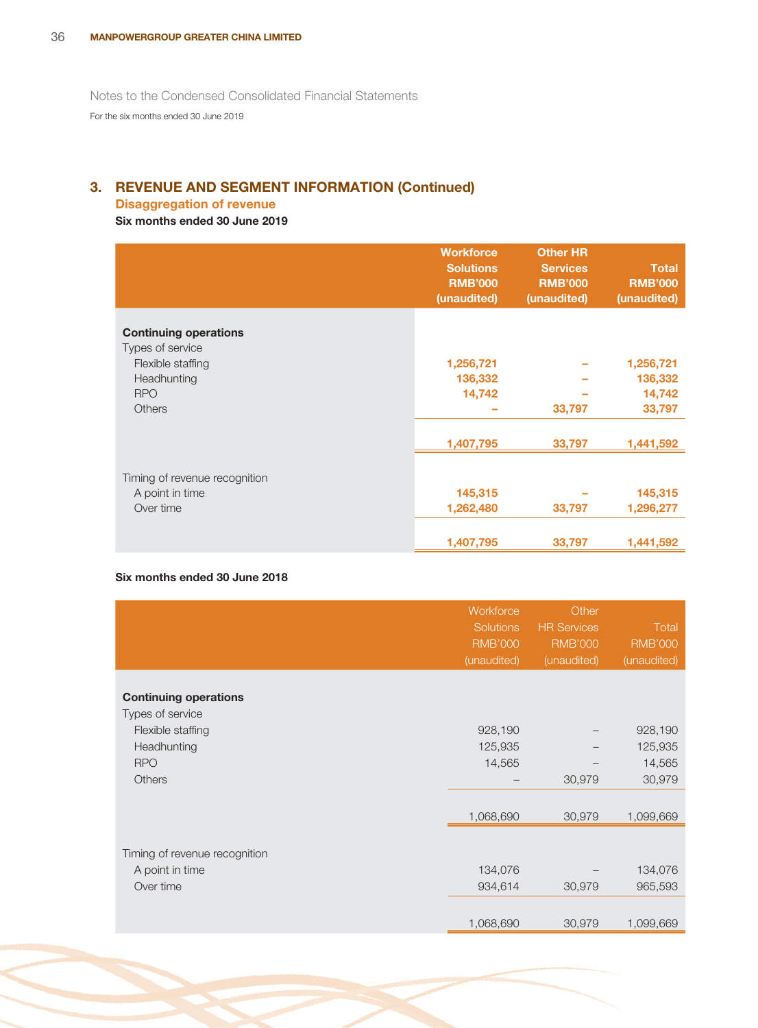Notes to the Condensed Consolidated Financial Statements

For the six months ended 30 June 2019

## 3. REVENUE AND SEGMENT INFORMATION (Continued)

### Disaggregation of revenue

**Six months ended 30 June 2019**

| | Workforce Solutions RMB'000 (unaudited) | Other HR Services RMB'000 (unaudited) | Total RMB'000 (unaudited) |
|---|---|---|---|
| **Continuing operations** | | | |
| Types of service | | | |
| Flexible staffing | **1,256,721** | **–** | **1,256,721** |
| Headhunting | **136,332** | **–** | **136,332** |
| RPO | **14,742** | **–** | **14,742** |
| Others | **–** | **33,797** | **33,797** |
| | **1,407,795** | **33,797** | **1,441,592** |
| Timing of revenue recognition | | | |
| A point in time | **145,315** | **–** | **145,315** |
| Over time | **1,262,480** | **33,797** | **1,296,277** |
| | **1,407,795** | **33,797** | **1,441,592** |

**Six months ended 30 June 2018**

| | Workforce Solutions RMB'000 (unaudited) | Other HR Services RMB'000 (unaudited) | Total RMB'000 (unaudited) |
|---|---|---|---|
| **Continuing operations** | | | |
| Types of service | | | |
| Flexible staffing | 928,190 | – | 928,190 |
| Headhunting | 125,935 | – | 125,935 |
| RPO | 14,565 | – | 14,565 |
| Others | – | 30,979 | 30,979 |
| | 1,068,690 | 30,979 | 1,099,669 |
| Timing of revenue recognition | | | |
| A point in time | 134,076 | – | 134,076 |
| Over time | 934,614 | 30,979 | 965,593 |
| | 1,068,690 | 30,979 | 1,099,669 |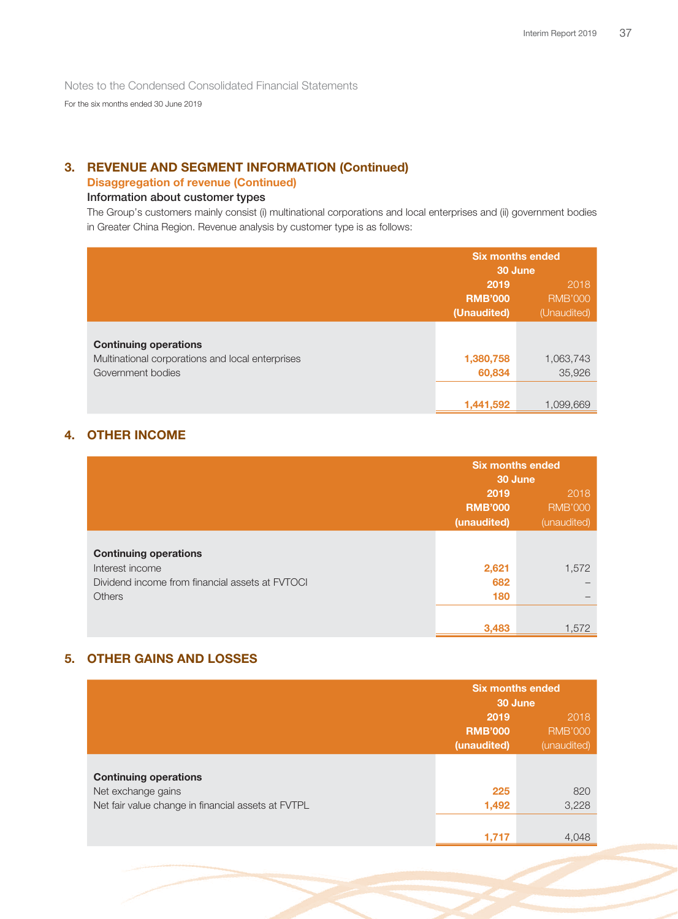Notes to the Condensed Consolidated Financial Statements

For the six months ended 30 June 2019

## 3. REVENUE AND SEGMENT INFORMATION (Continued)

### Disaggregation of revenue (Continued)

#### Information about customer types

The Group's customers mainly consist (i) multinational corporations and local enterprises and (ii) government bodies in Greater China Region. Revenue analysis by customer type is as follows:

| | Six months ended 30 June | |
|---|---|---|
| | **2019** | 2018 |
| | **RMB'000** | RMB'000 |
| | **(Unaudited)** | (Unaudited) |
| **Continuing operations** | | |
| Multinational corporations and local enterprises | **1,380,758** | 1,063,743 |
| Government bodies | **60,834** | 35,926 |
| | **1,441,592** | 1,099,669 |

## 4. OTHER INCOME

| | Six months ended 30 June | |
|---|---|---|
| | **2019** | 2018 |
| | **RMB'000** | RMB'000 |
| | **(unaudited)** | (unaudited) |
| **Continuing operations** | | |
| Interest income | **2,621** | 1,572 |
| Dividend income from financial assets at FVTOCI | **682** | – |
| Others | **180** | – |
| | **3,483** | 1,572 |

## 5. OTHER GAINS AND LOSSES

| | Six months ended 30 June | |
|---|---|---|
| | **2019** | 2018 |
| | **RMB'000** | RMB'000 |
| | **(unaudited)** | (unaudited) |
| **Continuing operations** | | |
| Net exchange gains | **225** | 820 |
| Net fair value change in financial assets at FVTPL | **1,492** | 3,228 |
| | **1,717** | 4,048 |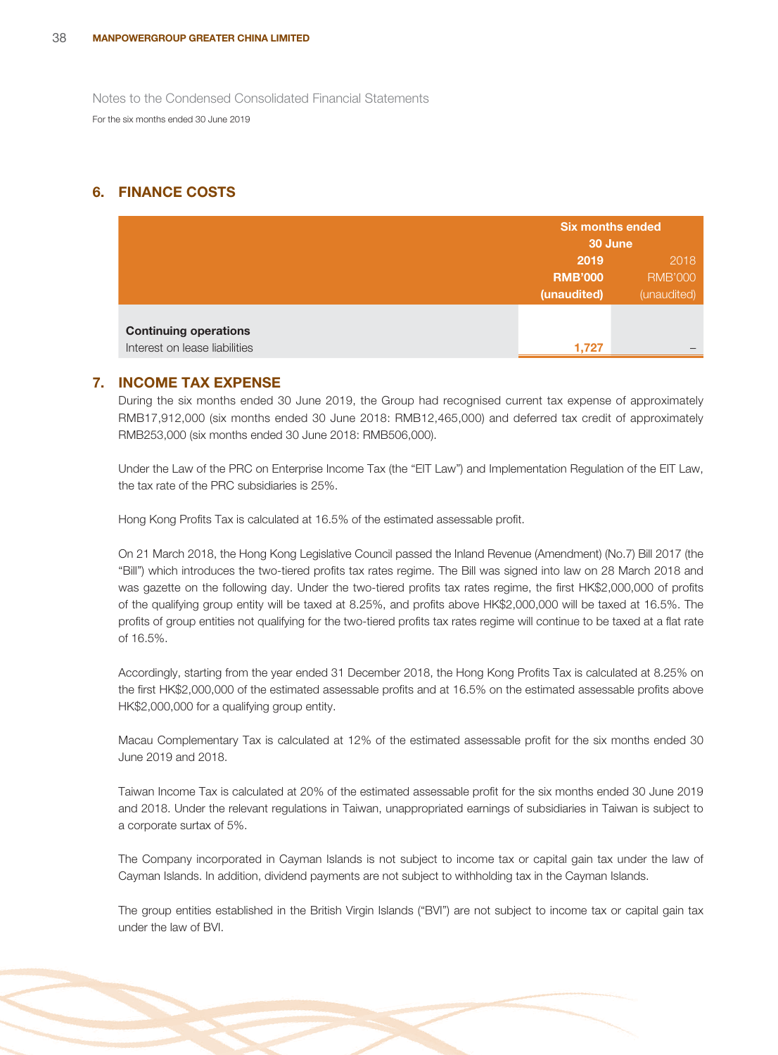Notes to the Condensed Consolidated Financial Statements

For the six months ended 30 June 2019

## 6. FINANCE COSTS

| | Six months ended 30 June | |
|---|---|---|
| | **2019** | 2018 |
| | **RMB'000** | RMB'000 |
| | **(unaudited)** | (unaudited) |
| **Continuing operations** | | |
| Interest on lease liabilities | **1,727** | – |

## 7. INCOME TAX EXPENSE

During the six months ended 30 June 2019, the Group had recognised current tax expense of approximately RMB17,912,000 (six months ended 30 June 2018: RMB12,465,000) and deferred tax credit of approximately RMB253,000 (six months ended 30 June 2018: RMB506,000).

Under the Law of the PRC on Enterprise Income Tax (the "EIT Law") and Implementation Regulation of the EIT Law, the tax rate of the PRC subsidiaries is 25%.

Hong Kong Profits Tax is calculated at 16.5% of the estimated assessable profit.

On 21 March 2018, the Hong Kong Legislative Council passed the Inland Revenue (Amendment) (No.7) Bill 2017 (the "Bill") which introduces the two-tiered profits tax rates regime. The Bill was signed into law on 28 March 2018 and was gazette on the following day. Under the two-tiered profits tax rates regime, the first HK$2,000,000 of profits of the qualifying group entity will be taxed at 8.25%, and profits above HK$2,000,000 will be taxed at 16.5%. The profits of group entities not qualifying for the two-tiered profits tax rates regime will continue to be taxed at a flat rate of 16.5%.

Accordingly, starting from the year ended 31 December 2018, the Hong Kong Profits Tax is calculated at 8.25% on the first HK$2,000,000 of the estimated assessable profits and at 16.5% on the estimated assessable profits above HK$2,000,000 for a qualifying group entity.

Macau Complementary Tax is calculated at 12% of the estimated assessable profit for the six months ended 30 June 2019 and 2018.

Taiwan Income Tax is calculated at 20% of the estimated assessable profit for the six months ended 30 June 2019 and 2018. Under the relevant regulations in Taiwan, unappropriated earnings of subsidiaries in Taiwan is subject to a corporate surtax of 5%.

The Company incorporated in Cayman Islands is not subject to income tax or capital gain tax under the law of Cayman Islands. In addition, dividend payments are not subject to withholding tax in the Cayman Islands.

The group entities established in the British Virgin Islands ("BVI") are not subject to income tax or capital gain tax under the law of BVI.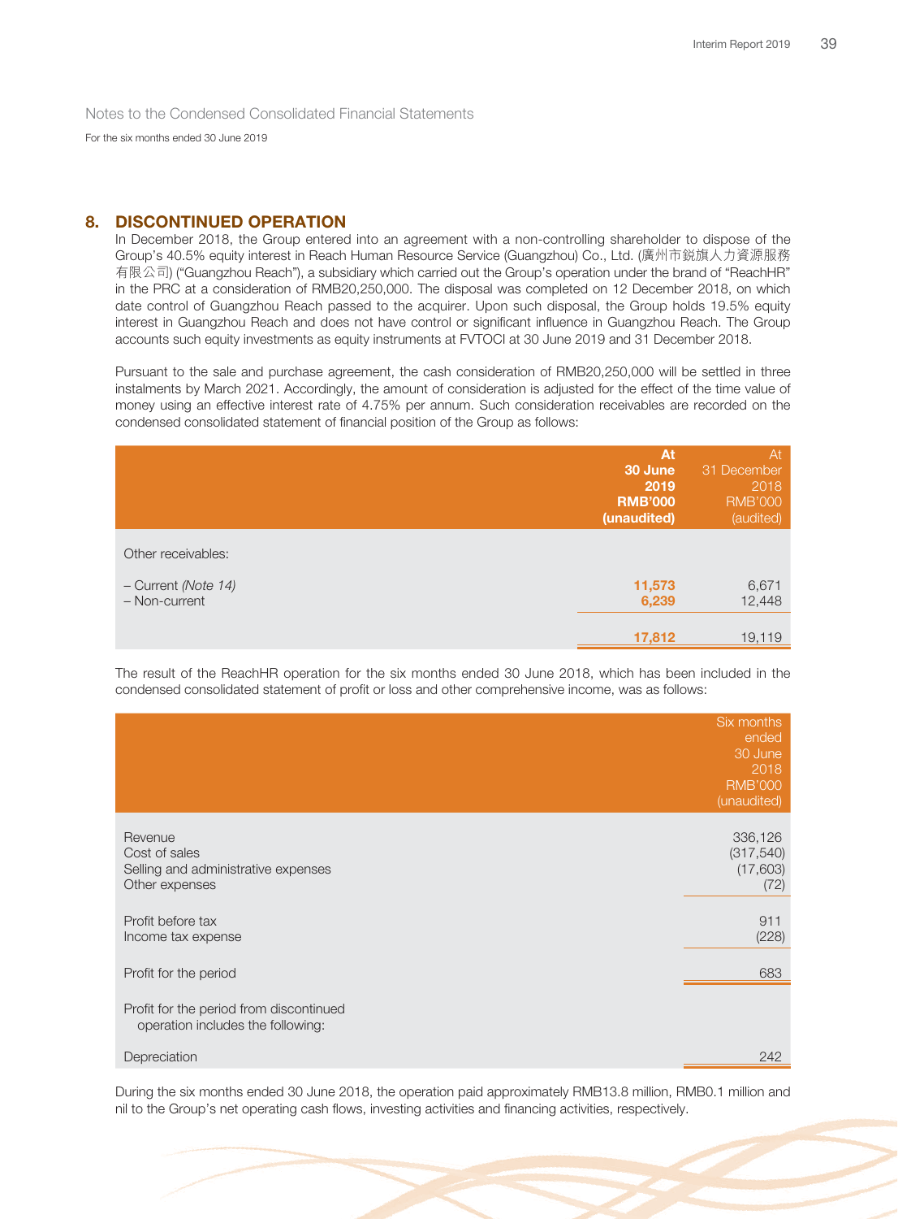Notes to the Condensed Consolidated Financial Statements

For the six months ended 30 June 2019

## 8. DISCONTINUED OPERATION

In December 2018, the Group entered into an agreement with a non-controlling shareholder to dispose of the Group's 40.5% equity interest in Reach Human Resource Service (Guangzhou) Co., Ltd. (廣州市銳旗人力資源服務有限公司) ("Guangzhou Reach"), a subsidiary which carried out the Group's operation under the brand of "ReachHR" in the PRC at a consideration of RMB20,250,000. The disposal was completed on 12 December 2018, on which date control of Guangzhou Reach passed to the acquirer. Upon such disposal, the Group holds 19.5% equity interest in Guangzhou Reach and does not have control or significant influence in Guangzhou Reach. The Group accounts such equity investments as equity instruments at FVTOCI at 30 June 2019 and 31 December 2018.

Pursuant to the sale and purchase agreement, the cash consideration of RMB20,250,000 will be settled in three instalments by March 2021. Accordingly, the amount of consideration is adjusted for the effect of the time value of money using an effective interest rate of 4.75% per annum. Such consideration receivables are recorded on the condensed consolidated statement of financial position of the Group as follows:

| | **At 30 June 2019 RMB'000 (unaudited)** | At 31 December 2018 RMB'000 (audited) |
|---|---|---|
| Other receivables: | | |
| – Current *(Note 14)* | **11,573** | 6,671 |
| – Non-current | **6,239** | 12,448 |
| | **17,812** | 19,119 |

The result of the ReachHR operation for the six months ended 30 June 2018, which has been included in the condensed consolidated statement of profit or loss and other comprehensive income, was as follows:

| | Six months ended 30 June 2018 RMB'000 (unaudited) |
|---|---|
| Revenue | 336,126 |
| Cost of sales | (317,540) |
| Selling and administrative expenses | (17,603) |
| Other expenses | (72) |
| Profit before tax | 911 |
| Income tax expense | (228) |
| Profit for the period | 683 |
| Profit for the period from discontinued operation includes the following: | |
| Depreciation | 242 |

During the six months ended 30 June 2018, the operation paid approximately RMB13.8 million, RMB0.1 million and nil to the Group's net operating cash flows, investing activities and financing activities, respectively.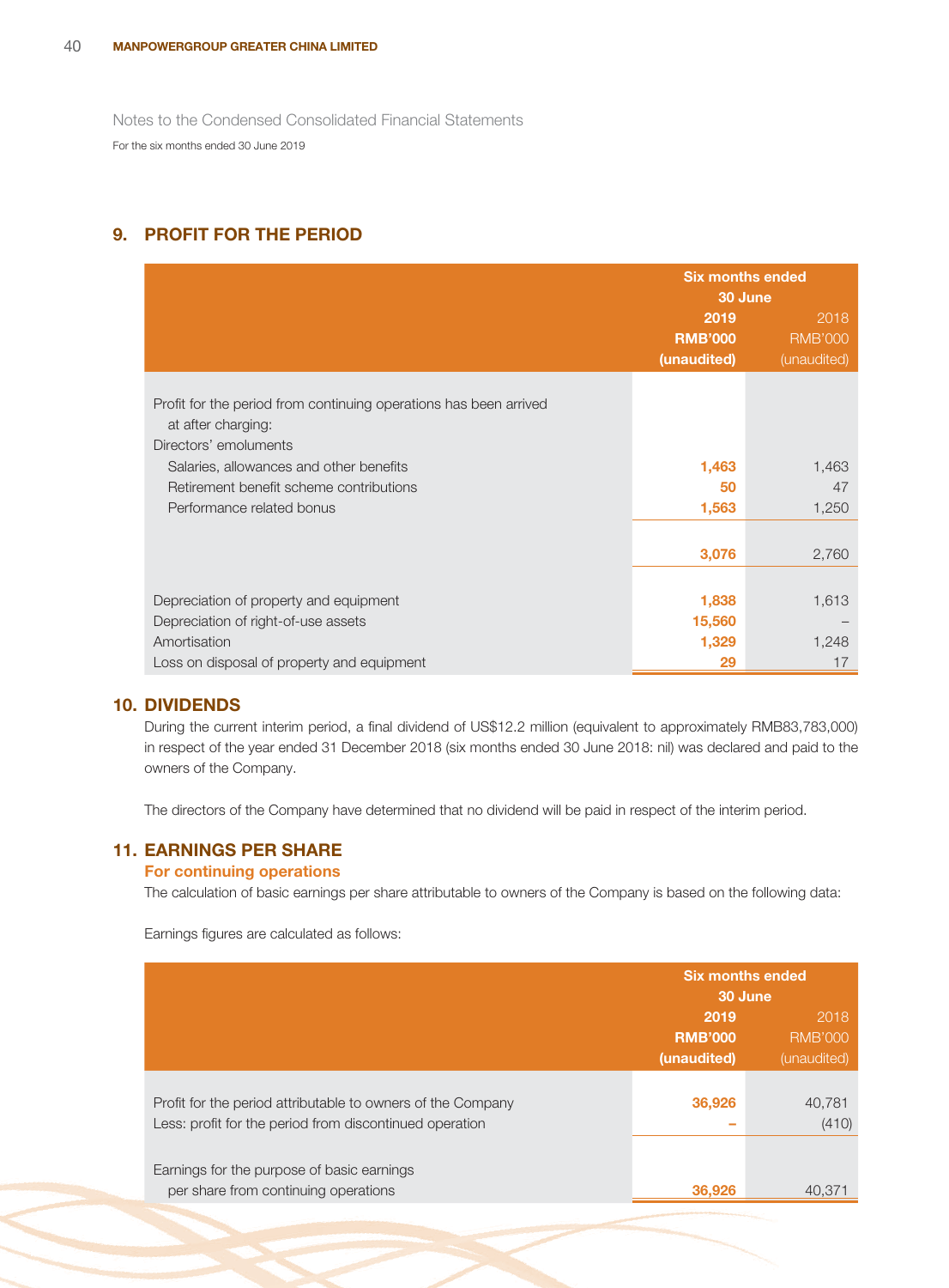Notes to the Condensed Consolidated Financial Statements

For the six months ended 30 June 2019

## 9. PROFIT FOR THE PERIOD

| | Six months ended 30 June | |
|---|---|---|
| | **2019** | 2018 |
| | **RMB'000** | RMB'000 |
| | **(unaudited)** | (unaudited) |
| Profit for the period from continuing operations has been arrived at after charging: | | |
| Directors' emoluments | | |
| Salaries, allowances and other benefits | **1,463** | 1,463 |
| Retirement benefit scheme contributions | **50** | 47 |
| Performance related bonus | **1,563** | 1,250 |
| | **3,076** | 2,760 |
| Depreciation of property and equipment | **1,838** | 1,613 |
| Depreciation of right-of-use assets | **15,560** | – |
| Amortisation | **1,329** | 1,248 |
| Loss on disposal of property and equipment | **29** | 17 |

## 10. DIVIDENDS

During the current interim period, a final dividend of US$12.2 million (equivalent to approximately RMB83,783,000) in respect of the year ended 31 December 2018 (six months ended 30 June 2018: nil) was declared and paid to the owners of the Company.

The directors of the Company have determined that no dividend will be paid in respect of the interim period.

## 11. EARNINGS PER SHARE

### For continuing operations

The calculation of basic earnings per share attributable to owners of the Company is based on the following data:

Earnings figures are calculated as follows:

| | Six months ended 30 June | |
|---|---|---|
| | **2019** | 2018 |
| | **RMB'000** | RMB'000 |
| | **(unaudited)** | (unaudited) |
| Profit for the period attributable to owners of the Company | **36,926** | 40,781 |
| Less: profit for the period from discontinued operation | **–** | (410) |
| Earnings for the purpose of basic earnings per share from continuing operations | **36,926** | 40,371 |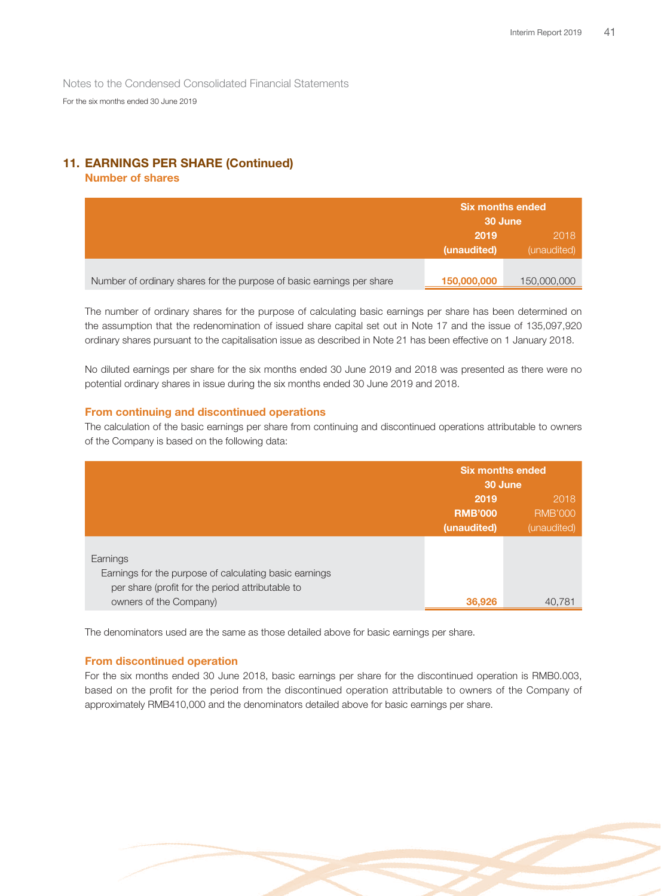Notes to the Condensed Consolidated Financial Statements

For the six months ended 30 June 2019

## 11. EARNINGS PER SHARE (Continued)

### Number of shares

| | Six months ended 30 June | |
|---|---|---|
| | **2019** | 2018 |
| | **(unaudited)** | (unaudited) |
| Number of ordinary shares for the purpose of basic earnings per share | **150,000,000** | 150,000,000 |

The number of ordinary shares for the purpose of calculating basic earnings per share has been determined on the assumption that the redenomination of issued share capital set out in Note 17 and the issue of 135,097,920 ordinary shares pursuant to the capitalisation issue as described in Note 21 has been effective on 1 January 2018.

No diluted earnings per share for the six months ended 30 June 2019 and 2018 was presented as there were no potential ordinary shares in issue during the six months ended 30 June 2019 and 2018.

### From continuing and discontinued operations

The calculation of the basic earnings per share from continuing and discontinued operations attributable to owners of the Company is based on the following data:

| | Six months ended 30 June | |
|---|---|---|
| | **2019** | 2018 |
| | **RMB'000** | RMB'000 |
| | **(unaudited)** | (unaudited) |
| Earnings | | |
| Earnings for the purpose of calculating basic earnings per share (profit for the period attributable to owners of the Company) | **36,926** | 40,781 |

The denominators used are the same as those detailed above for basic earnings per share.

### From discontinued operation

For the six months ended 30 June 2018, basic earnings per share for the discontinued operation is RMB0.003, based on the profit for the period from the discontinued operation attributable to owners of the Company of approximately RMB410,000 and the denominators detailed above for basic earnings per share.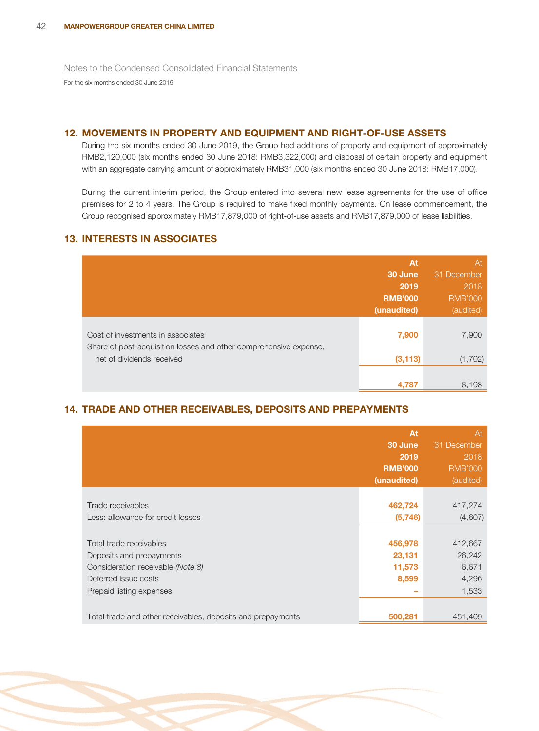Notes to the Condensed Consolidated Financial Statements

For the six months ended 30 June 2019

## 12. MOVEMENTS IN PROPERTY AND EQUIPMENT AND RIGHT-OF-USE ASSETS

During the six months ended 30 June 2019, the Group had additions of property and equipment of approximately RMB2,120,000 (six months ended 30 June 2018: RMB3,322,000) and disposal of certain property and equipment with an aggregate carrying amount of approximately RMB31,000 (six months ended 30 June 2018: RMB17,000).

During the current interim period, the Group entered into several new lease agreements for the use of office premises for 2 to 4 years. The Group is required to make fixed monthly payments. On lease commencement, the Group recognised approximately RMB17,879,000 of right-of-use assets and RMB17,879,000 of lease liabilities.

## 13. INTERESTS IN ASSOCIATES

| | At 30 June 2019 RMB'000 (unaudited) | At 31 December 2018 RMB'000 (audited) |
|---|---|---|
| Cost of investments in associates | 7,900 | 7,900 |
| Share of post-acquisition losses and other comprehensive expense, net of dividends received | (3,113) | (1,702) |
| | 4,787 | 6,198 |

## 14. TRADE AND OTHER RECEIVABLES, DEPOSITS AND PREPAYMENTS

| | At 30 June 2019 RMB'000 (unaudited) | At 31 December 2018 RMB'000 (audited) |
|---|---|---|
| Trade receivables | 462,724 | 417,274 |
| Less: allowance for credit losses | (5,746) | (4,607) |
| Total trade receivables | 456,978 | 412,667 |
| Deposits and prepayments | 23,131 | 26,242 |
| Consideration receivable *(Note 8)* | 11,573 | 6,671 |
| Deferred issue costs | 8,599 | 4,296 |
| Prepaid listing expenses | – | 1,533 |
| Total trade and other receivables, deposits and prepayments | 500,281 | 451,409 |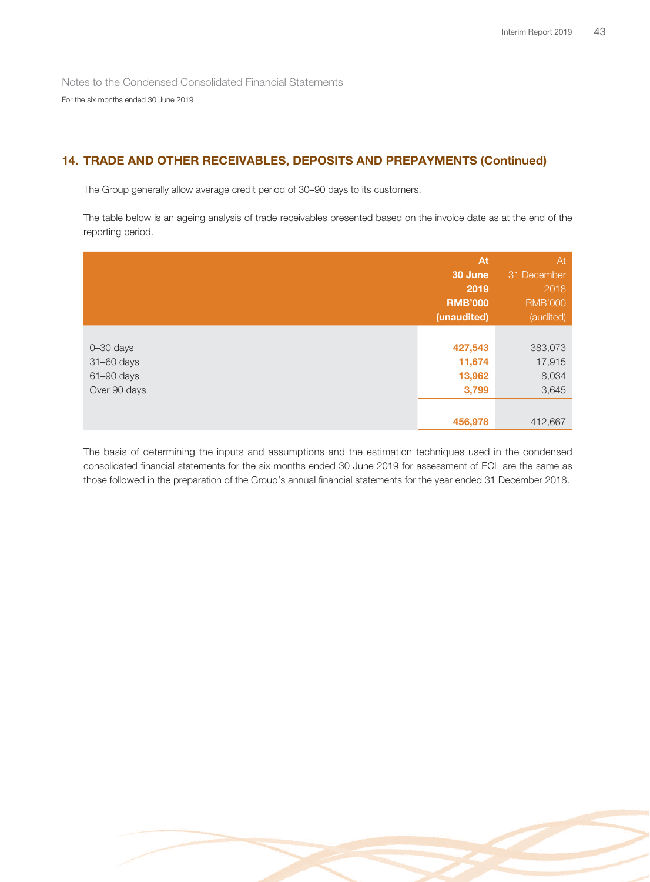Notes to the Condensed Consolidated Financial Statements

For the six months ended 30 June 2019

## 14. TRADE AND OTHER RECEIVABLES, DEPOSITS AND PREPAYMENTS (Continued)

The Group generally allow average credit period of 30–90 days to its customers.

The table below is an ageing analysis of trade receivables presented based on the invoice date as at the end of the reporting period.

| | At 30 June 2019 RMB'000 (unaudited) | At 31 December 2018 RMB'000 (audited) |
|---|---|---|
| 0–30 days | 427,543 | 383,073 |
| 31–60 days | 11,674 | 17,915 |
| 61–90 days | 13,962 | 8,034 |
| Over 90 days | 3,799 | 3,645 |
| | 456,978 | 412,667 |

The basis of determining the inputs and assumptions and the estimation techniques used in the condensed consolidated financial statements for the six months ended 30 June 2019 for assessment of ECL are the same as those followed in the preparation of the Group's annual financial statements for the year ended 31 December 2018.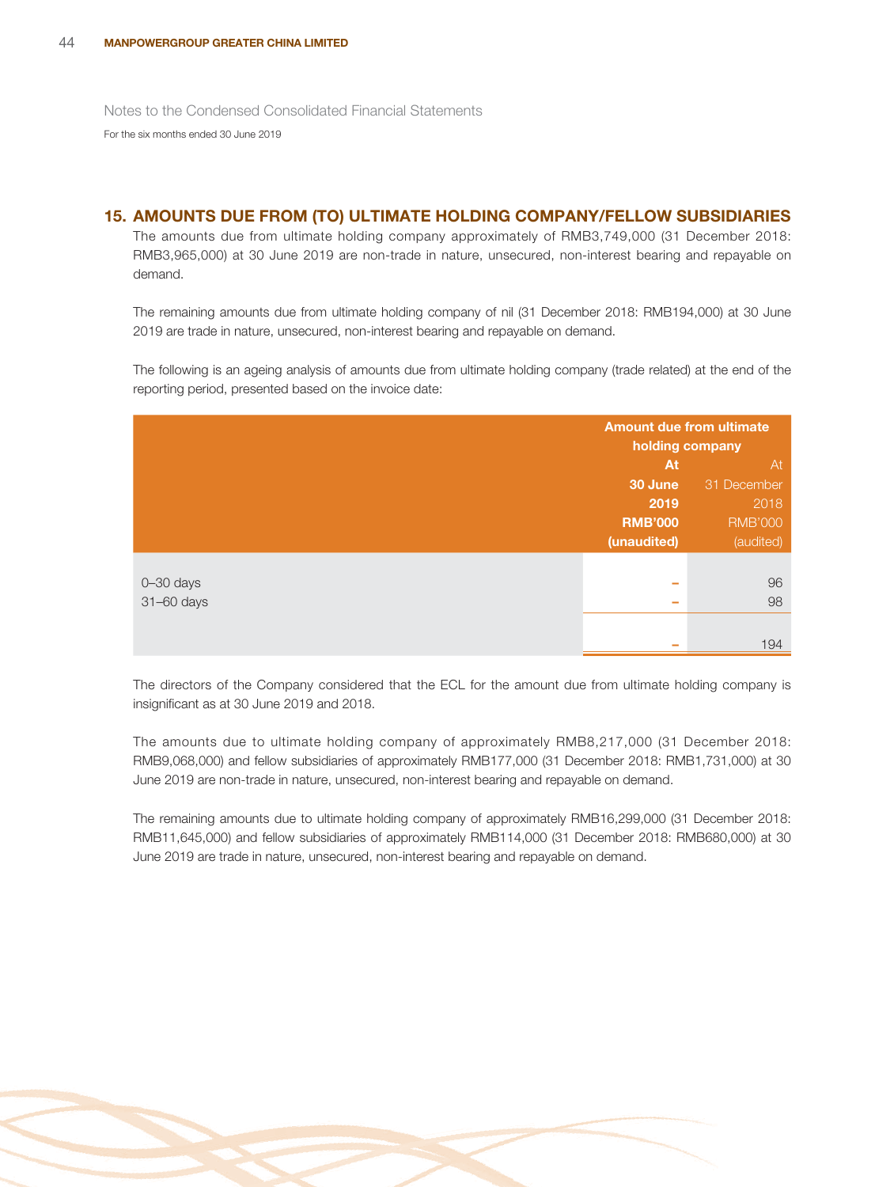Notes to the Condensed Consolidated Financial Statements

For the six months ended 30 June 2019

## 15. AMOUNTS DUE FROM (TO) ULTIMATE HOLDING COMPANY/FELLOW SUBSIDIARIES

The amounts due from ultimate holding company approximately of RMB3,749,000 (31 December 2018: RMB3,965,000) at 30 June 2019 are non-trade in nature, unsecured, non-interest bearing and repayable on demand.

The remaining amounts due from ultimate holding company of nil (31 December 2018: RMB194,000) at 30 June 2019 are trade in nature, unsecured, non-interest bearing and repayable on demand.

The following is an ageing analysis of amounts due from ultimate holding company (trade related) at the end of the reporting period, presented based on the invoice date:

| | Amount due from ultimate holding company | |
|---|---|---|
| | **At 30 June 2019 RMB'000 (unaudited)** | At 31 December 2018 RMB'000 (audited) |
| 0–30 days | – | 96 |
| 31–60 days | – | 98 |
| | – | 194 |

The directors of the Company considered that the ECL for the amount due from ultimate holding company is insignificant as at 30 June 2019 and 2018.

The amounts due to ultimate holding company of approximately RMB8,217,000 (31 December 2018: RMB9,068,000) and fellow subsidiaries of approximately RMB177,000 (31 December 2018: RMB1,731,000) at 30 June 2019 are non-trade in nature, unsecured, non-interest bearing and repayable on demand.

The remaining amounts due to ultimate holding company of approximately RMB16,299,000 (31 December 2018: RMB11,645,000) and fellow subsidiaries of approximately RMB114,000 (31 December 2018: RMB680,000) at 30 June 2019 are trade in nature, unsecured, non-interest bearing and repayable on demand.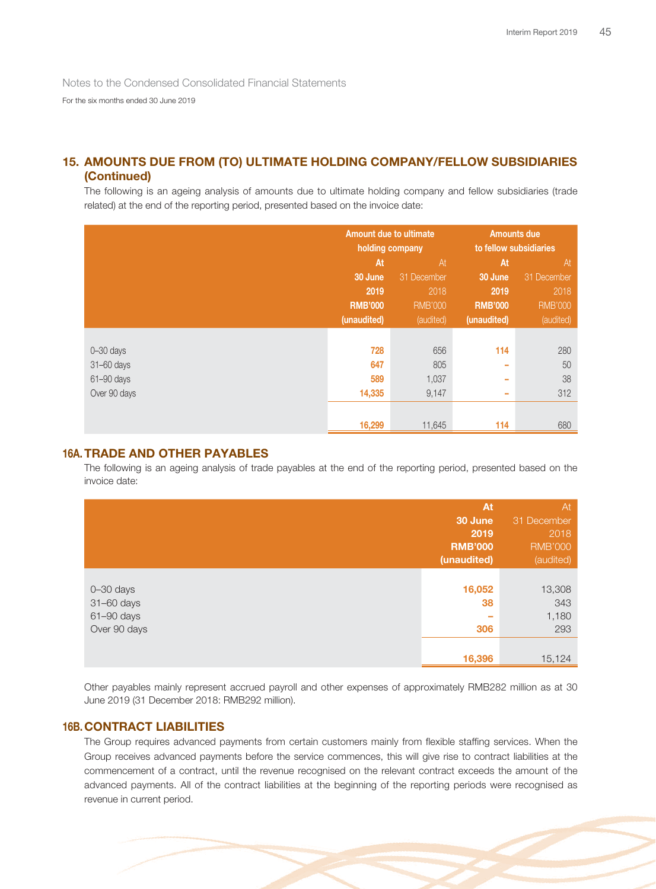Notes to the Condensed Consolidated Financial Statements

For the six months ended 30 June 2019

## 15. AMOUNTS DUE FROM (TO) ULTIMATE HOLDING COMPANY/FELLOW SUBSIDIARIES (Continued)

The following is an ageing analysis of amounts due to ultimate holding company and fellow subsidiaries (trade related) at the end of the reporting period, presented based on the invoice date:

| | Amount due to ultimate holding company | | Amounts due to fellow subsidiaries | |
|---|---|---|---|---|
| | **At 30 June 2019 RMB'000 (unaudited)** | At 31 December 2018 RMB'000 (audited) | **At 30 June 2019 RMB'000 (unaudited)** | At 31 December 2018 RMB'000 (audited) |
| 0–30 days | **728** | 656 | **114** | 280 |
| 31–60 days | **647** | 805 | **–** | 50 |
| 61–90 days | **589** | 1,037 | **–** | 38 |
| Over 90 days | **14,335** | 9,147 | **–** | 312 |
| | **16,299** | 11,645 | **114** | 680 |

## 16A. TRADE AND OTHER PAYABLES

The following is an ageing analysis of trade payables at the end of the reporting period, presented based on the invoice date:

| | **At 30 June 2019 RMB'000 (unaudited)** | At 31 December 2018 RMB'000 (audited) |
|---|---|---|
| 0–30 days | **16,052** | 13,308 |
| 31–60 days | **38** | 343 |
| 61–90 days | **–** | 1,180 |
| Over 90 days | **306** | 293 |
| | **16,396** | 15,124 |

Other payables mainly represent accrued payroll and other expenses of approximately RMB282 million as at 30 June 2019 (31 December 2018: RMB292 million).

## 16B. CONTRACT LIABILITIES

The Group requires advanced payments from certain customers mainly from flexible staffing services. When the Group receives advanced payments before the service commences, this will give rise to contract liabilities at the commencement of a contract, until the revenue recognised on the relevant contract exceeds the amount of the advanced payments. All of the contract liabilities at the beginning of the reporting periods were recognised as revenue in current period.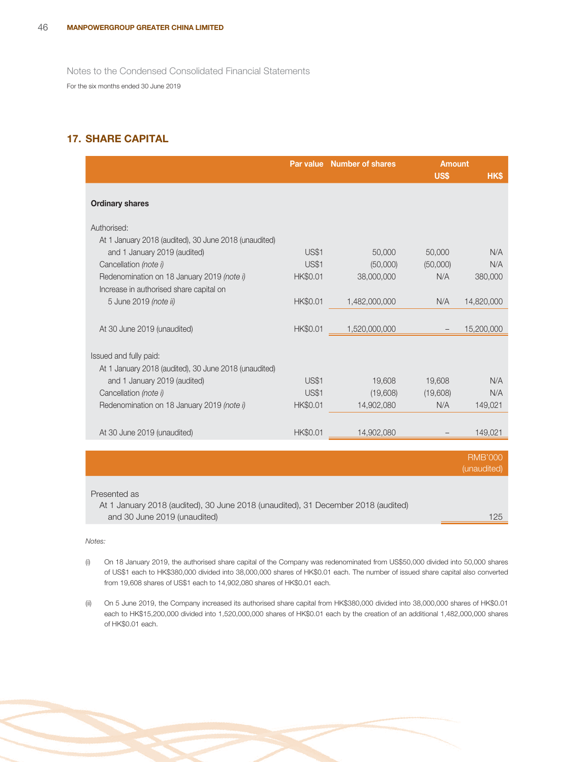Notes to the Condensed Consolidated Financial Statements

For the six months ended 30 June 2019

## 17. SHARE CAPITAL

| | Par value | Number of shares | Amount | |
|---|---|---|---|---|
| | | | US$ | HK$ |
| **Ordinary shares** | | | | |
| Authorised: | | | | |
| At 1 January 2018 (audited), 30 June 2018 (unaudited) and 1 January 2019 (audited) | US$1 | 50,000 | 50,000 | N/A |
| Cancellation *(note i)* | US$1 | (50,000) | (50,000) | N/A |
| Redenomination on 18 January 2019 *(note i)* | HK$0.01 | 38,000,000 | N/A | 380,000 |
| Increase in authorised share capital on 5 June 2019 *(note ii)* | HK$0.01 | 1,482,000,000 | N/A | 14,820,000 |
| At 30 June 2019 (unaudited) | HK$0.01 | 1,520,000,000 | – | 15,200,000 |
| Issued and fully paid: | | | | |
| At 1 January 2018 (audited), 30 June 2018 (unaudited) and 1 January 2019 (audited) | US$1 | 19,608 | 19,608 | N/A |
| Cancellation *(note i)* | US$1 | (19,608) | (19,608) | N/A |
| Redenomination on 18 January 2019 *(note i)* | HK$0.01 | 14,902,080 | N/A | 149,021 |
| At 30 June 2019 (unaudited) | HK$0.01 | 14,902,080 | – | 149,021 |

| | RMB'000 (unaudited) |
|---|---|
| Presented as | |
| At 1 January 2018 (audited), 30 June 2018 (unaudited), 31 December 2018 (audited) and 30 June 2019 (unaudited) | 125 |

*Notes:*

(i) On 18 January 2019, the authorised share capital of the Company was redenominated from US$50,000 divided into 50,000 shares of US$1 each to HK$380,000 divided into 38,000,000 shares of HK$0.01 each. The number of issued share capital also converted from 19,608 shares of US$1 each to 14,902,080 shares of HK$0.01 each.

(ii) On 5 June 2019, the Company increased its authorised share capital from HK$380,000 divided into 38,000,000 shares of HK$0.01 each to HK$15,200,000 divided into 1,520,000,000 shares of HK$0.01 each by the creation of an additional 1,482,000,000 shares of HK$0.01 each.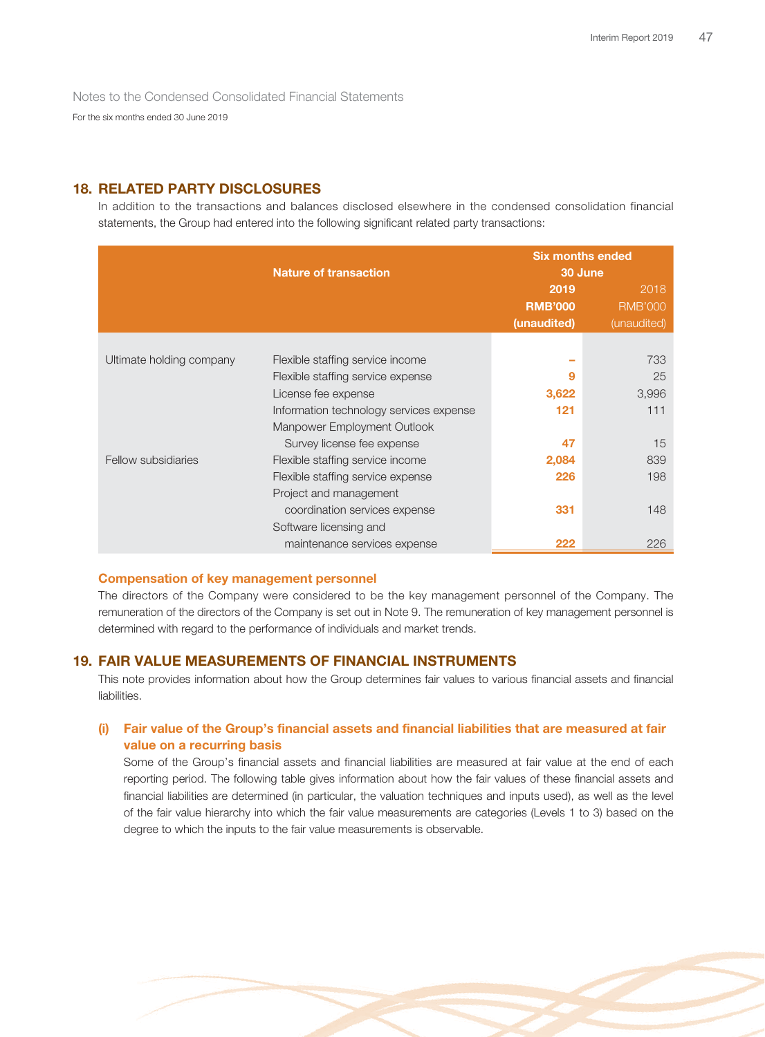Notes to the Condensed Consolidated Financial Statements

For the six months ended 30 June 2019

## 18. RELATED PARTY DISCLOSURES

In addition to the transactions and balances disclosed elsewhere in the condensed consolidation financial statements, the Group had entered into the following significant related party transactions:

| | Nature of transaction | Six months ended 30 June | |
|---|---|---|---|
| | | **2019** | 2018 |
| | | **RMB'000** | RMB'000 |
| | | **(unaudited)** | (unaudited) |
| Ultimate holding company | Flexible staffing service income | **–** | 733 |
| | Flexible staffing service expense | **9** | 25 |
| | License fee expense | **3,622** | 3,996 |
| | Information technology services expense | **121** | 111 |
| | Manpower Employment Outlook Survey license fee expense | **47** | 15 |
| Fellow subsidiaries | Flexible staffing service income | **2,084** | 839 |
| | Flexible staffing service expense | **226** | 198 |
| | Project and management coordination services expense | **331** | 148 |
| | Software licensing and maintenance services expense | **222** | 226 |

### Compensation of key management personnel

The directors of the Company were considered to be the key management personnel of the Company. The remuneration of the directors of the Company is set out in Note 9. The remuneration of key management personnel is determined with regard to the performance of individuals and market trends.

## 19. FAIR VALUE MEASUREMENTS OF FINANCIAL INSTRUMENTS

This note provides information about how the Group determines fair values to various financial assets and financial liabilities.

### (i) Fair value of the Group's financial assets and financial liabilities that are measured at fair value on a recurring basis

Some of the Group's financial assets and financial liabilities are measured at fair value at the end of each reporting period. The following table gives information about how the fair values of these financial assets and financial liabilities are determined (in particular, the valuation techniques and inputs used), as well as the level of the fair value hierarchy into which the fair value measurements are categories (Levels 1 to 3) based on the degree to which the inputs to the fair value measurements is observable.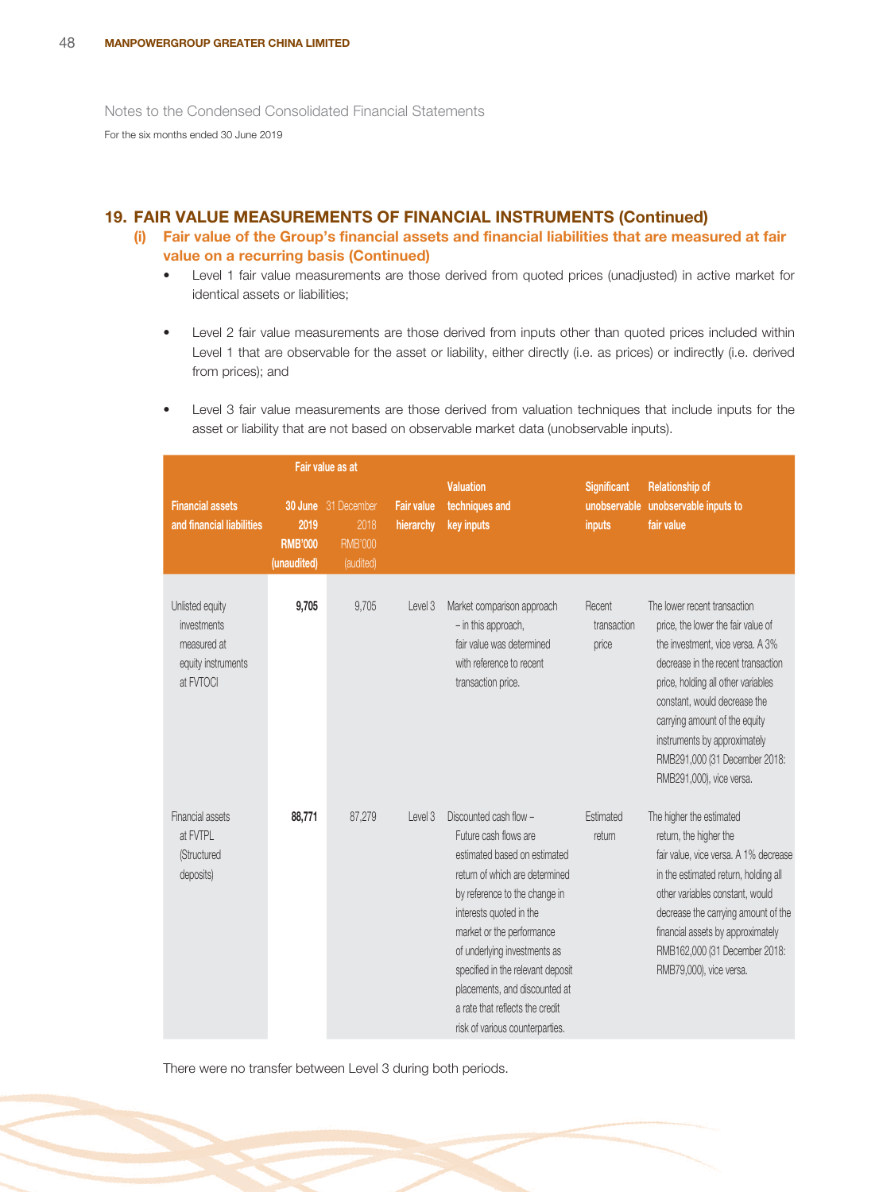## 19. FAIR VALUE MEASUREMENTS OF FINANCIAL INSTRUMENTS (Continued)

### (i) Fair value of the Group's financial assets and financial liabilities that are measured at fair value on a recurring basis (Continued)

- Level 1 fair value measurements are those derived from quoted prices (unadjusted) in active market for identical assets or liabilities;
- Level 2 fair value measurements are those derived from inputs other than quoted prices included within Level 1 that are observable for the asset or liability, either directly (i.e. as prices) or indirectly (i.e. derived from prices); and
- Level 3 fair value measurements are those derived from valuation techniques that include inputs for the asset or liability that are not based on observable market data (unobservable inputs).

| Financial assets and financial liabilities | Fair value as at 30 June 2019 RMB'000 (unaudited) | Fair value as at 31 December 2018 RMB'000 (audited) | Fair value hierarchy | Valuation techniques and key inputs | Significant unobservable inputs | Relationship of unobservable inputs to fair value |
|---|---|---|---|---|---|---|
| Unlisted equity investments measured at equity instruments at FVTOCI | **9,705** | 9,705 | Level 3 | Market comparison approach – in this approach, fair value was determined with reference to recent transaction price. | Recent transaction price | The lower recent transaction price, the lower the fair value of the investment, vice versa. A 3% decrease in the recent transaction price, holding all other variables constant, would decrease the carrying amount of the equity instruments by approximately RMB291,000 (31 December 2018: RMB291,000), vice versa. |
| Financial assets at FVTPL (Structured deposits) | **88,771** | 87,279 | Level 3 | Discounted cash flow – Future cash flows are estimated based on estimated return of which are determined by reference to the change in interests quoted in the market or the performance of underlying investments as specified in the relevant deposit placements, and discounted at a rate that reflects the credit risk of various counterparties. | Estimated return | The higher the estimated return, the higher the fair value, vice versa. A 1% decrease in the estimated return, holding all other variables constant, would decrease the carrying amount of the financial assets by approximately RMB162,000 (31 December 2018: RMB79,000), vice versa. |

There were no transfer between Level 3 during both periods.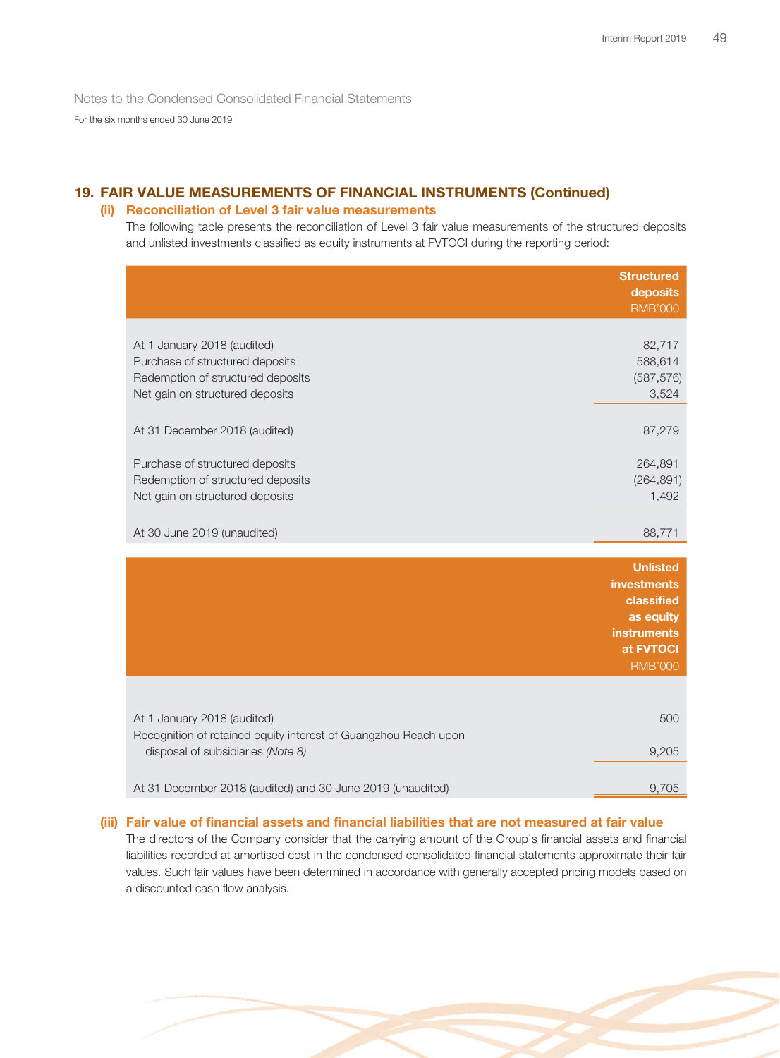Notes to the Condensed Consolidated Financial Statements

For the six months ended 30 June 2019

## 19. FAIR VALUE MEASUREMENTS OF FINANCIAL INSTRUMENTS (Continued)

### (ii) Reconciliation of Level 3 fair value measurements

The following table presents the reconciliation of Level 3 fair value measurements of the structured deposits and unlisted investments classified as equity instruments at FVTOCI during the reporting period:

| | Structured deposits RMB'000 |
|---|---|
| At 1 January 2018 (audited) | 82,717 |
| Purchase of structured deposits | 588,614 |
| Redemption of structured deposits | (587,576) |
| Net gain on structured deposits | 3,524 |
| At 31 December 2018 (audited) | 87,279 |
| Purchase of structured deposits | 264,891 |
| Redemption of structured deposits | (264,891) |
| Net gain on structured deposits | 1,492 |
| At 30 June 2019 (unaudited) | 88,771 |

| | Unlisted investments classified as equity instruments at FVTOCI RMB'000 |
|---|---|
| At 1 January 2018 (audited) | 500 |
| Recognition of retained equity interest of Guangzhou Reach upon disposal of subsidiaries *(Note 8)* | 9,205 |
| At 31 December 2018 (audited) and 30 June 2019 (unaudited) | 9,705 |

### (iii) Fair value of financial assets and financial liabilities that are not measured at fair value

The directors of the Company consider that the carrying amount of the Group's financial assets and financial liabilities recorded at amortised cost in the condensed consolidated financial statements approximate their fair values. Such fair values have been determined in accordance with generally accepted pricing models based on a discounted cash flow analysis.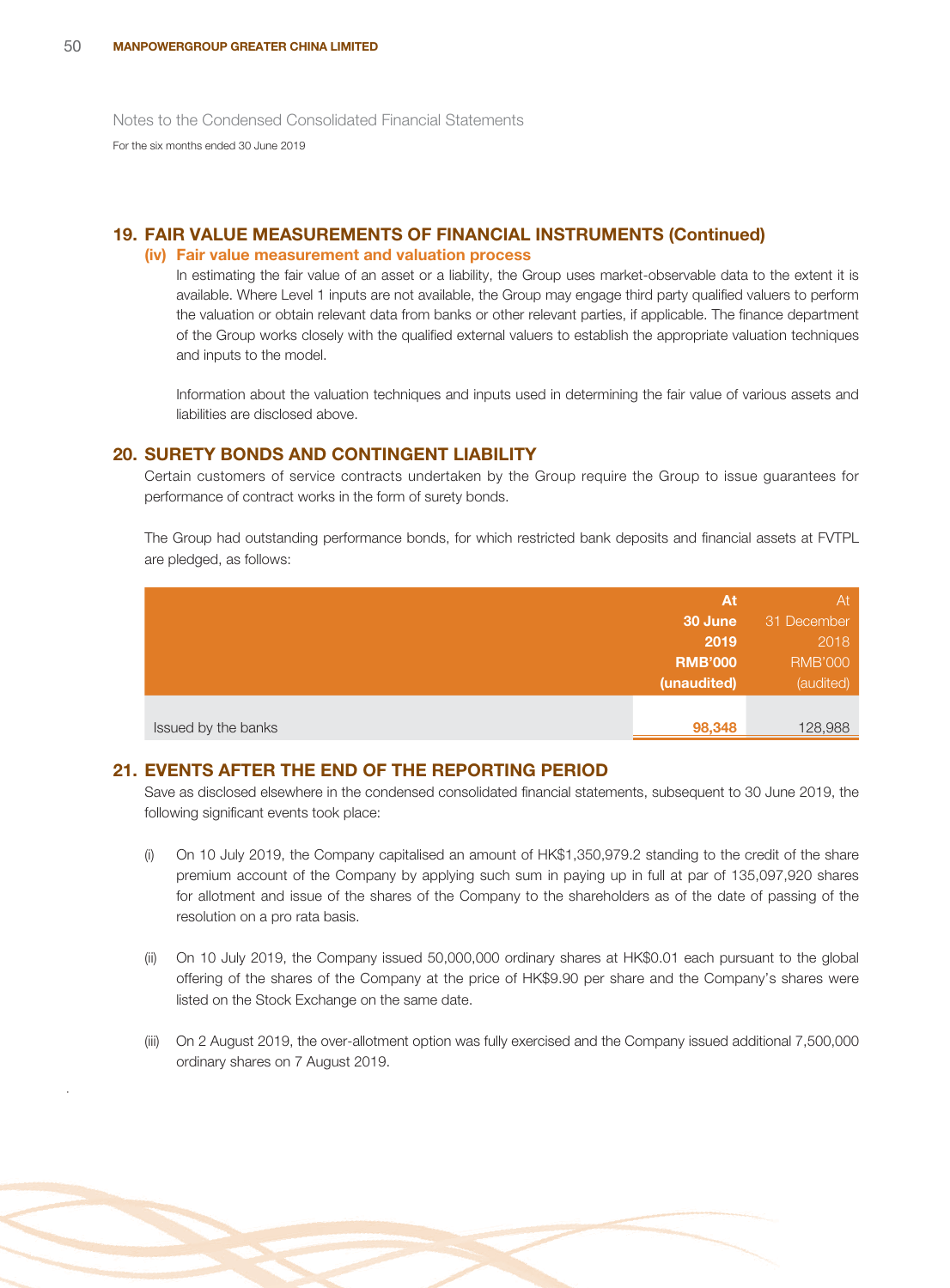Notes to the Condensed Consolidated Financial Statements

For the six months ended 30 June 2019

## 19. FAIR VALUE MEASUREMENTS OF FINANCIAL INSTRUMENTS (Continued)

### (iv) Fair value measurement and valuation process

In estimating the fair value of an asset or a liability, the Group uses market-observable data to the extent it is available. Where Level 1 inputs are not available, the Group may engage third party qualified valuers to perform the valuation or obtain relevant data from banks or other relevant parties, if applicable. The finance department of the Group works closely with the qualified external valuers to establish the appropriate valuation techniques and inputs to the model.

Information about the valuation techniques and inputs used in determining the fair value of various assets and liabilities are disclosed above.

## 20. SURETY BONDS AND CONTINGENT LIABILITY

Certain customers of service contracts undertaken by the Group require the Group to issue guarantees for performance of contract works in the form of surety bonds.

The Group had outstanding performance bonds, for which restricted bank deposits and financial assets at FVTPL are pledged, as follows:

| | **At 30 June 2019 RMB'000 (unaudited)** | At 31 December 2018 RMB'000 (audited) |
|---|---|---|
| Issued by the banks | **98,348** | 128,988 |

## 21. EVENTS AFTER THE END OF THE REPORTING PERIOD

Save as disclosed elsewhere in the condensed consolidated financial statements, subsequent to 30 June 2019, the following significant events took place:

(i) On 10 July 2019, the Company capitalised an amount of HK$1,350,979.2 standing to the credit of the share premium account of the Company by applying such sum in paying up in full at par of 135,097,920 shares for allotment and issue of the shares of the Company to the shareholders as of the date of passing of the resolution on a pro rata basis.

(ii) On 10 July 2019, the Company issued 50,000,000 ordinary shares at HK$0.01 each pursuant to the global offering of the shares of the Company at the price of HK$9.90 per share and the Company's shares were listed on the Stock Exchange on the same date.

(iii) On 2 August 2019, the over-allotment option was fully exercised and the Company issued additional 7,500,000 ordinary shares on 7 August 2019.